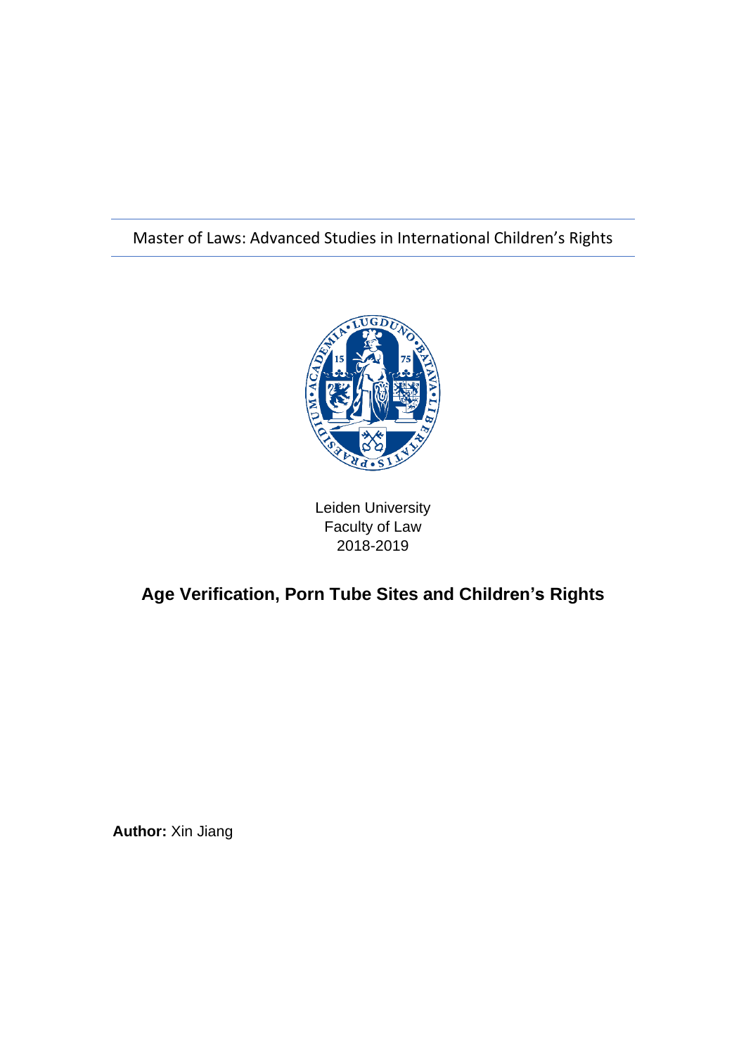Master of Laws: Advanced Studies in International Children's Rights

Leiden University
Faculty of Law
2018-2019

# Age Verification, Porn Tube Sites and Children's Rights

**Author:** Xin Jiang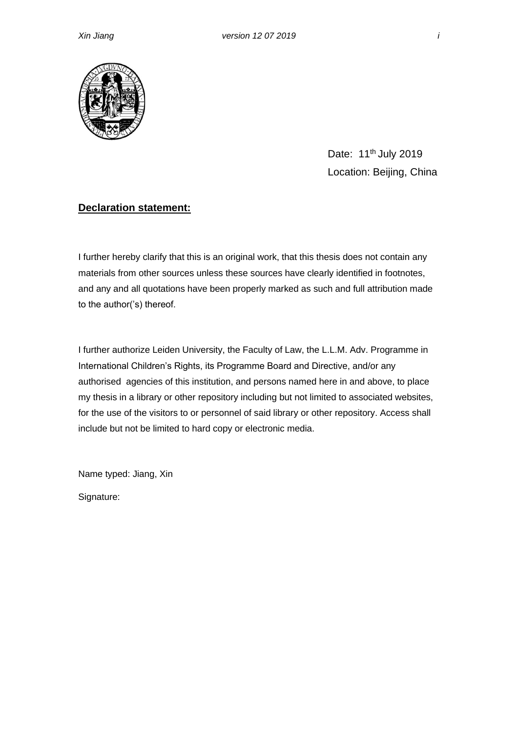Date: 11th July 2019

Location: Beijing, China

**Declaration statement:**

I further hereby clarify that this is an original work, that this thesis does not contain any materials from other sources unless these sources have clearly identified in footnotes, and any and all quotations have been properly marked as such and full attribution made to the author('s) thereof.

I further authorize Leiden University, the Faculty of Law, the L.L.M. Adv. Programme in International Children's Rights, its Programme Board and Directive, and/or any authorised agencies of this institution, and persons named here in and above, to place my thesis in a library or other repository including but not limited to associated websites, for the use of the visitors to or personnel of said library or other repository. Access shall include but not be limited to hard copy or electronic media.

Name typed: Jiang, Xin

Signature: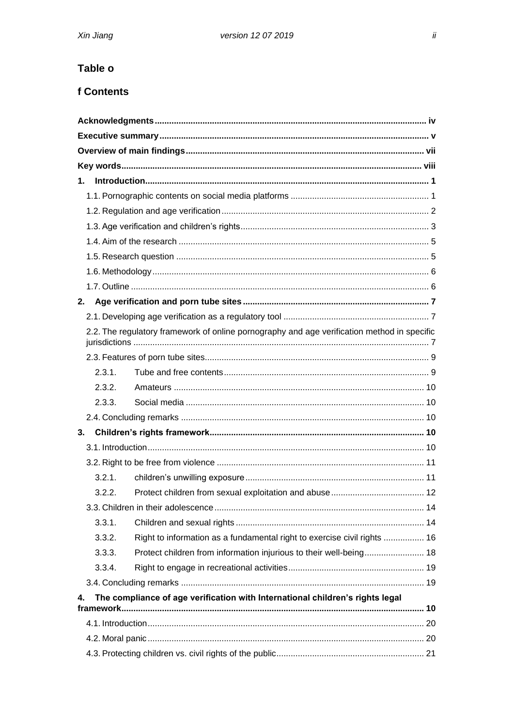# Table o

# f Contents

**Acknowledgments** ........ iv

**Executive summary** ........ v

**Overview of main findings** ........ vii

**Key words** ........ viii

**1. Introduction** ........ 1

- 1.1. Pornographic contents on social media platforms ........ 1
- 1.2. Regulation and age verification ........ 2
- 1.3. Age verification and children's rights ........ 3
- 1.4. Aim of the research ........ 5
- 1.5. Research question ........ 5
- 1.6. Methodology ........ 6
- 1.7. Outline ........ 6

**2. Age verification and porn tube sites** ........ 7

- 2.1. Developing age verification as a regulatory tool ........ 7
- 2.2. The regulatory framework of online pornography and age verification method in specific jurisdictions ........ 7
- 2.3. Features of porn tube sites ........ 9
  - 2.3.1. Tube and free contents ........ 9
  - 2.3.2. Amateurs ........ 10
  - 2.3.3. Social media ........ 10
- 2.4. Concluding remarks ........ 10

**3. Children's rights framework** ........ 10

- 3.1. Introduction ........ 10
- 3.2. Right to be free from violence ........ 11
  - 3.2.1. children's unwilling exposure ........ 11
  - 3.2.2. Protect children from sexual exploitation and abuse ........ 12
- 3.3. Children in their adolescence ........ 14
  - 3.3.1. Children and sexual rights ........ 14
  - 3.3.2. Right to information as a fundamental right to exercise civil rights ........ 16
  - 3.3.3. Protect children from information injurious to their well-being ........ 18
  - 3.3.4. Right to engage in recreational activities ........ 19
- 3.4. Concluding remarks ........ 19

**4. The compliance of age verification with International children's rights legal framework** ........ 10

- 4.1. Introduction ........ 20
- 4.2. Moral panic ........ 20
- 4.3. Protecting children vs. civil rights of the public ........ 21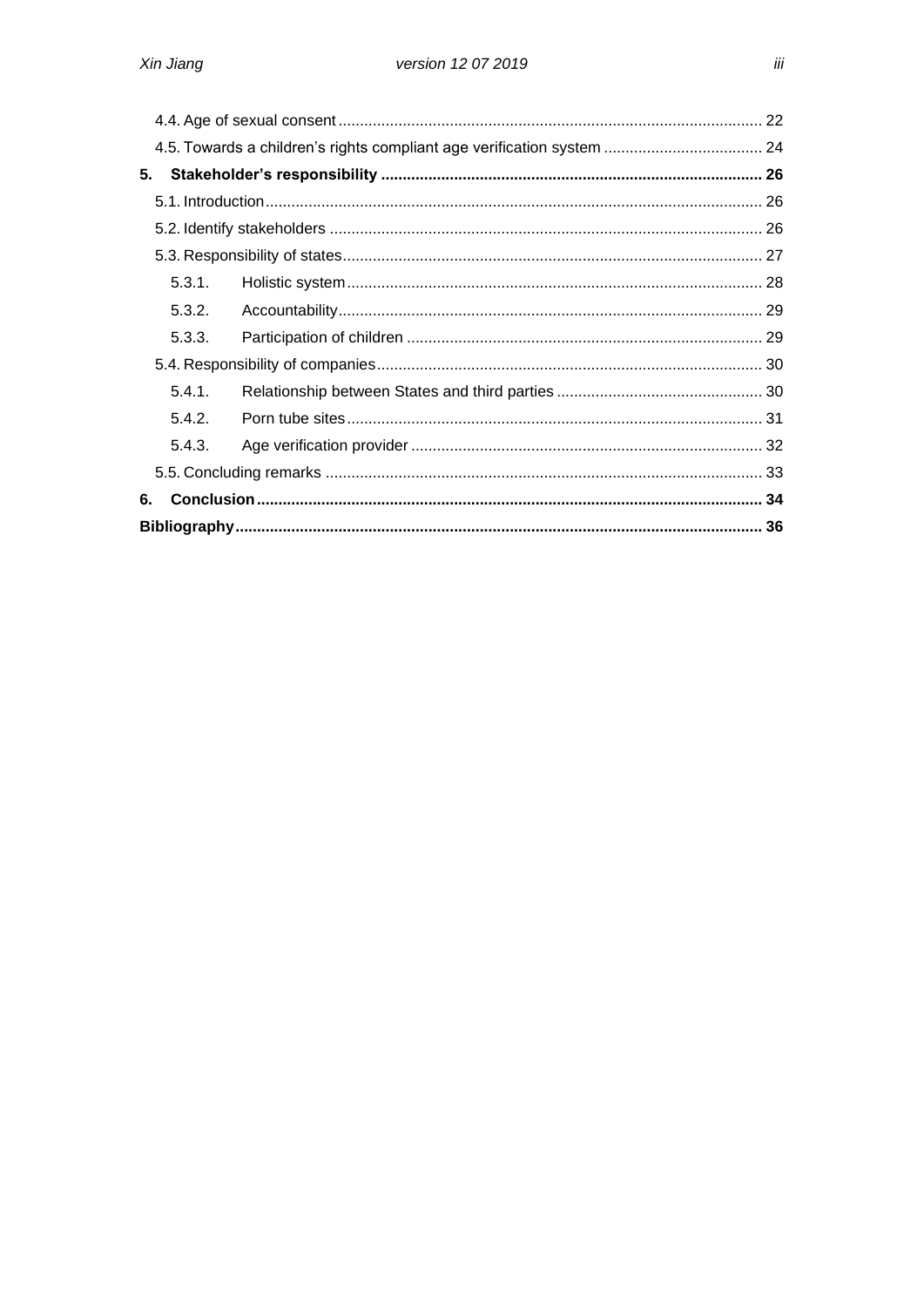4.4. Age of sexual consent ........ 22
4.5. Towards a children's rights compliant age verification system ........ 24

**5. Stakeholder's responsibility ........ 26**

5.1. Introduction ........ 26
5.2. Identify stakeholders ........ 26
5.3. Responsibility of states ........ 27

- 5.3.1. Holistic system ........ 28
- 5.3.2. Accountability ........ 29
- 5.3.3. Participation of children ........ 29

5.4. Responsibility of companies ........ 30

- 5.4.1. Relationship between States and third parties ........ 30
- 5.4.2. Porn tube sites ........ 31
- 5.4.3. Age verification provider ........ 32

5.5. Concluding remarks ........ 33

**6. Conclusion ........ 34**

**Bibliography ........ 36**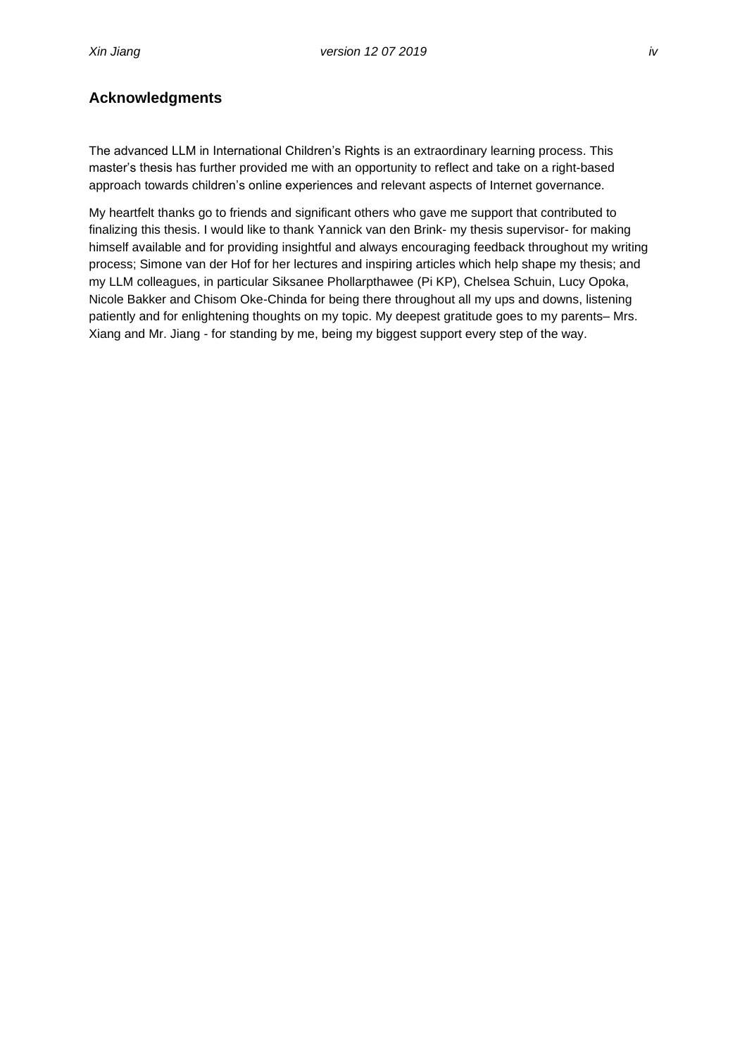## Acknowledgments

The advanced LLM in International Children's Rights is an extraordinary learning process. This master's thesis has further provided me with an opportunity to reflect and take on a right-based approach towards children's online experiences and relevant aspects of Internet governance.

My heartfelt thanks go to friends and significant others who gave me support that contributed to finalizing this thesis. I would like to thank Yannick van den Brink- my thesis supervisor- for making himself available and for providing insightful and always encouraging feedback throughout my writing process; Simone van der Hof for her lectures and inspiring articles which help shape my thesis; and my LLM colleagues, in particular Siksanee Phollarpthawee (Pi KP), Chelsea Schuin, Lucy Opoka, Nicole Bakker and Chisom Oke-Chinda for being there throughout all my ups and downs, listening patiently and for enlightening thoughts on my topic. My deepest gratitude goes to my parents– Mrs. Xiang and Mr. Jiang - for standing by me, being my biggest support every step of the way.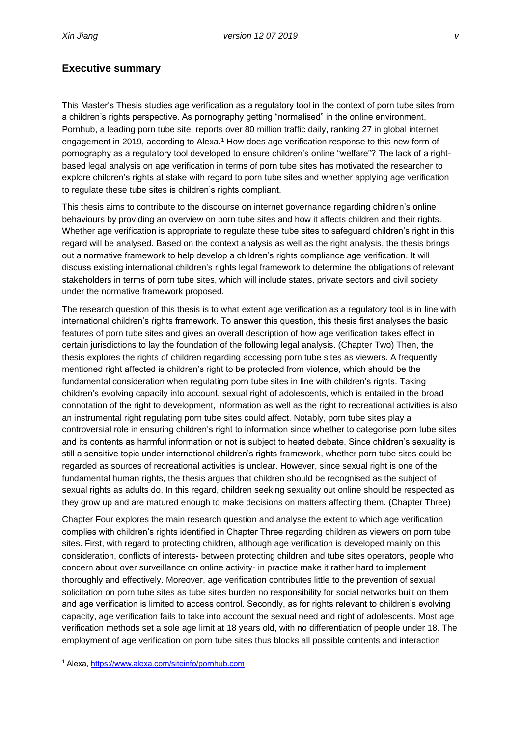## Executive summary

This Master's Thesis studies age verification as a regulatory tool in the context of porn tube sites from a children's rights perspective. As pornography getting "normalised" in the online environment, Pornhub, a leading porn tube site, reports over 80 million traffic daily, ranking 27 in global internet engagement in 2019, according to Alexa.[1] How does age verification response to this new form of pornography as a regulatory tool developed to ensure children's online "welfare"? The lack of a right-based legal analysis on age verification in terms of porn tube sites has motivated the researcher to explore children's rights at stake with regard to porn tube sites and whether applying age verification to regulate these tube sites is children's rights compliant.

This thesis aims to contribute to the discourse on internet governance regarding children's online behaviours by providing an overview on porn tube sites and how it affects children and their rights. Whether age verification is appropriate to regulate these tube sites to safeguard children's right in this regard will be analysed. Based on the context analysis as well as the right analysis, the thesis brings out a normative framework to help develop a children's rights compliance age verification. It will discuss existing international children's rights legal framework to determine the obligations of relevant stakeholders in terms of porn tube sites, which will include states, private sectors and civil society under the normative framework proposed.

The research question of this thesis is to what extent age verification as a regulatory tool is in line with international children's rights framework. To answer this question, this thesis first analyses the basic features of porn tube sites and gives an overall description of how age verification takes effect in certain jurisdictions to lay the foundation of the following legal analysis. (Chapter Two) Then, the thesis explores the rights of children regarding accessing porn tube sites as viewers. A frequently mentioned right affected is children's right to be protected from violence, which should be the fundamental consideration when regulating porn tube sites in line with children's rights. Taking children's evolving capacity into account, sexual right of adolescents, which is entailed in the broad connotation of the right to development, information as well as the right to recreational activities is also an instrumental right regulating porn tube sites could affect. Notably, porn tube sites play a controversial role in ensuring children's right to information since whether to categorise porn tube sites and its contents as harmful information or not is subject to heated debate. Since children's sexuality is still a sensitive topic under international children's rights framework, whether porn tube sites could be regarded as sources of recreational activities is unclear. However, since sexual right is one of the fundamental human rights, the thesis argues that children should be recognised as the subject of sexual rights as adults do. In this regard, children seeking sexuality out online should be respected as they grow up and are matured enough to make decisions on matters affecting them. (Chapter Three)

Chapter Four explores the main research question and analyse the extent to which age verification complies with children's rights identified in Chapter Three regarding children as viewers on porn tube sites. First, with regard to protecting children, although age verification is developed mainly on this consideration, conflicts of interests- between protecting children and tube sites operators, people who concern about over surveillance on online activity- in practice make it rather hard to implement thoroughly and effectively. Moreover, age verification contributes little to the prevention of sexual solicitation on porn tube sites as tube sites burden no responsibility for social networks built on them and age verification is limited to access control. Secondly, as for rights relevant to children's evolving capacity, age verification fails to take into account the sexual need and right of adolescents. Most age verification methods set a sole age limit at 18 years old, with no differentiation of people under 18. The employment of age verification on porn tube sites thus blocks all possible contents and interaction

[1] Alexa, https://www.alexa.com/siteinfo/pornhub.com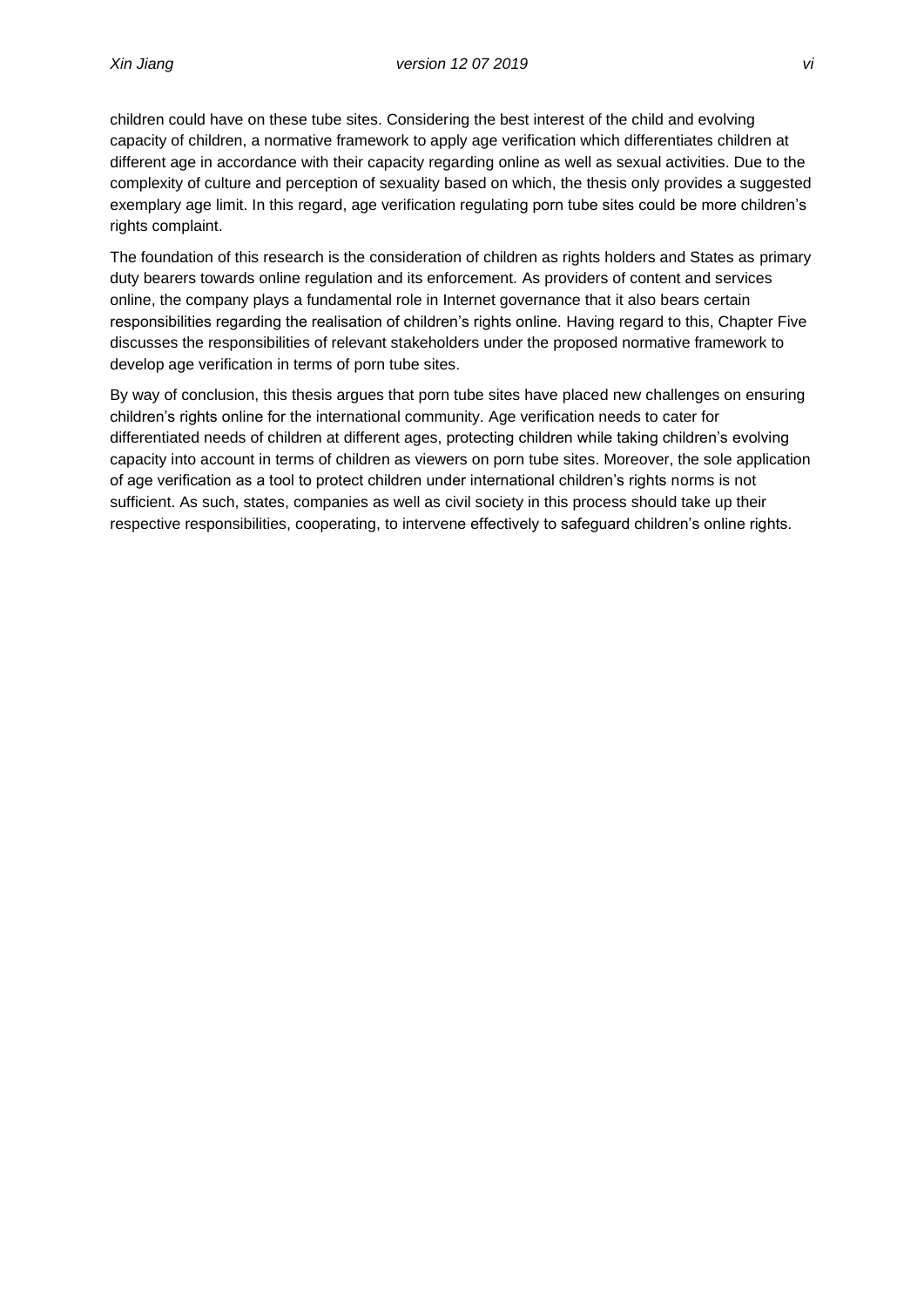children could have on these tube sites. Considering the best interest of the child and evolving capacity of children, a normative framework to apply age verification which differentiates children at different age in accordance with their capacity regarding online as well as sexual activities. Due to the complexity of culture and perception of sexuality based on which, the thesis only provides a suggested exemplary age limit. In this regard, age verification regulating porn tube sites could be more children's rights complaint.

The foundation of this research is the consideration of children as rights holders and States as primary duty bearers towards online regulation and its enforcement. As providers of content and services online, the company plays a fundamental role in Internet governance that it also bears certain responsibilities regarding the realisation of children's rights online. Having regard to this, Chapter Five discusses the responsibilities of relevant stakeholders under the proposed normative framework to develop age verification in terms of porn tube sites.

By way of conclusion, this thesis argues that porn tube sites have placed new challenges on ensuring children's rights online for the international community. Age verification needs to cater for differentiated needs of children at different ages, protecting children while taking children's evolving capacity into account in terms of children as viewers on porn tube sites. Moreover, the sole application of age verification as a tool to protect children under international children's rights norms is not sufficient. As such, states, companies as well as civil society in this process should take up their respective responsibilities, cooperating, to intervene effectively to safeguard children's online rights.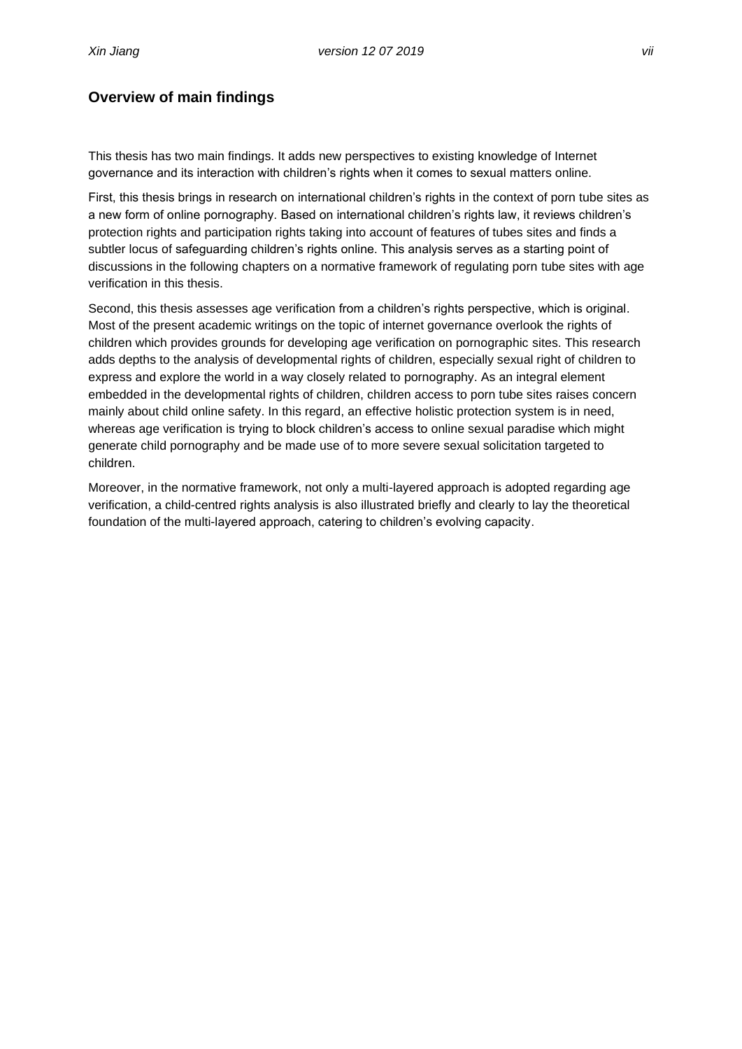## Overview of main findings

This thesis has two main findings. It adds new perspectives to existing knowledge of Internet governance and its interaction with children's rights when it comes to sexual matters online.

First, this thesis brings in research on international children's rights in the context of porn tube sites as a new form of online pornography. Based on international children's rights law, it reviews children's protection rights and participation rights taking into account of features of tubes sites and finds a subtler locus of safeguarding children's rights online. This analysis serves as a starting point of discussions in the following chapters on a normative framework of regulating porn tube sites with age verification in this thesis.

Second, this thesis assesses age verification from a children's rights perspective, which is original. Most of the present academic writings on the topic of internet governance overlook the rights of children which provides grounds for developing age verification on pornographic sites. This research adds depths to the analysis of developmental rights of children, especially sexual right of children to express and explore the world in a way closely related to pornography. As an integral element embedded in the developmental rights of children, children access to porn tube sites raises concern mainly about child online safety. In this regard, an effective holistic protection system is in need, whereas age verification is trying to block children's access to online sexual paradise which might generate child pornography and be made use of to more severe sexual solicitation targeted to children.

Moreover, in the normative framework, not only a multi-layered approach is adopted regarding age verification, a child-centred rights analysis is also illustrated briefly and clearly to lay the theoretical foundation of the multi-layered approach, catering to children's evolving capacity.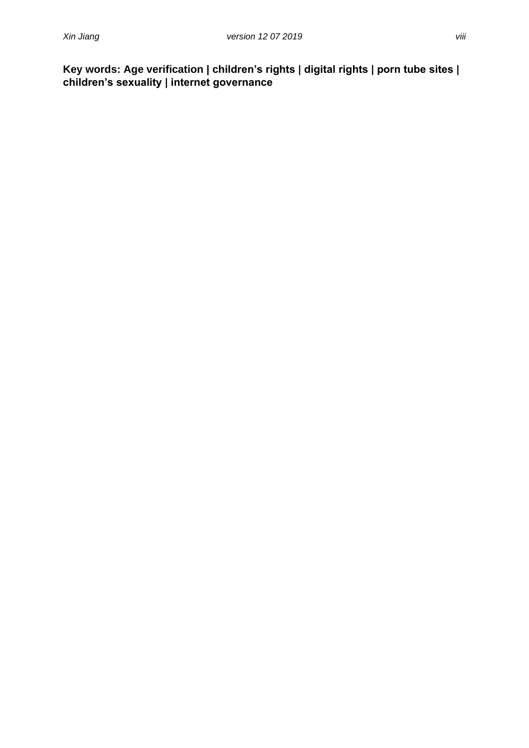**Key words: Age verification | children’s rights | digital rights | porn tube sites | children’s sexuality | internet governance**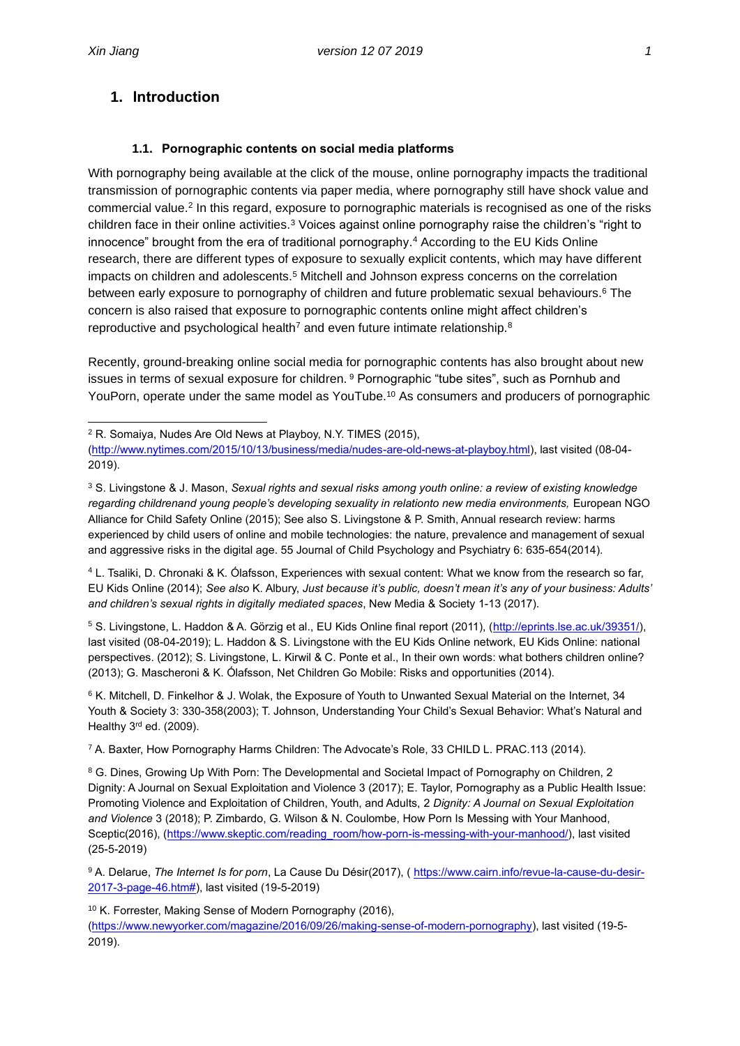# 1. Introduction

## 1.1. Pornographic contents on social media platforms

With pornography being available at the click of the mouse, online pornography impacts the traditional transmission of pornographic contents via paper media, where pornography still have shock value and commercial value.[2] In this regard, exposure to pornographic materials is recognised as one of the risks children face in their online activities.[3] Voices against online pornography raise the children's "right to innocence" brought from the era of traditional pornography.[4] According to the EU Kids Online research, there are different types of exposure to sexually explicit contents, which may have different impacts on children and adolescents.[5] Mitchell and Johnson express concerns on the correlation between early exposure to pornography of children and future problematic sexual behaviours.[6] The concern is also raised that exposure to pornographic contents online might affect children's reproductive and psychological health[7] and even future intimate relationship.[8]

Recently, ground-breaking online social media for pornographic contents has also brought about new issues in terms of sexual exposure for children. [9] Pornographic "tube sites", such as Pornhub and YouPorn, operate under the same model as YouTube.[10] As consumers and producers of pornographic

---

[2] R. Somaiya, Nudes Are Old News at Playboy, N.Y. TIMES (2015), (http://www.nytimes.com/2015/10/13/business/media/nudes-are-old-news-at-playboy.html), last visited (08-04-2019).

[3] S. Livingstone & J. Mason, *Sexual rights and sexual risks among youth online: a review of existing knowledge regarding childrenand young people's developing sexuality in relationto new media environments,* European NGO Alliance for Child Safety Online (2015); See also S. Livingstone & P. Smith, Annual research review: harms experienced by child users of online and mobile technologies: the nature, prevalence and management of sexual and aggressive risks in the digital age. 55 Journal of Child Psychology and Psychiatry 6: 635-654(2014).

[4] L. Tsaliki, D. Chronaki & K. Ólafsson, Experiences with sexual content: What we know from the research so far, EU Kids Online (2014); *See also* K. Albury, *Just because it's public, doesn't mean it's any of your business: Adults' and children's sexual rights in digitally mediated spaces*, New Media & Society 1-13 (2017).

[5] S. Livingstone, L. Haddon & A. Görzig et al., EU Kids Online final report (2011), (http://eprints.lse.ac.uk/39351/), last visited (08-04-2019); L. Haddon & S. Livingstone with the EU Kids Online network, EU Kids Online: national perspectives. (2012); S. Livingstone, L. Kirwil & C. Ponte et al., In their own words: what bothers children online? (2013); G. Mascheroni & K. Ólafsson, Net Children Go Mobile: Risks and opportunities (2014).

[6] K. Mitchell, D. Finkelhor & J. Wolak, the Exposure of Youth to Unwanted Sexual Material on the Internet, 34 Youth & Society 3: 330-358(2003); T. Johnson, Understanding Your Child's Sexual Behavior: What's Natural and Healthy 3rd ed. (2009).

[7] A. Baxter, How Pornography Harms Children: The Advocate's Role, 33 CHILD L. PRAC.113 (2014).

[8] G. Dines, Growing Up With Porn: The Developmental and Societal Impact of Pornography on Children, 2 Dignity: A Journal on Sexual Exploitation and Violence 3 (2017); E. Taylor, Pornography as a Public Health Issue: Promoting Violence and Exploitation of Children, Youth, and Adults, 2 *Dignity: A Journal on Sexual Exploitation and Violence* 3 (2018); P. Zimbardo, G. Wilson & N. Coulombe, How Porn Is Messing with Your Manhood, Sceptic(2016), (https://www.skeptic.com/reading_room/how-porn-is-messing-with-your-manhood/), last visited (25-5-2019)

[9] A. Delarue, *The Internet Is for porn*, La Cause Du Désir(2017), ( https://www.cairn.info/revue-la-cause-du-desir-2017-3-page-46.htm#), last visited (19-5-2019)

[10] K. Forrester, Making Sense of Modern Pornography (2016), (https://www.newyorker.com/magazine/2016/09/26/making-sense-of-modern-pornography), last visited (19-5-2019).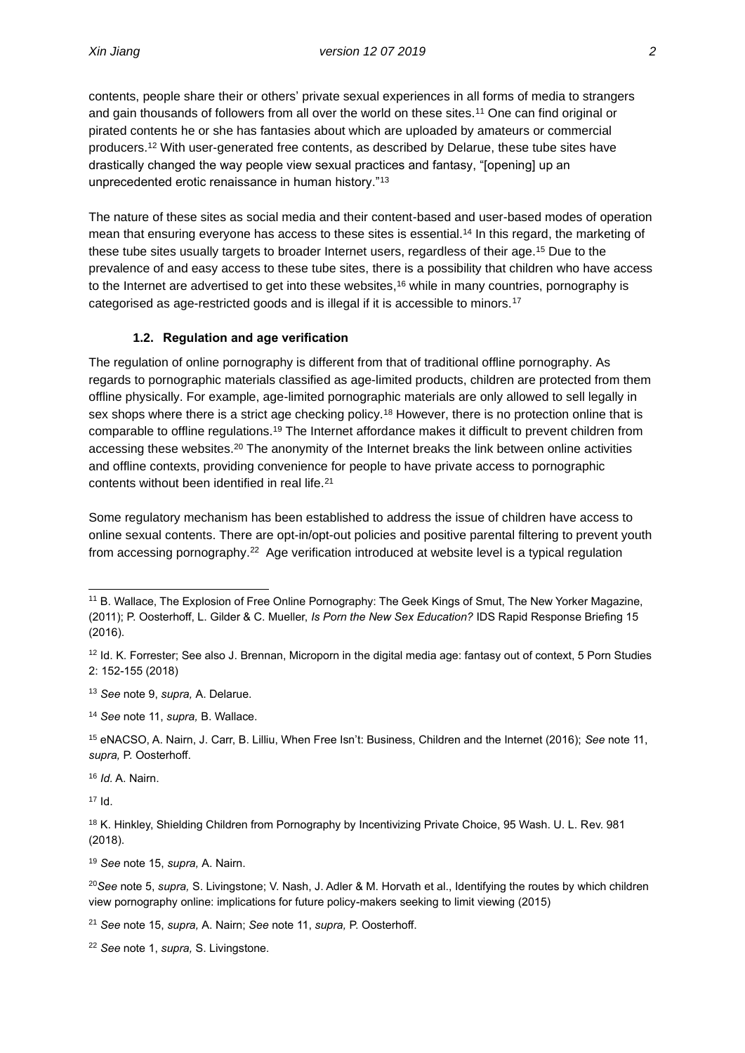contents, people share their or others' private sexual experiences in all forms of media to strangers and gain thousands of followers from all over the world on these sites.[11] One can find original or pirated contents he or she has fantasies about which are uploaded by amateurs or commercial producers.[12] With user-generated free contents, as described by Delarue, these tube sites have drastically changed the way people view sexual practices and fantasy, "[opening] up an unprecedented erotic renaissance in human history."[13]

The nature of these sites as social media and their content-based and user-based modes of operation mean that ensuring everyone has access to these sites is essential.[14] In this regard, the marketing of these tube sites usually targets to broader Internet users, regardless of their age.[15] Due to the prevalence of and easy access to these tube sites, there is a possibility that children who have access to the Internet are advertised to get into these websites,[16] while in many countries, pornography is categorised as age-restricted goods and is illegal if it is accessible to minors.[17]

### 1.2. Regulation and age verification

The regulation of online pornography is different from that of traditional offline pornography. As regards to pornographic materials classified as age-limited products, children are protected from them offline physically. For example, age-limited pornographic materials are only allowed to sell legally in sex shops where there is a strict age checking policy.[18] However, there is no protection online that is comparable to offline regulations.[19] The Internet affordance makes it difficult to prevent children from accessing these websites.[20] The anonymity of the Internet breaks the link between online activities and offline contexts, providing convenience for people to have private access to pornographic contents without been identified in real life.[21]

Some regulatory mechanism has been established to address the issue of children have access to online sexual contents. There are opt-in/opt-out policies and positive parental filtering to prevent youth from accessing pornography.[22] Age verification introduced at website level is a typical regulation

---

[11] B. Wallace, The Explosion of Free Online Pornography: The Geek Kings of Smut, The New Yorker Magazine, (2011); P. Oosterhoff, L. Gilder & C. Mueller, *Is Porn the New Sex Education?* IDS Rapid Response Briefing 15 (2016).

[12] Id. K. Forrester; See also J. Brennan, Microporn in the digital media age: fantasy out of context, 5 Porn Studies 2: 152-155 (2018)

[13] *See* note 9, *supra,* A. Delarue.

[14] *See* note 11, *supra,* B. Wallace.

[15] eNACSO, A. Nairn, J. Carr, B. Lilliu, When Free Isn't: Business, Children and the Internet (2016); *See* note 11, *supra,* P. Oosterhoff.

[16] *Id.* A. Nairn.

[17] Id.

[18] K. Hinkley, Shielding Children from Pornography by Incentivizing Private Choice, 95 Wash. U. L. Rev. 981 (2018).

[19] *See* note 15, *supra,* A. Nairn.

[20] *See* note 5, *supra,* S. Livingstone; V. Nash, J. Adler & M. Horvath et al., Identifying the routes by which children view pornography online: implications for future policy-makers seeking to limit viewing (2015)

[21] *See* note 15, *supra,* A. Nairn; *See* note 11, *supra,* P. Oosterhoff.

[22] *See* note 1, *supra,* S. Livingstone.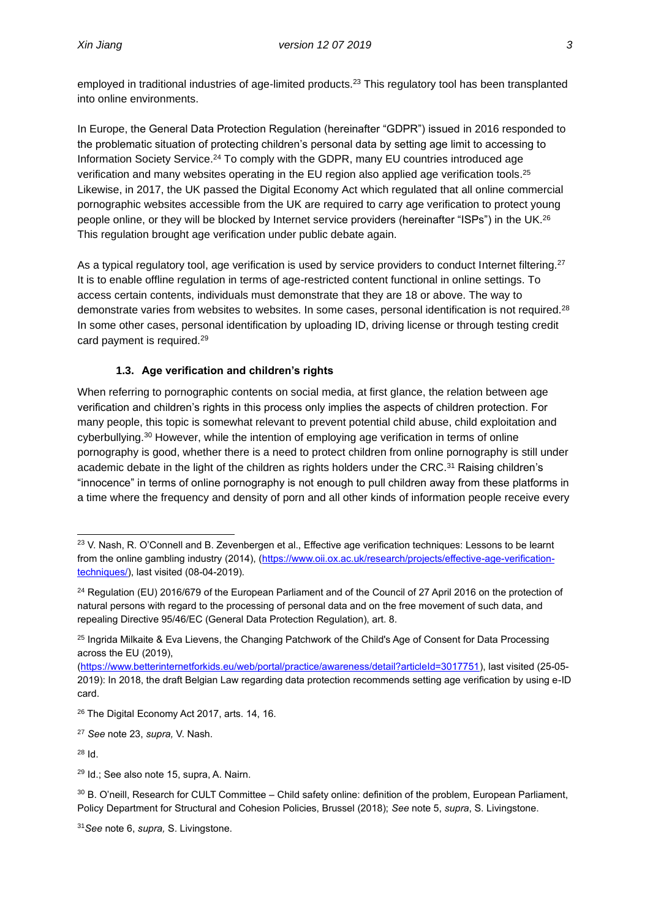employed in traditional industries of age-limited products.[23] This regulatory tool has been transplanted into online environments.

In Europe, the General Data Protection Regulation (hereinafter "GDPR") issued in 2016 responded to the problematic situation of protecting children's personal data by setting age limit to accessing to Information Society Service.[24] To comply with the GDPR, many EU countries introduced age verification and many websites operating in the EU region also applied age verification tools.[25] Likewise, in 2017, the UK passed the Digital Economy Act which regulated that all online commercial pornographic websites accessible from the UK are required to carry age verification to protect young people online, or they will be blocked by Internet service providers (hereinafter "ISPs") in the UK.[26] This regulation brought age verification under public debate again.

As a typical regulatory tool, age verification is used by service providers to conduct Internet filtering.[27] It is to enable offline regulation in terms of age-restricted content functional in online settings. To access certain contents, individuals must demonstrate that they are 18 or above. The way to demonstrate varies from websites to websites. In some cases, personal identification is not required.[28] In some other cases, personal identification by uploading ID, driving license or through testing credit card payment is required.[29]

### 1.3. Age verification and children's rights

When referring to pornographic contents on social media, at first glance, the relation between age verification and children's rights in this process only implies the aspects of children protection. For many people, this topic is somewhat relevant to prevent potential child abuse, child exploitation and cyberbullying.[30] However, while the intention of employing age verification in terms of online pornography is good, whether there is a need to protect children from online pornography is still under academic debate in the light of the children as rights holders under the CRC.[31] Raising children's "innocence" in terms of online pornography is not enough to pull children away from these platforms in a time where the frequency and density of porn and all other kinds of information people receive every

---

[23] V. Nash, R. O'Connell and B. Zevenbergen et al., Effective age verification techniques: Lessons to be learnt from the online gambling industry (2014), (https://www.oii.ox.ac.uk/research/projects/effective-age-verification-techniques/), last visited (08-04-2019).

[24] Regulation (EU) 2016/679 of the European Parliament and of the Council of 27 April 2016 on the protection of natural persons with regard to the processing of personal data and on the free movement of such data, and repealing Directive 95/46/EC (General Data Protection Regulation), art. 8.

[25] Ingrida Milkaite & Eva Lievens, the Changing Patchwork of the Child's Age of Consent for Data Processing across the EU (2019), (https://www.betterinternetforkids.eu/web/portal/practice/awareness/detail?articleId=3017751), last visited (25-05-2019): In 2018, the draft Belgian Law regarding data protection recommends setting age verification by using e-ID card.

[26] The Digital Economy Act 2017, arts. 14, 16.

[27] *See* note 23, *supra,* V. Nash.

[28] Id.

[29] Id.; See also note 15, supra, A. Nairn.

[30] B. O'neill, Research for CULT Committee – Child safety online: definition of the problem, European Parliament, Policy Department for Structural and Cohesion Policies, Brussel (2018); *See* note 5, *supra*, S. Livingstone.

[31] *See* note 6, *supra,* S. Livingstone.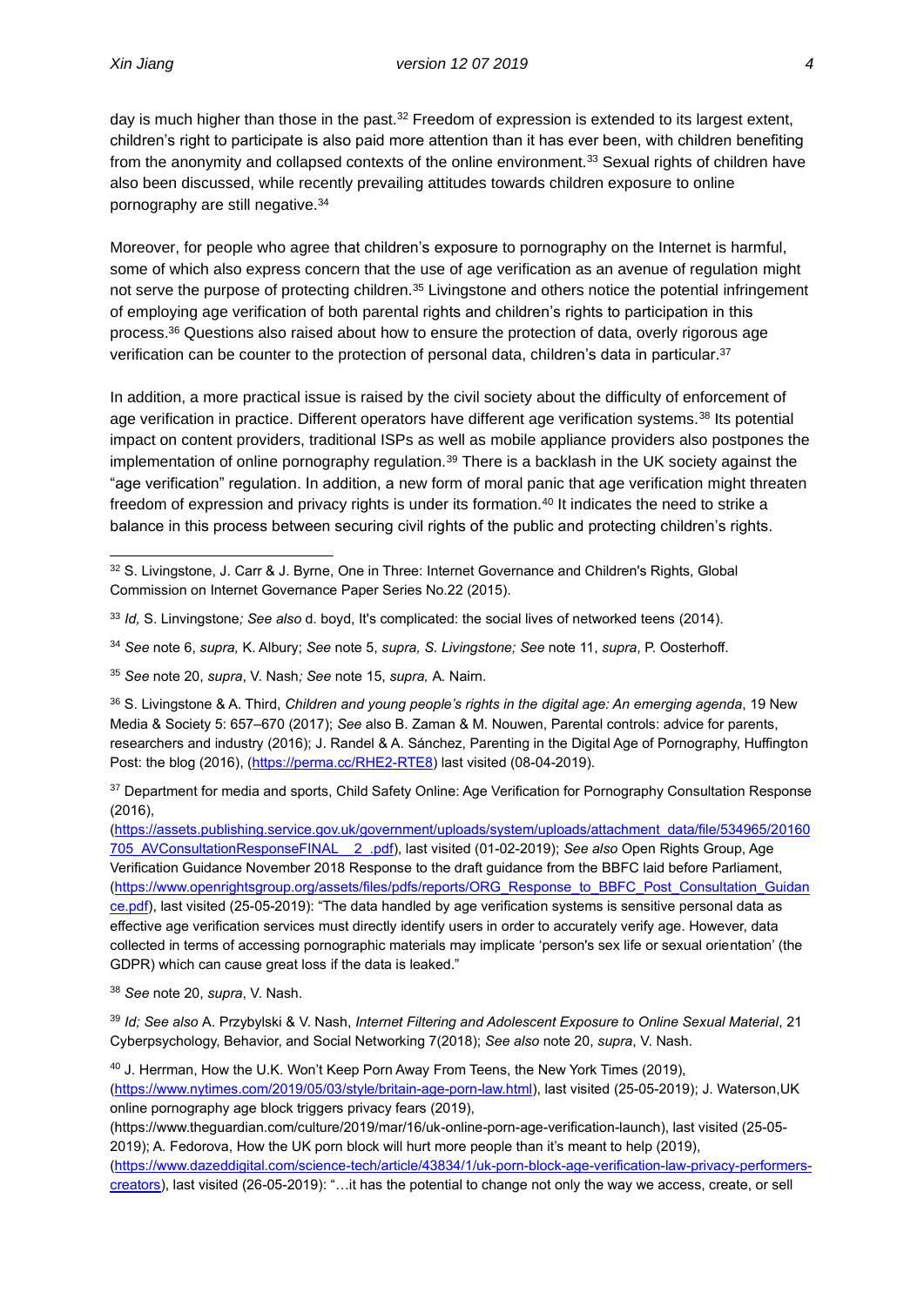day is much higher than those in the past.[32] Freedom of expression is extended to its largest extent, children's right to participate is also paid more attention than it has ever been, with children benefiting from the anonymity and collapsed contexts of the online environment.[33] Sexual rights of children have also been discussed, while recently prevailing attitudes towards children exposure to online pornography are still negative.[34]

Moreover, for people who agree that children's exposure to pornography on the Internet is harmful, some of which also express concern that the use of age verification as an avenue of regulation might not serve the purpose of protecting children.[35] Livingstone and others notice the potential infringement of employing age verification of both parental rights and children's rights to participation in this process.[36] Questions also raised about how to ensure the protection of data, overly rigorous age verification can be counter to the protection of personal data, children's data in particular.[37]

In addition, a more practical issue is raised by the civil society about the difficulty of enforcement of age verification in practice. Different operators have different age verification systems.[38] Its potential impact on content providers, traditional ISPs as well as mobile appliance providers also postpones the implementation of online pornography regulation.[39] There is a backlash in the UK society against the "age verification" regulation. In addition, a new form of moral panic that age verification might threaten freedom of expression and privacy rights is under its formation.[40] It indicates the need to strike a balance in this process between securing civil rights of the public and protecting children's rights.

---

[32] S. Livingstone, J. Carr & J. Byrne, One in Three: Internet Governance and Children's Rights, Global Commission on Internet Governance Paper Series No.22 (2015).

[33] *Id,* S. Linvingstone*; See also* d. boyd, It's complicated: the social lives of networked teens (2014).

[34] *See* note 6, *supra,* K. Albury; *See* note 5, *supra, S. Livingstone; See* note 11, *supra*, P. Oosterhoff.

[35] *See* note 20, *supra*, V. Nash*; See* note 15, *supra,* A. Nairn.

[36] S. Livingstone & A. Third, *Children and young people's rights in the digital age: An emerging agenda*, 19 New Media & Society 5: 657–670 (2017); *See* also B. Zaman & M. Nouwen, Parental controls: advice for parents, researchers and industry (2016); J. Randel & A. Sánchez, Parenting in the Digital Age of Pornography, Huffington Post: the blog (2016), (https://perma.cc/RHE2-RTE8) last visited (08-04-2019).

[37] Department for media and sports, Child Safety Online: Age Verification for Pornography Consultation Response (2016), (https://assets.publishing.service.gov.uk/government/uploads/system/uploads/attachment_data/file/534965/20160705_AVConsultationResponseFINAL__2_.pdf), last visited (01-02-2019); *See also* Open Rights Group, Age Verification Guidance November 2018 Response to the draft guidance from the BBFC laid before Parliament, (https://www.openrightsgroup.org/assets/files/pdfs/reports/ORG_Response_to_BBFC_Post_Consultation_Guidance.pdf), last visited (25-05-2019): "The data handled by age verification systems is sensitive personal data as effective age verification services must directly identify users in order to accurately verify age. However, data collected in terms of accessing pornographic materials may implicate 'person's sex life or sexual orientation' (the GDPR) which can cause great loss if the data is leaked."

[38] *See* note 20, *supra*, V. Nash.

[39] *Id; See also* A. Przybylski & V. Nash, *Internet Filtering and Adolescent Exposure to Online Sexual Material*, 21 Cyberpsychology, Behavior, and Social Networking 7(2018); *See also* note 20, *supra*, V. Nash.

[40] J. Herrman, How the U.K. Won't Keep Porn Away From Teens, the New York Times (2019), (https://www.nytimes.com/2019/05/03/style/britain-age-porn-law.html), last visited (25-05-2019); J. Waterson,UK online pornography age block triggers privacy fears (2019), (https://www.theguardian.com/culture/2019/mar/16/uk-online-porn-age-verification-launch), last visited (25-05-2019); A. Fedorova, How the UK porn block will hurt more people than it's meant to help (2019), (https://www.dazeddigital.com/science-tech/article/43834/1/uk-porn-block-age-verification-law-privacy-performers-creators), last visited (26-05-2019): "…it has the potential to change not only the way we access, create, or sell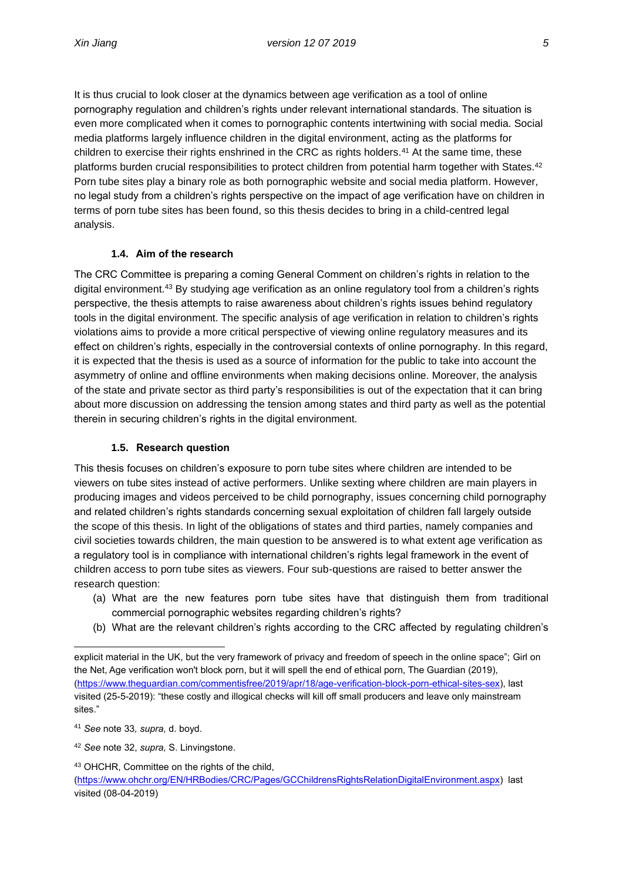It is thus crucial to look closer at the dynamics between age verification as a tool of online pornography regulation and children's rights under relevant international standards. The situation is even more complicated when it comes to pornographic contents intertwining with social media. Social media platforms largely influence children in the digital environment, acting as the platforms for children to exercise their rights enshrined in the CRC as rights holders.[41] At the same time, these platforms burden crucial responsibilities to protect children from potential harm together with States.[42] Porn tube sites play a binary role as both pornographic website and social media platform. However, no legal study from a children's rights perspective on the impact of age verification have on children in terms of porn tube sites has been found, so this thesis decides to bring in a child-centred legal analysis.

### 1.4. Aim of the research

The CRC Committee is preparing a coming General Comment on children's rights in relation to the digital environment.[43] By studying age verification as an online regulatory tool from a children's rights perspective, the thesis attempts to raise awareness about children's rights issues behind regulatory tools in the digital environment. The specific analysis of age verification in relation to children's rights violations aims to provide a more critical perspective of viewing online regulatory measures and its effect on children's rights, especially in the controversial contexts of online pornography. In this regard, it is expected that the thesis is used as a source of information for the public to take into account the asymmetry of online and offline environments when making decisions online. Moreover, the analysis of the state and private sector as third party's responsibilities is out of the expectation that it can bring about more discussion on addressing the tension among states and third party as well as the potential therein in securing children's rights in the digital environment.

### 1.5. Research question

This thesis focuses on children's exposure to porn tube sites where children are intended to be viewers on tube sites instead of active performers. Unlike sexting where children are main players in producing images and videos perceived to be child pornography, issues concerning child pornography and related children's rights standards concerning sexual exploitation of children fall largely outside the scope of this thesis. In light of the obligations of states and third parties, namely companies and civil societies towards children, the main question to be answered is to what extent age verification as a regulatory tool is in compliance with international children's rights legal framework in the event of children access to porn tube sites as viewers. Four sub-questions are raised to better answer the research question:

(a) What are the new features porn tube sites have that distinguish them from traditional commercial pornographic websites regarding children's rights?
(b) What are the relevant children's rights according to the CRC affected by regulating children's

---

explicit material in the UK, but the very framework of privacy and freedom of speech in the online space"; Girl on the Net, Age verification won't block porn, but it will spell the end of ethical porn, The Guardian (2019), (https://www.theguardian.com/commentisfree/2019/apr/18/age-verification-block-porn-ethical-sites-sex), last visited (25-5-2019): "these costly and illogical checks will kill off small producers and leave only mainstream sites."

[41] *See* note 33*, supra,* d. boyd.

[42] *See* note 32, *supra,* S. Linvingstone.

[43] OHCHR, Committee on the rights of the child, (https://www.ohchr.org/EN/HRBodies/CRC/Pages/GCChildrensRightsRelationDigitalEnvironment.aspx) last visited (08-04-2019)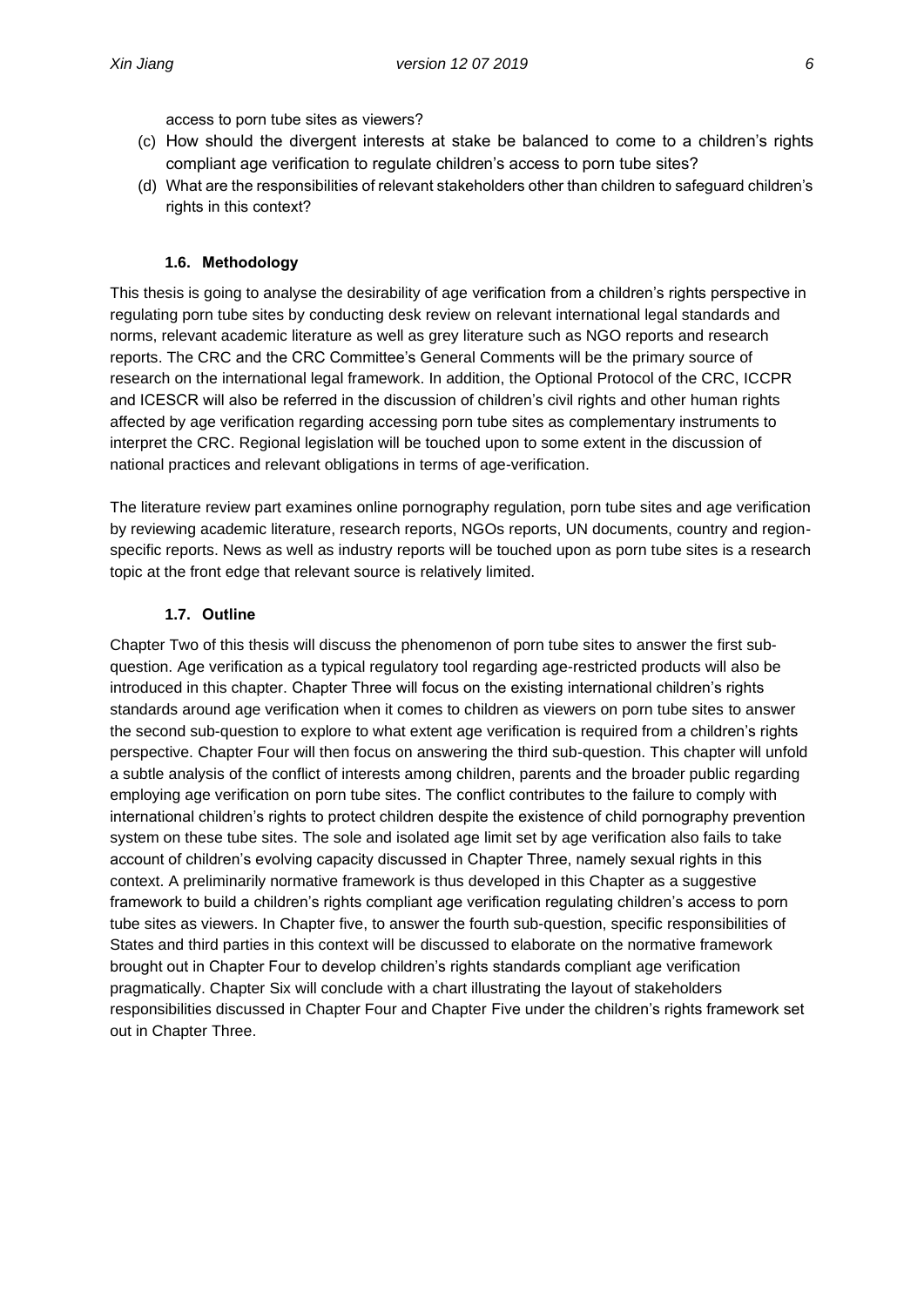access to porn tube sites as viewers?

(c) How should the divergent interests at stake be balanced to come to a children's rights compliant age verification to regulate children's access to porn tube sites?

(d) What are the responsibilities of relevant stakeholders other than children to safeguard children's rights in this context?

### 1.6. Methodology

This thesis is going to analyse the desirability of age verification from a children's rights perspective in regulating porn tube sites by conducting desk review on relevant international legal standards and norms, relevant academic literature as well as grey literature such as NGO reports and research reports. The CRC and the CRC Committee's General Comments will be the primary source of research on the international legal framework. In addition, the Optional Protocol of the CRC, ICCPR and ICESCR will also be referred in the discussion of children's civil rights and other human rights affected by age verification regarding accessing porn tube sites as complementary instruments to interpret the CRC. Regional legislation will be touched upon to some extent in the discussion of national practices and relevant obligations in terms of age-verification.

The literature review part examines online pornography regulation, porn tube sites and age verification by reviewing academic literature, research reports, NGOs reports, UN documents, country and region-specific reports. News as well as industry reports will be touched upon as porn tube sites is a research topic at the front edge that relevant source is relatively limited.

### 1.7. Outline

Chapter Two of this thesis will discuss the phenomenon of porn tube sites to answer the first sub-question. Age verification as a typical regulatory tool regarding age-restricted products will also be introduced in this chapter. Chapter Three will focus on the existing international children's rights standards around age verification when it comes to children as viewers on porn tube sites to answer the second sub-question to explore to what extent age verification is required from a children's rights perspective. Chapter Four will then focus on answering the third sub-question. This chapter will unfold a subtle analysis of the conflict of interests among children, parents and the broader public regarding employing age verification on porn tube sites. The conflict contributes to the failure to comply with international children's rights to protect children despite the existence of child pornography prevention system on these tube sites. The sole and isolated age limit set by age verification also fails to take account of children's evolving capacity discussed in Chapter Three, namely sexual rights in this context. A preliminarily normative framework is thus developed in this Chapter as a suggestive framework to build a children's rights compliant age verification regulating children's access to porn tube sites as viewers. In Chapter five, to answer the fourth sub-question, specific responsibilities of States and third parties in this context will be discussed to elaborate on the normative framework brought out in Chapter Four to develop children's rights standards compliant age verification pragmatically. Chapter Six will conclude with a chart illustrating the layout of stakeholders responsibilities discussed in Chapter Four and Chapter Five under the children's rights framework set out in Chapter Three.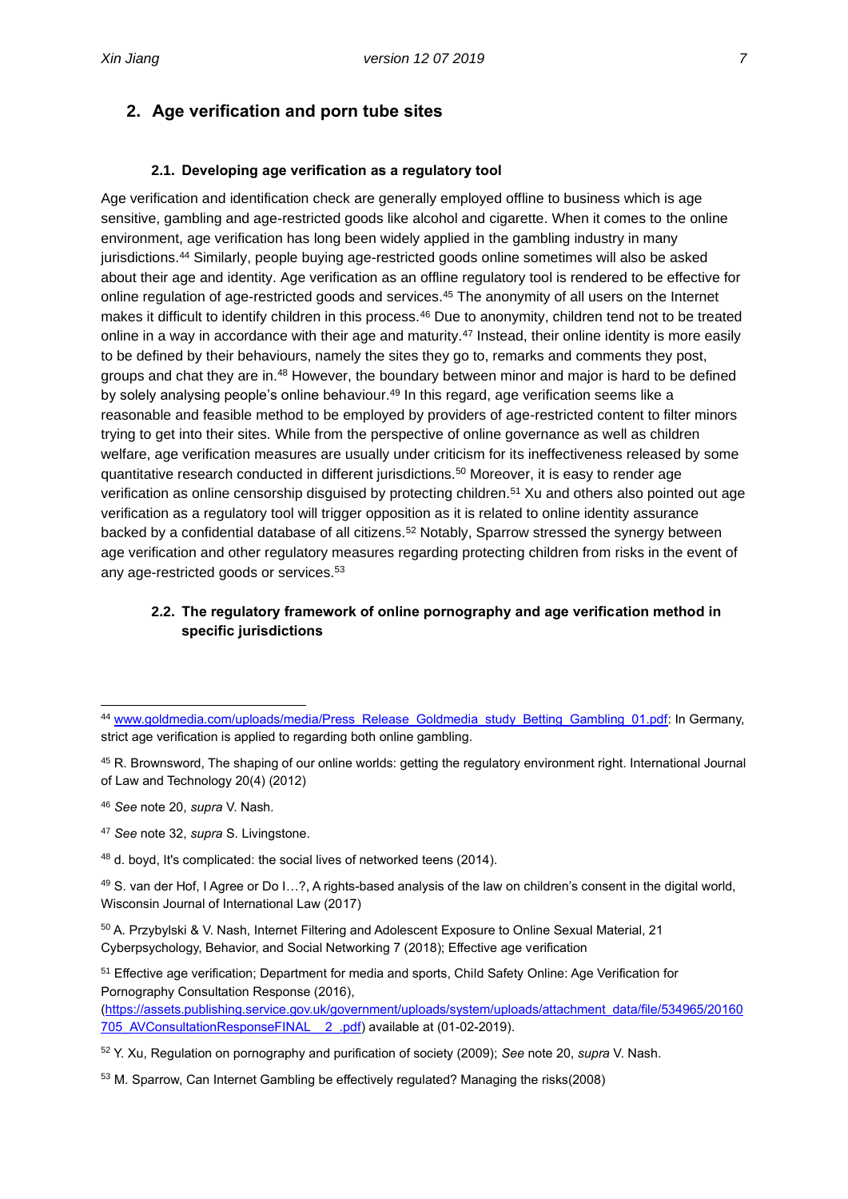## 2. Age verification and porn tube sites

### 2.1. Developing age verification as a regulatory tool

Age verification and identification check are generally employed offline to business which is age sensitive, gambling and age-restricted goods like alcohol and cigarette. When it comes to the online environment, age verification has long been widely applied in the gambling industry in many jurisdictions.[44] Similarly, people buying age-restricted goods online sometimes will also be asked about their age and identity. Age verification as an offline regulatory tool is rendered to be effective for online regulation of age-restricted goods and services.[45] The anonymity of all users on the Internet makes it difficult to identify children in this process.[46] Due to anonymity, children tend not to be treated online in a way in accordance with their age and maturity.[47] Instead, their online identity is more easily to be defined by their behaviours, namely the sites they go to, remarks and comments they post, groups and chat they are in.[48] However, the boundary between minor and major is hard to be defined by solely analysing people's online behaviour.[49] In this regard, age verification seems like a reasonable and feasible method to be employed by providers of age-restricted content to filter minors trying to get into their sites. While from the perspective of online governance as well as children welfare, age verification measures are usually under criticism for its ineffectiveness released by some quantitative research conducted in different jurisdictions.[50] Moreover, it is easy to render age verification as online censorship disguised by protecting children.[51] Xu and others also pointed out age verification as a regulatory tool will trigger opposition as it is related to online identity assurance backed by a confidential database of all citizens.[52] Notably, Sparrow stressed the synergy between age verification and other regulatory measures regarding protecting children from risks in the event of any age-restricted goods or services.[53]

### 2.2. The regulatory framework of online pornography and age verification method in specific jurisdictions

---

[44] www.goldmedia.com/uploads/media/Press_Release_Goldmedia_study_Betting_Gambling_01.pdf: In Germany, strict age verification is applied to regarding both online gambling.

[45] R. Brownsword, The shaping of our online worlds: getting the regulatory environment right. International Journal of Law and Technology 20(4) (2012)

[46] *See* note 20, *supra* V. Nash.

[47] *See* note 32, *supra* S. Livingstone.

[48] d. boyd, It's complicated: the social lives of networked teens (2014).

[49] S. van der Hof, I Agree or Do I…?, A rights-based analysis of the law on children's consent in the digital world, Wisconsin Journal of International Law (2017)

[50] A. Przybylski & V. Nash, Internet Filtering and Adolescent Exposure to Online Sexual Material, 21 Cyberpsychology, Behavior, and Social Networking 7 (2018); Effective age verification

[51] Effective age verification; Department for media and sports, Child Safety Online: Age Verification for Pornography Consultation Response (2016), (https://assets.publishing.service.gov.uk/government/uploads/system/uploads/attachment_data/file/534965/20160705_AVConsultationResponseFINAL__2_.pdf) available at (01-02-2019).

[52] Y. Xu, Regulation on pornography and purification of society (2009); *See* note 20, *supra* V. Nash.

[53] M. Sparrow, Can Internet Gambling be effectively regulated? Managing the risks(2008)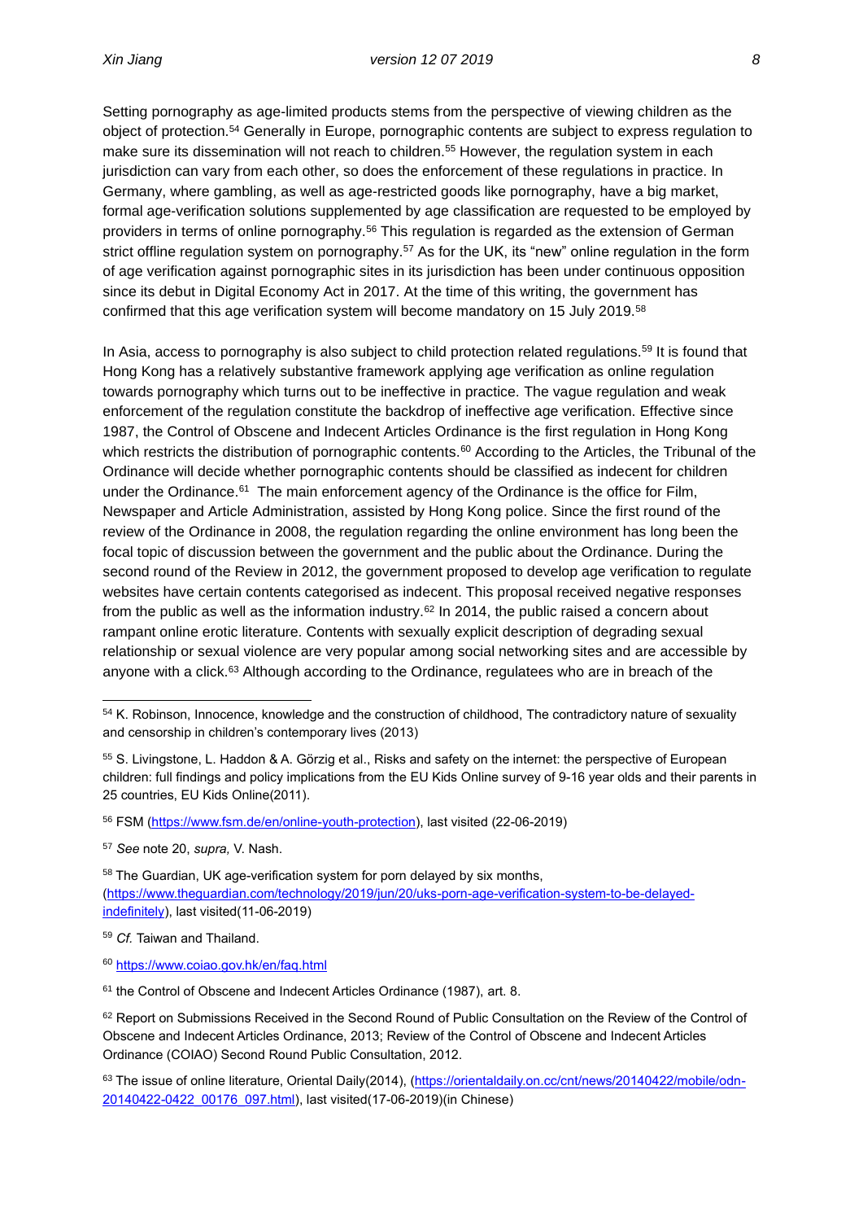Setting pornography as age-limited products stems from the perspective of viewing children as the object of protection.[54] Generally in Europe, pornographic contents are subject to express regulation to make sure its dissemination will not reach to children.[55] However, the regulation system in each jurisdiction can vary from each other, so does the enforcement of these regulations in practice. In Germany, where gambling, as well as age-restricted goods like pornography, have a big market, formal age-verification solutions supplemented by age classification are requested to be employed by providers in terms of online pornography.[56] This regulation is regarded as the extension of German strict offline regulation system on pornography.[57] As for the UK, its "new" online regulation in the form of age verification against pornographic sites in its jurisdiction has been under continuous opposition since its debut in Digital Economy Act in 2017. At the time of this writing, the government has confirmed that this age verification system will become mandatory on 15 July 2019.[58]

In Asia, access to pornography is also subject to child protection related regulations.[59] It is found that Hong Kong has a relatively substantive framework applying age verification as online regulation towards pornography which turns out to be ineffective in practice. The vague regulation and weak enforcement of the regulation constitute the backdrop of ineffective age verification. Effective since 1987, the Control of Obscene and Indecent Articles Ordinance is the first regulation in Hong Kong which restricts the distribution of pornographic contents.[60] According to the Articles, the Tribunal of the Ordinance will decide whether pornographic contents should be classified as indecent for children under the Ordinance.[61] The main enforcement agency of the Ordinance is the office for Film, Newspaper and Article Administration, assisted by Hong Kong police. Since the first round of the review of the Ordinance in 2008, the regulation regarding the online environment has long been the focal topic of discussion between the government and the public about the Ordinance. During the second round of the Review in 2012, the government proposed to develop age verification to regulate websites have certain contents categorised as indecent. This proposal received negative responses from the public as well as the information industry.[62] In 2014, the public raised a concern about rampant online erotic literature. Contents with sexually explicit description of degrading sexual relationship or sexual violence are very popular among social networking sites and are accessible by anyone with a click.[63] Although according to the Ordinance, regulatees who are in breach of the

---

[54] K. Robinson, Innocence, knowledge and the construction of childhood, The contradictory nature of sexuality and censorship in children's contemporary lives (2013)

[55] S. Livingstone, L. Haddon & A. Görzig et al., Risks and safety on the internet: the perspective of European children: full findings and policy implications from the EU Kids Online survey of 9-16 year olds and their parents in 25 countries, EU Kids Online(2011).

[56] FSM (https://www.fsm.de/en/online-youth-protection), last visited (22-06-2019)

[57] *See* note 20, *supra,* V. Nash.

[58] The Guardian, UK age-verification system for porn delayed by six months, (https://www.theguardian.com/technology/2019/jun/20/uks-porn-age-verification-system-to-be-delayed-indefinitely), last visited(11-06-2019)

[59] *Cf.* Taiwan and Thailand.

[60] https://www.coiao.gov.hk/en/faq.html

[61] the Control of Obscene and Indecent Articles Ordinance (1987), art. 8.

[62] Report on Submissions Received in the Second Round of Public Consultation on the Review of the Control of Obscene and Indecent Articles Ordinance, 2013; Review of the Control of Obscene and Indecent Articles Ordinance (COIAO) Second Round Public Consultation, 2012.

[63] The issue of online literature, Oriental Daily(2014), (https://orientaldaily.on.cc/cnt/news/20140422/mobile/odn-20140422-0422_00176_097.html), last visited(17-06-2019)(in Chinese)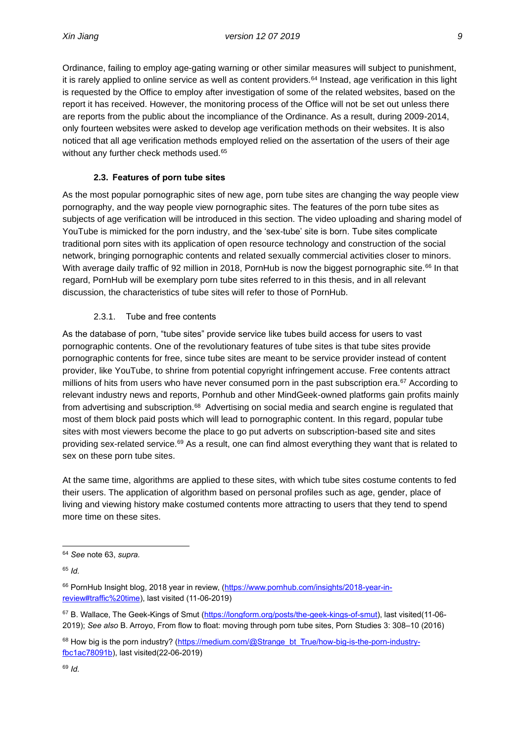Ordinance, failing to employ age-gating warning or other similar measures will subject to punishment, it is rarely applied to online service as well as content providers.[64] Instead, age verification in this light is requested by the Office to employ after investigation of some of the related websites, based on the report it has received. However, the monitoring process of the Office will not be set out unless there are reports from the public about the incompliance of the Ordinance. As a result, during 2009-2014, only fourteen websites were asked to develop age verification methods on their websites. It is also noticed that all age verification methods employed relied on the assertion of the users of their age without any further check methods used.[65]

### 2.3. Features of porn tube sites

As the most popular pornographic sites of new age, porn tube sites are changing the way people view pornography, and the way people view pornographic sites. The features of the porn tube sites as subjects of age verification will be introduced in this section. The video uploading and sharing model of YouTube is mimicked for the porn industry, and the 'sex-tube' site is born. Tube sites complicate traditional porn sites with its application of open resource technology and construction of the social network, bringing pornographic contents and related sexually commercial activities closer to minors. With average daily traffic of 92 million in 2018, PornHub is now the biggest pornographic site.[66] In that regard, PornHub will be exemplary porn tube sites referred to in this thesis, and in all relevant discussion, the characteristics of tube sites will refer to those of PornHub.

#### 2.3.1. Tube and free contents

As the database of porn, "tube sites" provide service like tubes build access for users to vast pornographic contents. One of the revolutionary features of tube sites is that tube sites provide pornographic contents for free, since tube sites are meant to be service provider instead of content provider, like YouTube, to shrine from potential copyright infringement accuse. Free contents attract millions of hits from users who have never consumed porn in the past subscription era.[67] According to relevant industry news and reports, Pornhub and other MindGeek-owned platforms gain profits mainly from advertising and subscription.[68] Advertising on social media and search engine is regulated that most of them block paid posts which will lead to pornographic content. In this regard, popular tube sites with most viewers become the place to go put adverts on subscription-based site and sites providing sex-related service.[69] As a result, one can find almost everything they want that is related to sex on these porn tube sites.

At the same time, algorithms are applied to these sites, with which tube sites costume contents to fed their users. The application of algorithm based on personal profiles such as age, gender, place of living and viewing history make costumed contents more attracting to users that they tend to spend more time on these sites.

---

[64] *See* note 63, *supra.*

[65] *Id.*

[66] PornHub Insight blog, 2018 year in review, (https://www.pornhub.com/insights/2018-year-in-review#traffic%20time), last visited (11-06-2019)

[67] B. Wallace, The Geek-Kings of Smut (https://longform.org/posts/the-geek-kings-of-smut), last visited(11-06-2019); *See also* B. Arroyo, From flow to float: moving through porn tube sites, Porn Studies 3: 308–10 (2016)

[68] How big is the porn industry? (https://medium.com/@Strange_bt_True/how-big-is-the-porn-industry-fbc1ac78091b), last visited(22-06-2019)

[69] *Id.*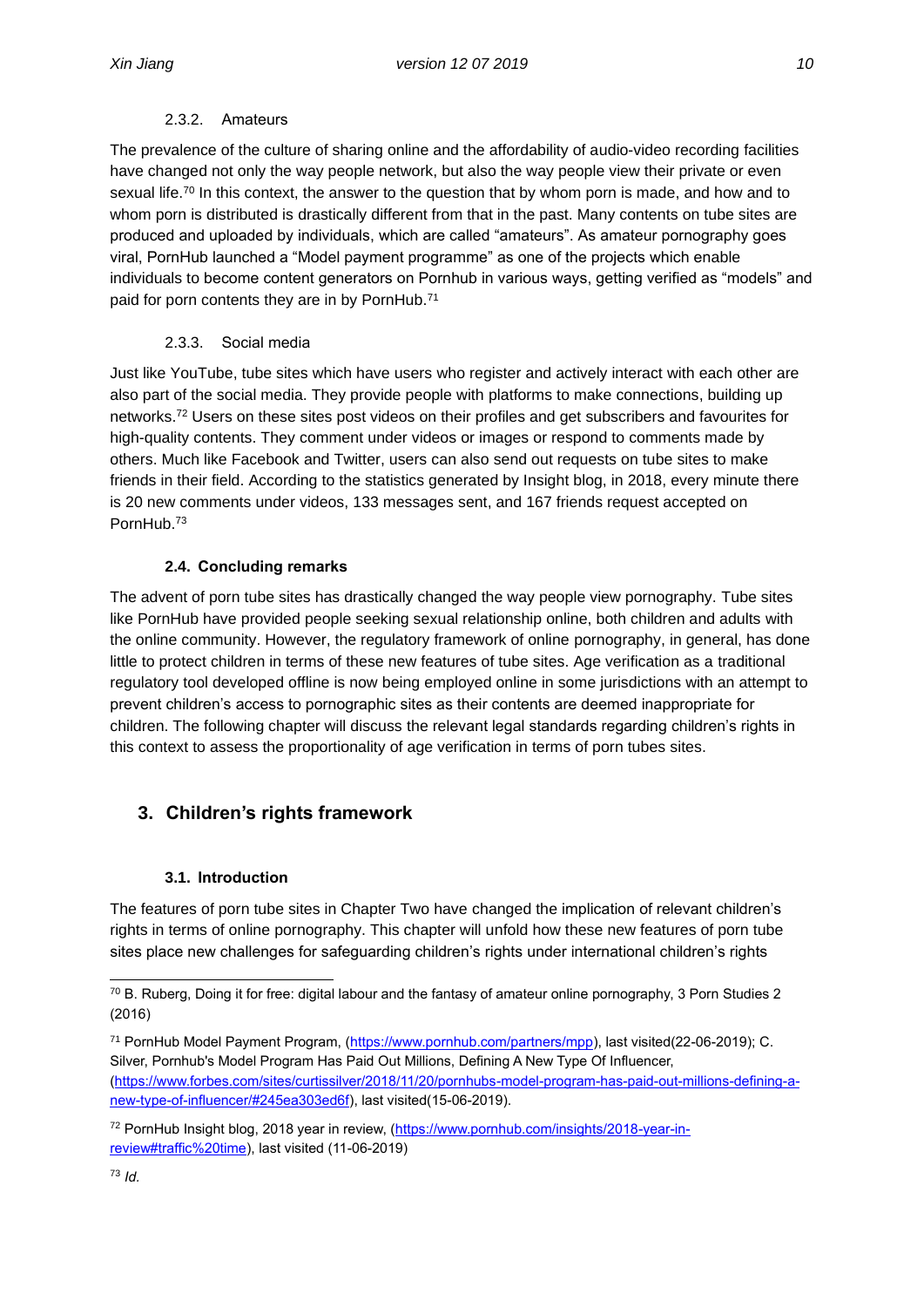#### 2.3.2. Amateurs

The prevalence of the culture of sharing online and the affordability of audio-video recording facilities have changed not only the way people network, but also the way people view their private or even sexual life.[70] In this context, the answer to the question that by whom porn is made, and how and to whom porn is distributed is drastically different from that in the past. Many contents on tube sites are produced and uploaded by individuals, which are called "amateurs". As amateur pornography goes viral, PornHub launched a "Model payment programme" as one of the projects which enable individuals to become content generators on Pornhub in various ways, getting verified as "models" and paid for porn contents they are in by PornHub.[71]

#### 2.3.3. Social media

Just like YouTube, tube sites which have users who register and actively interact with each other are also part of the social media. They provide people with platforms to make connections, building up networks.[72] Users on these sites post videos on their profiles and get subscribers and favourites for high-quality contents. They comment under videos or images or respond to comments made by others. Much like Facebook and Twitter, users can also send out requests on tube sites to make friends in their field. According to the statistics generated by Insight blog, in 2018, every minute there is 20 new comments under videos, 133 messages sent, and 167 friends request accepted on PornHub.[73]

### 2.4. Concluding remarks

The advent of porn tube sites has drastically changed the way people view pornography. Tube sites like PornHub have provided people seeking sexual relationship online, both children and adults with the online community. However, the regulatory framework of online pornography, in general, has done little to protect children in terms of these new features of tube sites. Age verification as a traditional regulatory tool developed offline is now being employed online in some jurisdictions with an attempt to prevent children's access to pornographic sites as their contents are deemed inappropriate for children. The following chapter will discuss the relevant legal standards regarding children's rights in this context to assess the proportionality of age verification in terms of porn tubes sites.

## 3. Children's rights framework

### 3.1. Introduction

The features of porn tube sites in Chapter Two have changed the implication of relevant children's rights in terms of online pornography. This chapter will unfold how these new features of porn tube sites place new challenges for safeguarding children's rights under international children's rights

---

[70] B. Ruberg, Doing it for free: digital labour and the fantasy of amateur online pornography, 3 Porn Studies 2 (2016)

[71] PornHub Model Payment Program, (https://www.pornhub.com/partners/mpp), last visited(22-06-2019); C. Silver, Pornhub's Model Program Has Paid Out Millions, Defining A New Type Of Influencer, (https://www.forbes.com/sites/curtissilver/2018/11/20/pornhubs-model-program-has-paid-out-millions-defining-a-new-type-of-influencer/#245ea303ed6f), last visited(15-06-2019).

[72] PornHub Insight blog, 2018 year in review, (https://www.pornhub.com/insights/2018-year-in-review#traffic%20time), last visited (11-06-2019)

[73] *Id.*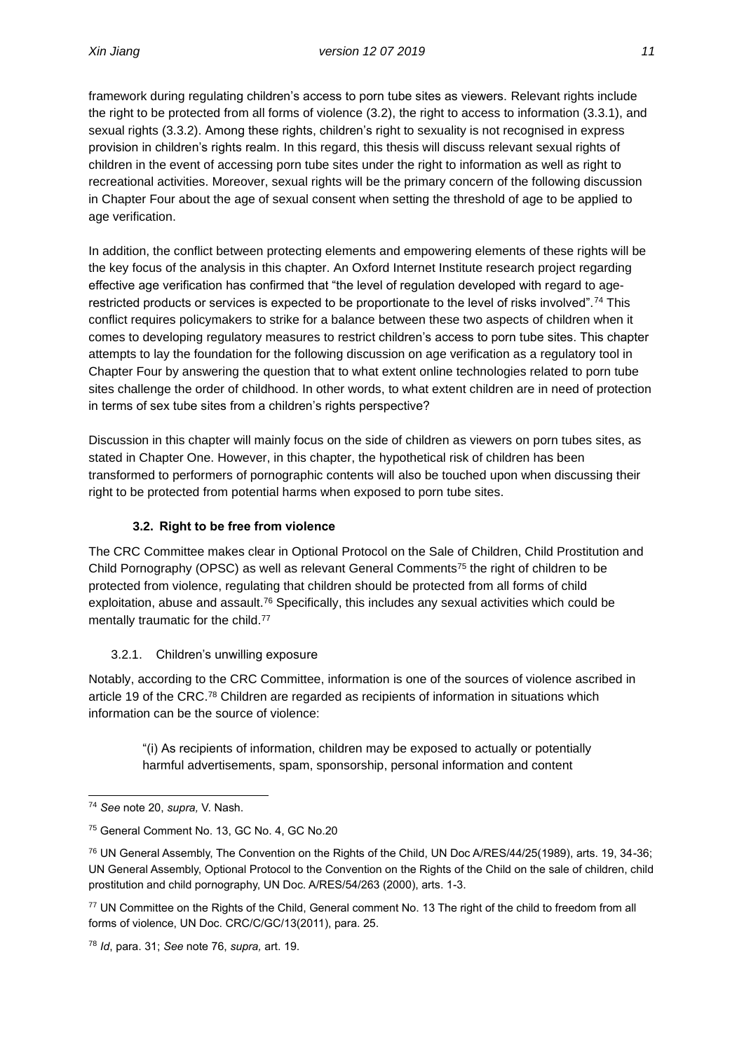framework during regulating children's access to porn tube sites as viewers. Relevant rights include the right to be protected from all forms of violence (3.2), the right to access to information (3.3.1), and sexual rights (3.3.2). Among these rights, children's right to sexuality is not recognised in express provision in children's rights realm. In this regard, this thesis will discuss relevant sexual rights of children in the event of accessing porn tube sites under the right to information as well as right to recreational activities. Moreover, sexual rights will be the primary concern of the following discussion in Chapter Four about the age of sexual consent when setting the threshold of age to be applied to age verification.

In addition, the conflict between protecting elements and empowering elements of these rights will be the key focus of the analysis in this chapter. An Oxford Internet Institute research project regarding effective age verification has confirmed that "the level of regulation developed with regard to age-restricted products or services is expected to be proportionate to the level of risks involved".[74] This conflict requires policymakers to strike for a balance between these two aspects of children when it comes to developing regulatory measures to restrict children's access to porn tube sites. This chapter attempts to lay the foundation for the following discussion on age verification as a regulatory tool in Chapter Four by answering the question that to what extent online technologies related to porn tube sites challenge the order of childhood. In other words, to what extent children are in need of protection in terms of sex tube sites from a children's rights perspective?

Discussion in this chapter will mainly focus on the side of children as viewers on porn tubes sites, as stated in Chapter One. However, in this chapter, the hypothetical risk of children has been transformed to performers of pornographic contents will also be touched upon when discussing their right to be protected from potential harms when exposed to porn tube sites.

### 3.2. Right to be free from violence

The CRC Committee makes clear in Optional Protocol on the Sale of Children, Child Prostitution and Child Pornography (OPSC) as well as relevant General Comments[75] the right of children to be protected from violence, regulating that children should be protected from all forms of child exploitation, abuse and assault.[76] Specifically, this includes any sexual activities which could be mentally traumatic for the child.[77]

#### 3.2.1. Children's unwilling exposure

Notably, according to the CRC Committee, information is one of the sources of violence ascribed in article 19 of the CRC.[78] Children are regarded as recipients of information in situations which information can be the source of violence:

> "(i) As recipients of information, children may be exposed to actually or potentially harmful advertisements, spam, sponsorship, personal information and content

---

[74] *See* note 20, *supra,* V. Nash.

[75] General Comment No. 13, GC No. 4, GC No.20

[76] UN General Assembly, The Convention on the Rights of the Child, UN Doc A/RES/44/25(1989), arts. 19, 34-36; UN General Assembly, Optional Protocol to the Convention on the Rights of the Child on the sale of children, child prostitution and child pornography, UN Doc. A/RES/54/263 (2000), arts. 1-3.

[77] UN Committee on the Rights of the Child, General comment No. 13 The right of the child to freedom from all forms of violence, UN Doc. CRC/C/GC/13(2011), para. 25.

[78] *Id*, para. 31; *See* note 76, *supra,* art. 19.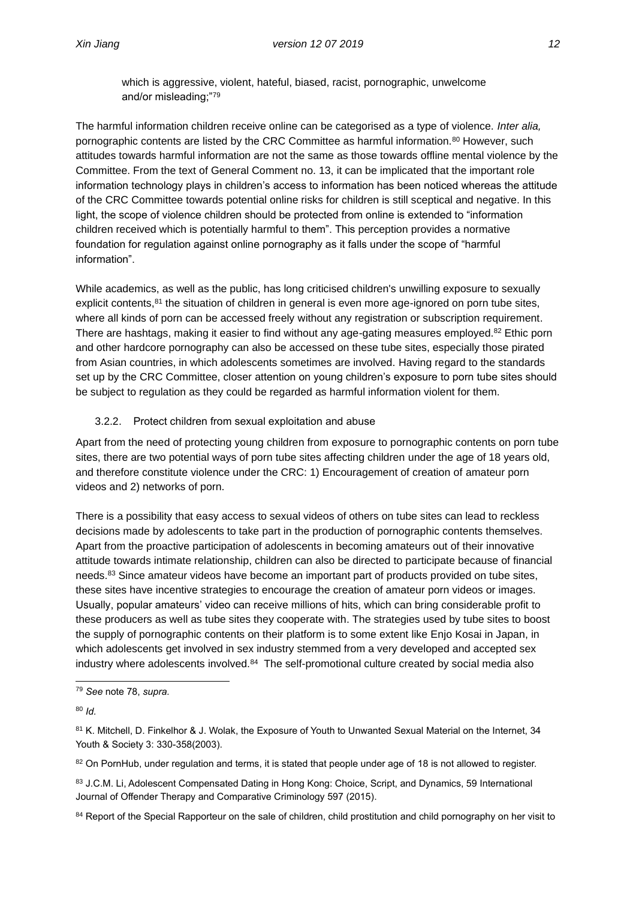which is aggressive, violent, hateful, biased, racist, pornographic, unwelcome and/or misleading;"[79]

The harmful information children receive online can be categorised as a type of violence. *Inter alia,* pornographic contents are listed by the CRC Committee as harmful information.[80] However, such attitudes towards harmful information are not the same as those towards offline mental violence by the Committee. From the text of General Comment no. 13, it can be implicated that the important role information technology plays in children's access to information has been noticed whereas the attitude of the CRC Committee towards potential online risks for children is still sceptical and negative. In this light, the scope of violence children should be protected from online is extended to "information children received which is potentially harmful to them". This perception provides a normative foundation for regulation against online pornography as it falls under the scope of "harmful information".

While academics, as well as the public, has long criticised children's unwilling exposure to sexually explicit contents,[81] the situation of children in general is even more age-ignored on porn tube sites, where all kinds of porn can be accessed freely without any registration or subscription requirement. There are hashtags, making it easier to find without any age-gating measures employed.[82] Ethic porn and other hardcore pornography can also be accessed on these tube sites, especially those pirated from Asian countries, in which adolescents sometimes are involved. Having regard to the standards set up by the CRC Committee, closer attention on young children's exposure to porn tube sites should be subject to regulation as they could be regarded as harmful information violent for them.

### 3.2.2. Protect children from sexual exploitation and abuse

Apart from the need of protecting young children from exposure to pornographic contents on porn tube sites, there are two potential ways of porn tube sites affecting children under the age of 18 years old, and therefore constitute violence under the CRC: 1) Encouragement of creation of amateur porn videos and 2) networks of porn.

There is a possibility that easy access to sexual videos of others on tube sites can lead to reckless decisions made by adolescents to take part in the production of pornographic contents themselves. Apart from the proactive participation of adolescents in becoming amateurs out of their innovative attitude towards intimate relationship, children can also be directed to participate because of financial needs.[83] Since amateur videos have become an important part of products provided on tube sites, these sites have incentive strategies to encourage the creation of amateur porn videos or images. Usually, popular amateurs' video can receive millions of hits, which can bring considerable profit to these producers as well as tube sites they cooperate with. The strategies used by tube sites to boost the supply of pornographic contents on their platform is to some extent like Enjo Kosai in Japan, in which adolescents get involved in sex industry stemmed from a very developed and accepted sex industry where adolescents involved.[84] The self-promotional culture created by social media also

---

[79] *See* note 78, *supra.*

[80] *Id.*

[81] K. Mitchell, D. Finkelhor & J. Wolak, the Exposure of Youth to Unwanted Sexual Material on the Internet, 34 Youth & Society 3: 330-358(2003).

[82] On PornHub, under regulation and terms, it is stated that people under age of 18 is not allowed to register.

[83] J.C.M. Li, Adolescent Compensated Dating in Hong Kong: Choice, Script, and Dynamics, 59 International Journal of Offender Therapy and Comparative Criminology 597 (2015).

[84] Report of the Special Rapporteur on the sale of children, child prostitution and child pornography on her visit to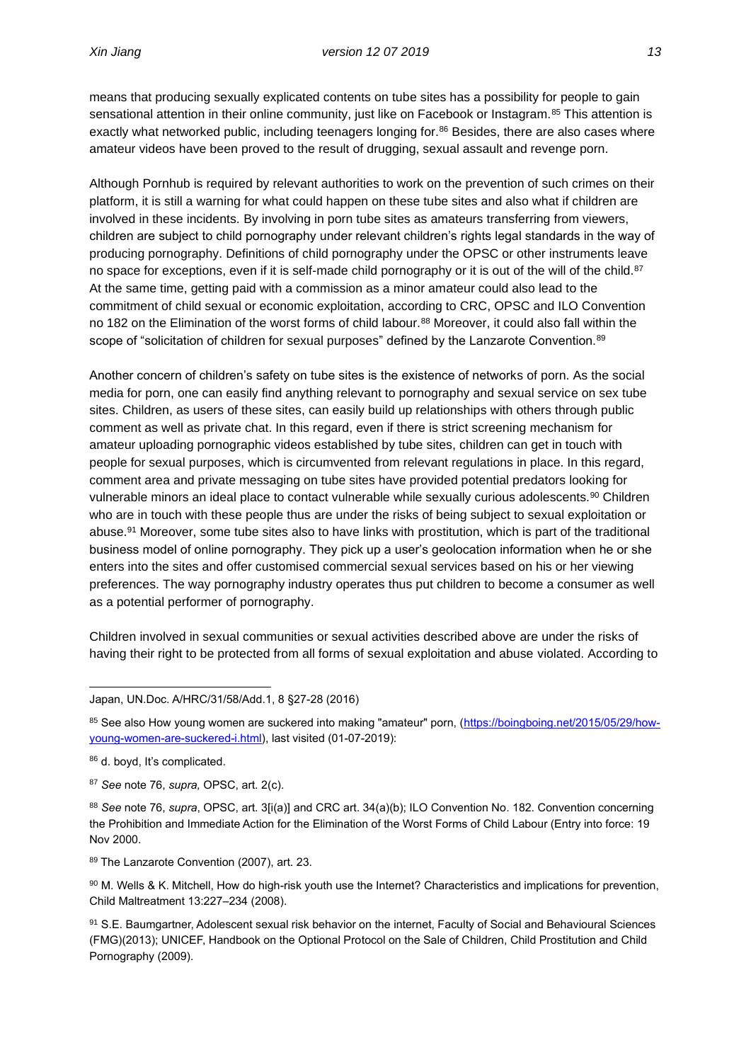means that producing sexually explicated contents on tube sites has a possibility for people to gain sensational attention in their online community, just like on Facebook or Instagram.[85] This attention is exactly what networked public, including teenagers longing for.[86] Besides, there are also cases where amateur videos have been proved to the result of drugging, sexual assault and revenge porn.

Although Pornhub is required by relevant authorities to work on the prevention of such crimes on their platform, it is still a warning for what could happen on these tube sites and also what if children are involved in these incidents. By involving in porn tube sites as amateurs transferring from viewers, children are subject to child pornography under relevant children's rights legal standards in the way of producing pornography. Definitions of child pornography under the OPSC or other instruments leave no space for exceptions, even if it is self-made child pornography or it is out of the will of the child.[87] At the same time, getting paid with a commission as a minor amateur could also lead to the commitment of child sexual or economic exploitation, according to CRC, OPSC and ILO Convention no 182 on the Elimination of the worst forms of child labour.[88] Moreover, it could also fall within the scope of "solicitation of children for sexual purposes" defined by the Lanzarote Convention.[89]

Another concern of children's safety on tube sites is the existence of networks of porn. As the social media for porn, one can easily find anything relevant to pornography and sexual service on sex tube sites. Children, as users of these sites, can easily build up relationships with others through public comment as well as private chat. In this regard, even if there is strict screening mechanism for amateur uploading pornographic videos established by tube sites, children can get in touch with people for sexual purposes, which is circumvented from relevant regulations in place. In this regard, comment area and private messaging on tube sites have provided potential predators looking for vulnerable minors an ideal place to contact vulnerable while sexually curious adolescents.[90] Children who are in touch with these people thus are under the risks of being subject to sexual exploitation or abuse.[91] Moreover, some tube sites also to have links with prostitution, which is part of the traditional business model of online pornography. They pick up a user's geolocation information when he or she enters into the sites and offer customised commercial sexual services based on his or her viewing preferences. The way pornography industry operates thus put children to become a consumer as well as a potential performer of pornography.

Children involved in sexual communities or sexual activities described above are under the risks of having their right to be protected from all forms of sexual exploitation and abuse violated. According to

---

Japan, UN.Doc. A/HRC/31/58/Add.1, 8 §27-28 (2016)

[85] See also How young women are suckered into making "amateur" porn, (https://boingboing.net/2015/05/29/how-young-women-are-suckered-i.html), last visited (01-07-2019):

[86] d. boyd, It's complicated.

[87] *See* note 76, *supra,* OPSC, art. 2(c).

[88] *See* note 76, *supra*, OPSC, art. 3[i(a)] and CRC art. 34(a)(b); ILO Convention No. 182. Convention concerning the Prohibition and Immediate Action for the Elimination of the Worst Forms of Child Labour (Entry into force: 19 Nov 2000.

[89] The Lanzarote Convention (2007), art. 23.

[90] M. Wells & K. Mitchell, How do high-risk youth use the Internet? Characteristics and implications for prevention, Child Maltreatment 13:227–234 (2008).

[91] S.E. Baumgartner, Adolescent sexual risk behavior on the internet, Faculty of Social and Behavioural Sciences (FMG)(2013); UNICEF, Handbook on the Optional Protocol on the Sale of Children, Child Prostitution and Child Pornography (2009).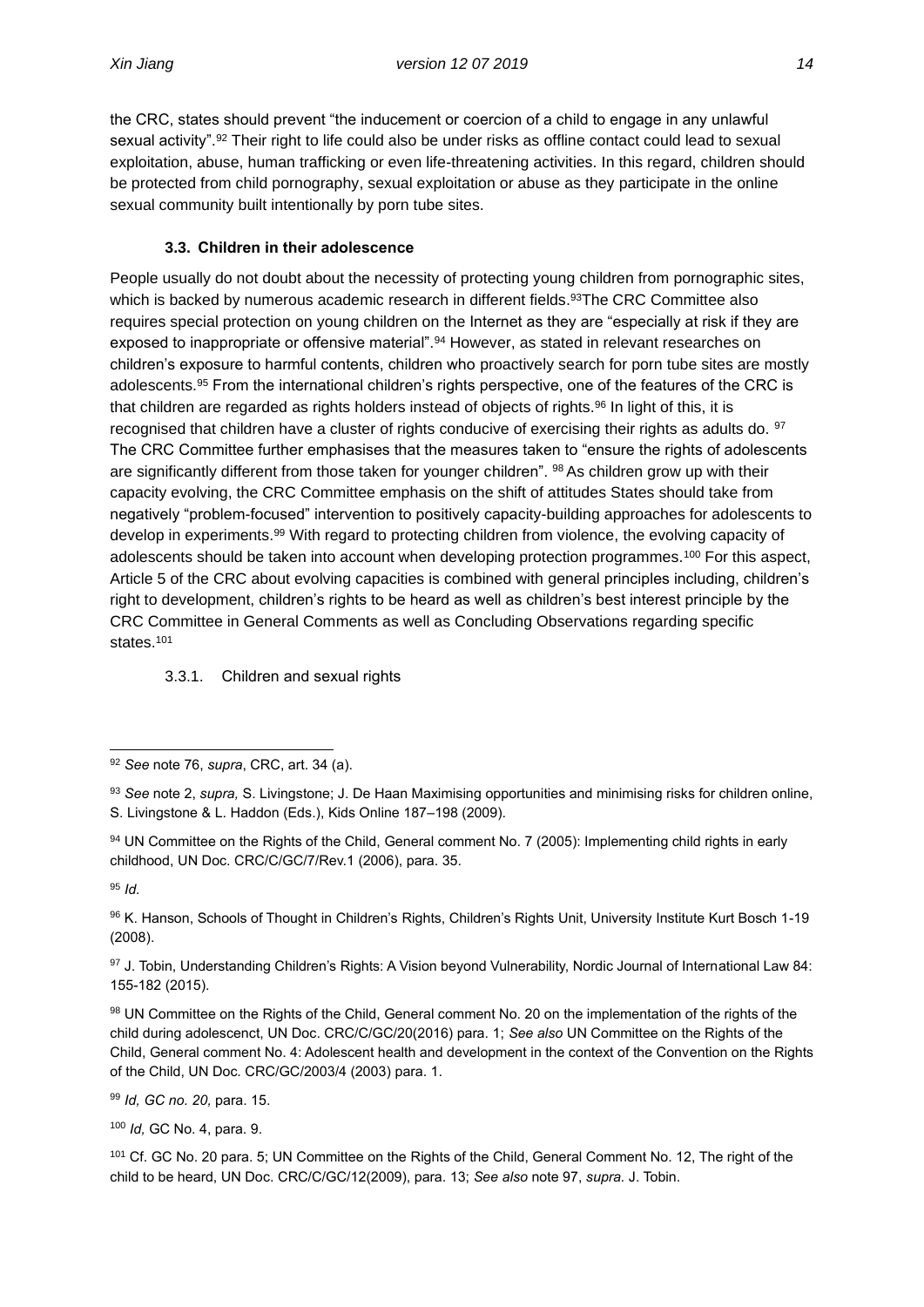the CRC, states should prevent "the inducement or coercion of a child to engage in any unlawful sexual activity".[92] Their right to life could also be under risks as offline contact could lead to sexual exploitation, abuse, human trafficking or even life-threatening activities. In this regard, children should be protected from child pornography, sexual exploitation or abuse as they participate in the online sexual community built intentionally by porn tube sites.

### 3.3. Children in their adolescence

People usually do not doubt about the necessity of protecting young children from pornographic sites, which is backed by numerous academic research in different fields.[93]The CRC Committee also requires special protection on young children on the Internet as they are "especially at risk if they are exposed to inappropriate or offensive material".[94] However, as stated in relevant researches on children's exposure to harmful contents, children who proactively search for porn tube sites are mostly adolescents.[95] From the international children's rights perspective, one of the features of the CRC is that children are regarded as rights holders instead of objects of rights.[96] In light of this, it is recognised that children have a cluster of rights conducive of exercising their rights as adults do. [97] The CRC Committee further emphasises that the measures taken to "ensure the rights of adolescents are significantly different from those taken for younger children". [98] As children grow up with their capacity evolving, the CRC Committee emphasis on the shift of attitudes States should take from negatively "problem-focused" intervention to positively capacity-building approaches for adolescents to develop in experiments.[99] With regard to protecting children from violence, the evolving capacity of adolescents should be taken into account when developing protection programmes.[100] For this aspect, Article 5 of the CRC about evolving capacities is combined with general principles including, children's right to development, children's rights to be heard as well as children's best interest principle by the CRC Committee in General Comments as well as Concluding Observations regarding specific states.[101]

#### 3.3.1. Children and sexual rights

---

[92] *See* note 76, *supra*, CRC, art. 34 (a).

[93] *See* note 2, *supra,* S. Livingstone; J. De Haan Maximising opportunities and minimising risks for children online, S. Livingstone & L. Haddon (Eds.), Kids Online 187–198 (2009).

[94] UN Committee on the Rights of the Child, General comment No. 7 (2005): Implementing child rights in early childhood, UN Doc. CRC/C/GC/7/Rev.1 (2006), para. 35.

[95] *Id.*

[96] K. Hanson, Schools of Thought in Children's Rights, Children's Rights Unit, University Institute Kurt Bosch 1-19 (2008).

[97] J. Tobin, Understanding Children's Rights: A Vision beyond Vulnerability, Nordic Journal of International Law 84: 155-182 (2015).

[98] UN Committee on the Rights of the Child, General comment No. 20 on the implementation of the rights of the child during adolescenct, UN Doc. CRC/C/GC/20(2016) para. 1; *See also* UN Committee on the Rights of the Child, General comment No. 4: Adolescent health and development in the context of the Convention on the Rights of the Child, UN Doc. CRC/GC/2003/4 (2003) para. 1.

[99] *Id, GC no. 20,* para. 15.

[100] *Id,* GC No. 4, para. 9.

[101] Cf. GC No. 20 para. 5; UN Committee on the Rights of the Child, General Comment No. 12, The right of the child to be heard, UN Doc. CRC/C/GC/12(2009), para. 13; *See also* note 97, *supra.* J. Tobin.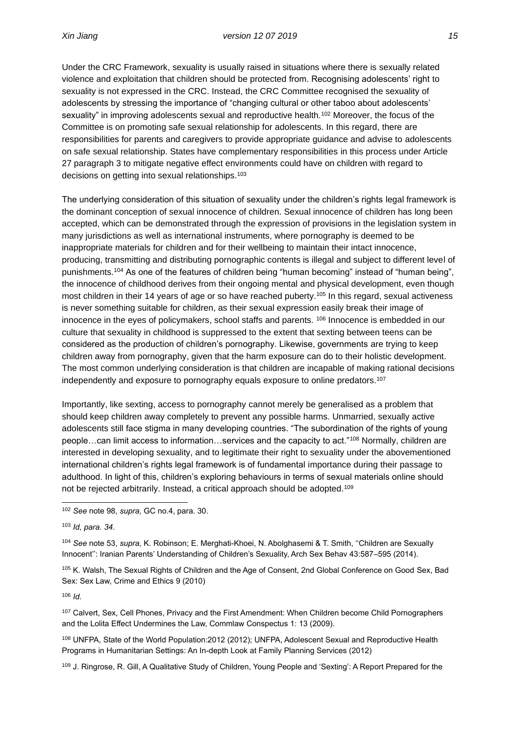Under the CRC Framework, sexuality is usually raised in situations where there is sexually related violence and exploitation that children should be protected from. Recognising adolescents' right to sexuality is not expressed in the CRC. Instead, the CRC Committee recognised the sexuality of adolescents by stressing the importance of "changing cultural or other taboo about adolescents' sexuality" in improving adolescents sexual and reproductive health.[102] Moreover, the focus of the Committee is on promoting safe sexual relationship for adolescents. In this regard, there are responsibilities for parents and caregivers to provide appropriate guidance and advise to adolescents on safe sexual relationship. States have complementary responsibilities in this process under Article 27 paragraph 3 to mitigate negative effect environments could have on children with regard to decisions on getting into sexual relationships.[103]

The underlying consideration of this situation of sexuality under the children's rights legal framework is the dominant conception of sexual innocence of children. Sexual innocence of children has long been accepted, which can be demonstrated through the expression of provisions in the legislation system in many jurisdictions as well as international instruments, where pornography is deemed to be inappropriate materials for children and for their wellbeing to maintain their intact innocence, producing, transmitting and distributing pornographic contents is illegal and subject to different level of punishments.[104] As one of the features of children being "human becoming" instead of "human being", the innocence of childhood derives from their ongoing mental and physical development, even though most children in their 14 years of age or so have reached puberty.[105] In this regard, sexual activeness is never something suitable for children, as their sexual expression easily break their image of innocence in the eyes of policymakers, school staffs and parents. [106] Innocence is embedded in our culture that sexuality in childhood is suppressed to the extent that sexting between teens can be considered as the production of children's pornography. Likewise, governments are trying to keep children away from pornography, given that the harm exposure can do to their holistic development. The most common underlying consideration is that children are incapable of making rational decisions independently and exposure to pornography equals exposure to online predators.[107]

Importantly, like sexting, access to pornography cannot merely be generalised as a problem that should keep children away completely to prevent any possible harms. Unmarried, sexually active adolescents still face stigma in many developing countries. "The subordination of the rights of young people…can limit access to information…services and the capacity to act."[108] Normally, children are interested in developing sexuality, and to legitimate their right to sexuality under the abovementioned international children's rights legal framework is of fundamental importance during their passage to adulthood. In light of this, children's exploring behaviours in terms of sexual materials online should not be rejected arbitrarily. Instead, a critical approach should be adopted.[109]

---

[102] *See* note 98, *supra,* GC no.4, para. 30.

[103] *Id, para. 34*.

[104] *See* note 53, *supra,* K. Robinson; E. Merghati-Khoei, N. Abolghasemi & T. Smith, ''Children are Sexually Innocent'': Iranian Parents' Understanding of Children's Sexuality, Arch Sex Behav 43:587–595 (2014).

[105] K. Walsh, The Sexual Rights of Children and the Age of Consent, 2nd Global Conference on Good Sex, Bad Sex: Sex Law, Crime and Ethics 9 (2010)

[106] *Id.*

[107] Calvert, Sex, Cell Phones, Privacy and the First Amendment: When Children become Child Pornographers and the Lolita Effect Undermines the Law, Commlaw Conspectus 1: 13 (2009).

[108] UNFPA, State of the World Population:2012 (2012); UNFPA, Adolescent Sexual and Reproductive Health Programs in Humanitarian Settings: An In-depth Look at Family Planning Services (2012)

[109] J. Ringrose, R. Gill, A Qualitative Study of Children, Young People and 'Sexting': A Report Prepared for the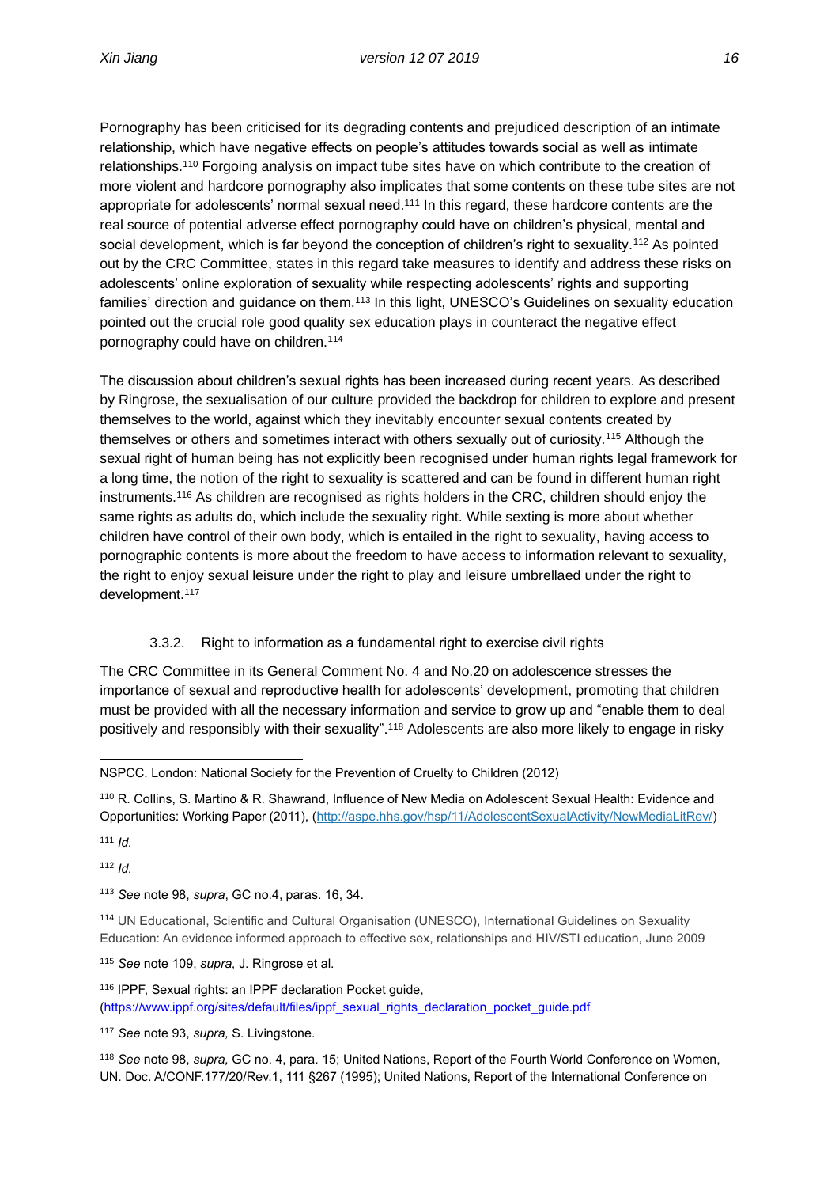Pornography has been criticised for its degrading contents and prejudiced description of an intimate relationship, which have negative effects on people's attitudes towards social as well as intimate relationships.[110] Forgoing analysis on impact tube sites have on which contribute to the creation of more violent and hardcore pornography also implicates that some contents on these tube sites are not appropriate for adolescents' normal sexual need.[111] In this regard, these hardcore contents are the real source of potential adverse effect pornography could have on children's physical, mental and social development, which is far beyond the conception of children's right to sexuality.[112] As pointed out by the CRC Committee, states in this regard take measures to identify and address these risks on adolescents' online exploration of sexuality while respecting adolescents' rights and supporting families' direction and guidance on them.[113] In this light, UNESCO's Guidelines on sexuality education pointed out the crucial role good quality sex education plays in counteract the negative effect pornography could have on children.[114]

The discussion about children's sexual rights has been increased during recent years. As described by Ringrose, the sexualisation of our culture provided the backdrop for children to explore and present themselves to the world, against which they inevitably encounter sexual contents created by themselves or others and sometimes interact with others sexually out of curiosity.[115] Although the sexual right of human being has not explicitly been recognised under human rights legal framework for a long time, the notion of the right to sexuality is scattered and can be found in different human right instruments.[116] As children are recognised as rights holders in the CRC, children should enjoy the same rights as adults do, which include the sexuality right. While sexting is more about whether children have control of their own body, which is entailed in the right to sexuality, having access to pornographic contents is more about the freedom to have access to information relevant to sexuality, the right to enjoy sexual leisure under the right to play and leisure umbrellaed under the right to development.[117]

### 3.3.2. Right to information as a fundamental right to exercise civil rights

The CRC Committee in its General Comment No. 4 and No.20 on adolescence stresses the importance of sexual and reproductive health for adolescents' development, promoting that children must be provided with all the necessary information and service to grow up and "enable them to deal positively and responsibly with their sexuality".[118] Adolescents are also more likely to engage in risky

---

NSPCC. London: National Society for the Prevention of Cruelty to Children (2012)

[110] R. Collins, S. Martino & R. Shawrand, Influence of New Media on Adolescent Sexual Health: Evidence and Opportunities: Working Paper (2011), (http://aspe.hhs.gov/hsp/11/AdolescentSexualActivity/NewMediaLitRev/)

[111] *Id.*

[112] *Id.*

[113] *See* note 98, *supra*, GC no.4, paras. 16, 34.

[114] UN Educational, Scientific and Cultural Organisation (UNESCO), International Guidelines on Sexuality Education: An evidence informed approach to effective sex, relationships and HIV/STI education, June 2009

[115] *See* note 109, *supra,* J. Ringrose et al.

[116] IPPF, Sexual rights: an IPPF declaration Pocket guide, (https://www.ippf.org/sites/default/files/ippf_sexual_rights_declaration_pocket_guide.pdf

[117] *See* note 93, *supra,* S. Livingstone.

[118] *See* note 98, *supra,* GC no. 4, para. 15; United Nations, Report of the Fourth World Conference on Women, UN. Doc. A/CONF.177/20/Rev.1, 111 §267 (1995); United Nations, Report of the International Conference on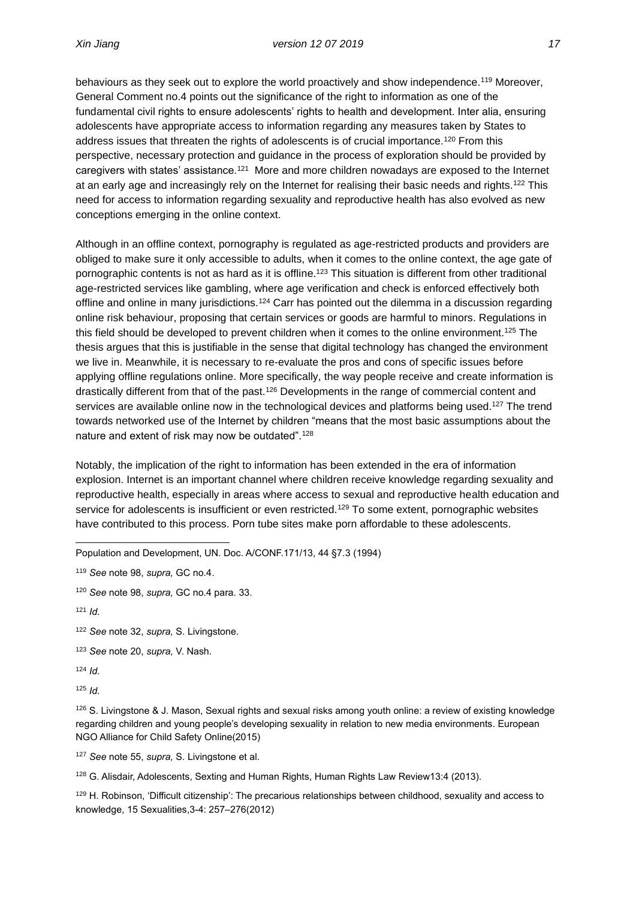behaviours as they seek out to explore the world proactively and show independence.[119] Moreover, General Comment no.4 points out the significance of the right to information as one of the fundamental civil rights to ensure adolescents' rights to health and development. Inter alia, ensuring adolescents have appropriate access to information regarding any measures taken by States to address issues that threaten the rights of adolescents is of crucial importance.[120] From this perspective, necessary protection and guidance in the process of exploration should be provided by caregivers with states' assistance.[121] More and more children nowadays are exposed to the Internet at an early age and increasingly rely on the Internet for realising their basic needs and rights.[122] This need for access to information regarding sexuality and reproductive health has also evolved as new conceptions emerging in the online context.

Although in an offline context, pornography is regulated as age-restricted products and providers are obliged to make sure it only accessible to adults, when it comes to the online context, the age gate of pornographic contents is not as hard as it is offline.[123] This situation is different from other traditional age-restricted services like gambling, where age verification and check is enforced effectively both offline and online in many jurisdictions.[124] Carr has pointed out the dilemma in a discussion regarding online risk behaviour, proposing that certain services or goods are harmful to minors. Regulations in this field should be developed to prevent children when it comes to the online environment.[125] The thesis argues that this is justifiable in the sense that digital technology has changed the environment we live in. Meanwhile, it is necessary to re-evaluate the pros and cons of specific issues before applying offline regulations online. More specifically, the way people receive and create information is drastically different from that of the past.[126] Developments in the range of commercial content and services are available online now in the technological devices and platforms being used.[127] The trend towards networked use of the Internet by children "means that the most basic assumptions about the nature and extent of risk may now be outdated".[128]

Notably, the implication of the right to information has been extended in the era of information explosion. Internet is an important channel where children receive knowledge regarding sexuality and reproductive health, especially in areas where access to sexual and reproductive health education and service for adolescents is insufficient or even restricted.[129] To some extent, pornographic websites have contributed to this process. Porn tube sites make porn affordable to these adolescents.

---

Population and Development, UN. Doc. A/CONF.171/13, 44 §7.3 (1994)

[119] *See* note 98, *supra,* GC no.4.

[120] *See* note 98, *supra,* GC no.4 para. 33.

[121] *Id.*

[122] *See* note 32, *supra,* S. Livingstone.

[123] *See* note 20, *supra,* V. Nash.

[124] *Id.*

[125] *Id.*

[126] S. Livingstone & J. Mason, Sexual rights and sexual risks among youth online: a review of existing knowledge regarding children and young people's developing sexuality in relation to new media environments. European NGO Alliance for Child Safety Online(2015)

[127] *See* note 55, *supra,* S. Livingstone et al.

[128] G. Alisdair, Adolescents, Sexting and Human Rights, Human Rights Law Review13:4 (2013).

[129] H. Robinson, 'Difficult citizenship': The precarious relationships between childhood, sexuality and access to knowledge, 15 Sexualities,3-4: 257–276(2012)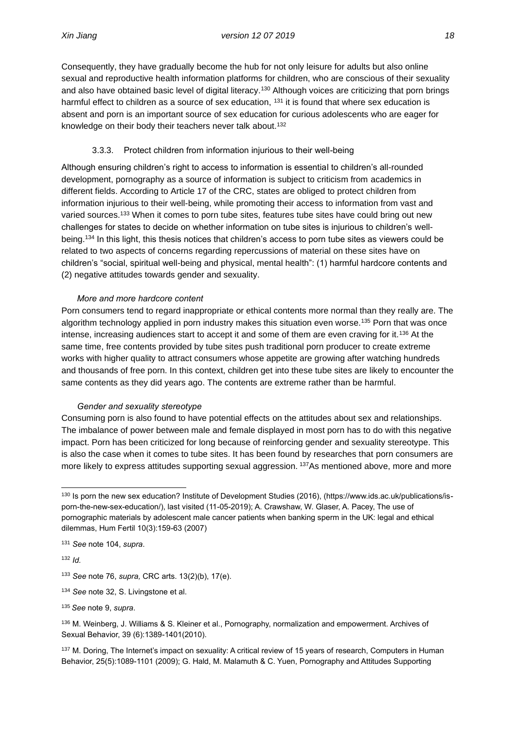Consequently, they have gradually become the hub for not only leisure for adults but also online sexual and reproductive health information platforms for children, who are conscious of their sexuality and also have obtained basic level of digital literacy.[130] Although voices are criticizing that porn brings harmful effect to children as a source of sex education, [131] it is found that where sex education is absent and porn is an important source of sex education for curious adolescents who are eager for knowledge on their body their teachers never talk about.[132]

### 3.3.3. Protect children from information injurious to their well-being

Although ensuring children's right to access to information is essential to children's all-rounded development, pornography as a source of information is subject to criticism from academics in different fields. According to Article 17 of the CRC, states are obliged to protect children from information injurious to their well-being, while promoting their access to information from vast and varied sources.[133] When it comes to porn tube sites, features tube sites have could bring out new challenges for states to decide on whether information on tube sites is injurious to children's well-being.[134] In this light, this thesis notices that children's access to porn tube sites as viewers could be related to two aspects of concerns regarding repercussions of material on these sites have on children's "social, spiritual well-being and physical, mental health": (1) harmful hardcore contents and (2) negative attitudes towards gender and sexuality.

*More and more hardcore content*

Porn consumers tend to regard inappropriate or ethical contents more normal than they really are. The algorithm technology applied in porn industry makes this situation even worse.[135] Porn that was once intense, increasing audiences start to accept it and some of them are even craving for it.[136] At the same time, free contents provided by tube sites push traditional porn producer to create extreme works with higher quality to attract consumers whose appetite are growing after watching hundreds and thousands of free porn. In this context, children get into these tube sites are likely to encounter the same contents as they did years ago. The contents are extreme rather than be harmful.

*Gender and sexuality stereotype*

Consuming porn is also found to have potential effects on the attitudes about sex and relationships. The imbalance of power between male and female displayed in most porn has to do with this negative impact. Porn has been criticized for long because of reinforcing gender and sexuality stereotype. This is also the case when it comes to tube sites. It has been found by researches that porn consumers are more likely to express attitudes supporting sexual aggression. [137]As mentioned above, more and more

---

[130] Is porn the new sex education? Institute of Development Studies (2016), (https://www.ids.ac.uk/publications/is-porn-the-new-sex-education/), last visited (11-05-2019); A. Crawshaw, W. Glaser, A. Pacey, The use of pornographic materials by adolescent male cancer patients when banking sperm in the UK: legal and ethical dilemmas, Hum Fertil 10(3):159-63 (2007)

[131] *See* note 104, *supra*.

[132] *Id.*

[133] *See* note 76, *supra,* CRC arts. 13(2)(b), 17(e).

[134] *See* note 32, S. Livingstone et al.

[135] *See* note 9, *supra*.

[136] M. Weinberg, J. Williams & S. Kleiner et al., Pornography, normalization and empowerment. Archives of Sexual Behavior, 39 (6):1389-1401(2010).

[137] M. Doring, The Internet's impact on sexuality: A critical review of 15 years of research, Computers in Human Behavior, 25(5):1089-1101 (2009); G. Hald, M. Malamuth & C. Yuen, Pornography and Attitudes Supporting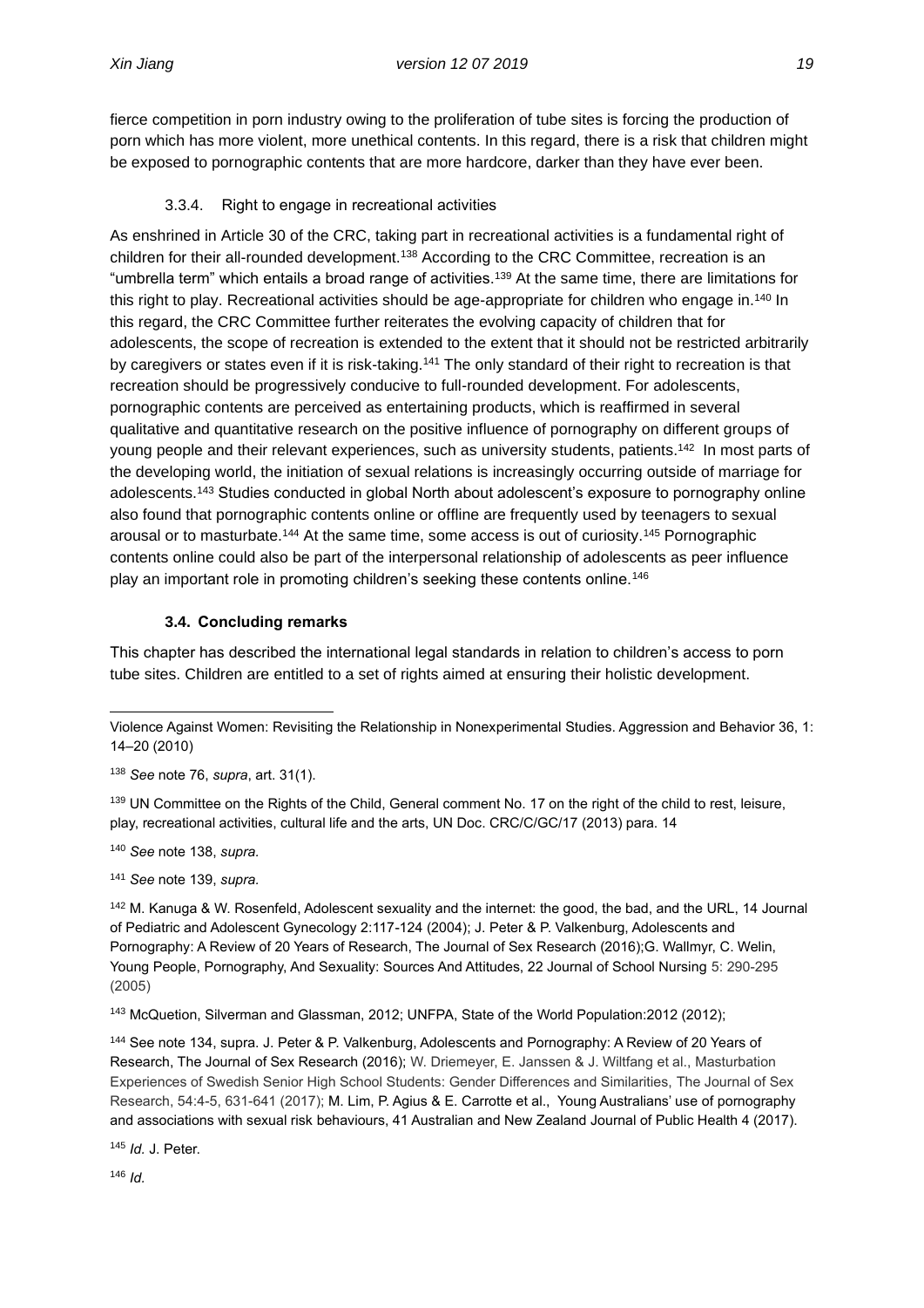fierce competition in porn industry owing to the proliferation of tube sites is forcing the production of porn which has more violent, more unethical contents. In this regard, there is a risk that children might be exposed to pornographic contents that are more hardcore, darker than they have ever been.

#### 3.3.4. Right to engage in recreational activities

As enshrined in Article 30 of the CRC, taking part in recreational activities is a fundamental right of children for their all-rounded development.[138] According to the CRC Committee, recreation is an "umbrella term" which entails a broad range of activities.[139] At the same time, there are limitations for this right to play. Recreational activities should be age-appropriate for children who engage in.[140] In this regard, the CRC Committee further reiterates the evolving capacity of children that for adolescents, the scope of recreation is extended to the extent that it should not be restricted arbitrarily by caregivers or states even if it is risk-taking.[141] The only standard of their right to recreation is that recreation should be progressively conducive to full-rounded development. For adolescents, pornographic contents are perceived as entertaining products, which is reaffirmed in several qualitative and quantitative research on the positive influence of pornography on different groups of young people and their relevant experiences, such as university students, patients.[142] In most parts of the developing world, the initiation of sexual relations is increasingly occurring outside of marriage for adolescents.[143] Studies conducted in global North about adolescent's exposure to pornography online also found that pornographic contents online or offline are frequently used by teenagers to sexual arousal or to masturbate.[144] At the same time, some access is out of curiosity.[145] Pornographic contents online could also be part of the interpersonal relationship of adolescents as peer influence play an important role in promoting children's seeking these contents online.[146]

### 3.4. Concluding remarks

This chapter has described the international legal standards in relation to children's access to porn tube sites. Children are entitled to a set of rights aimed at ensuring their holistic development.

---

Violence Against Women: Revisiting the Relationship in Nonexperimental Studies. Aggression and Behavior 36, 1: 14–20 (2010)

[138] *See* note 76, *supra*, art. 31(1).

[139] UN Committee on the Rights of the Child, General comment No. 17 on the right of the child to rest, leisure, play, recreational activities, cultural life and the arts, UN Doc. CRC/C/GC/17 (2013) para. 14

[140] *See* note 138, *supra.*

[141] *See* note 139, *supra.*

[142] M. Kanuga & W. Rosenfeld, Adolescent sexuality and the internet: the good, the bad, and the URL, 14 Journal of Pediatric and Adolescent Gynecology 2:117-124 (2004); J. Peter & P. Valkenburg, Adolescents and Pornography: A Review of 20 Years of Research, The Journal of Sex Research (2016);G. Wallmyr, C. Welin, Young People, Pornography, And Sexuality: Sources And Attitudes, 22 Journal of School Nursing 5: 290-295 (2005)

[143] McQuetion, Silverman and Glassman, 2012; UNFPA, State of the World Population:2012 (2012);

[144] See note 134, supra. J. Peter & P. Valkenburg, Adolescents and Pornography: A Review of 20 Years of Research, The Journal of Sex Research (2016); W. Driemeyer, E. Janssen & J. Wiltfang et al., Masturbation Experiences of Swedish Senior High School Students: Gender Differences and Similarities, The Journal of Sex Research, 54:4-5, 631-641 (2017); M. Lim, P. Agius & E. Carrotte et al., Young Australians' use of pornography and associations with sexual risk behaviours, 41 Australian and New Zealand Journal of Public Health 4 (2017).

[145] *Id.* J. Peter.

[146] *Id.*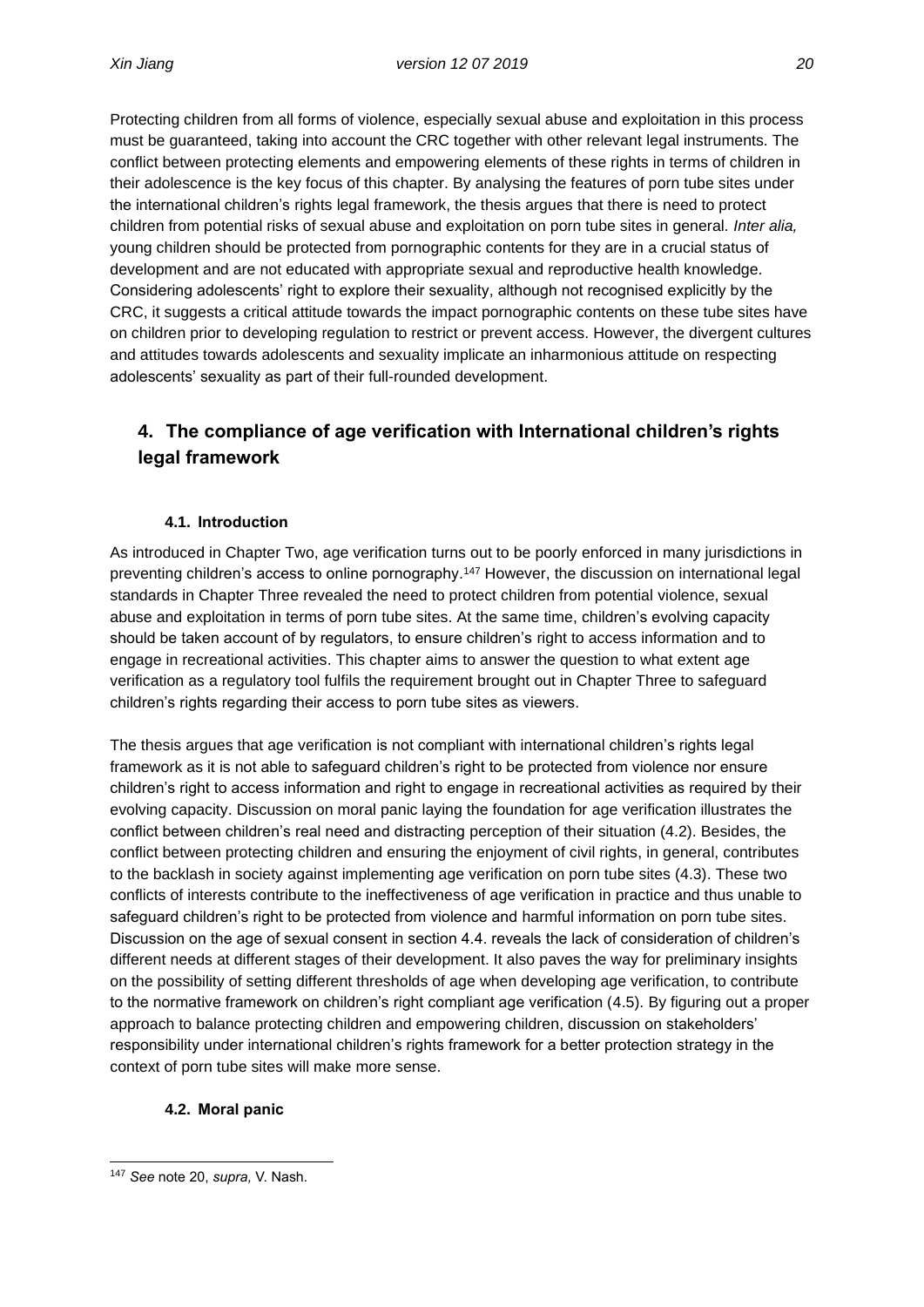Protecting children from all forms of violence, especially sexual abuse and exploitation in this process must be guaranteed, taking into account the CRC together with other relevant legal instruments. The conflict between protecting elements and empowering elements of these rights in terms of children in their adolescence is the key focus of this chapter. By analysing the features of porn tube sites under the international children's rights legal framework, the thesis argues that there is need to protect children from potential risks of sexual abuse and exploitation on porn tube sites in general. *Inter alia,* young children should be protected from pornographic contents for they are in a crucial status of development and are not educated with appropriate sexual and reproductive health knowledge. Considering adolescents' right to explore their sexuality, although not recognised explicitly by the CRC, it suggests a critical attitude towards the impact pornographic contents on these tube sites have on children prior to developing regulation to restrict or prevent access. However, the divergent cultures and attitudes towards adolescents and sexuality implicate an inharmonious attitude on respecting adolescents' sexuality as part of their full-rounded development.

## 4. The compliance of age verification with International children's rights legal framework

### 4.1. Introduction

As introduced in Chapter Two, age verification turns out to be poorly enforced in many jurisdictions in preventing children's access to online pornography.[147] However, the discussion on international legal standards in Chapter Three revealed the need to protect children from potential violence, sexual abuse and exploitation in terms of porn tube sites. At the same time, children's evolving capacity should be taken account of by regulators, to ensure children's right to access information and to engage in recreational activities. This chapter aims to answer the question to what extent age verification as a regulatory tool fulfils the requirement brought out in Chapter Three to safeguard children's rights regarding their access to porn tube sites as viewers.

The thesis argues that age verification is not compliant with international children's rights legal framework as it is not able to safeguard children's right to be protected from violence nor ensure children's right to access information and right to engage in recreational activities as required by their evolving capacity. Discussion on moral panic laying the foundation for age verification illustrates the conflict between children's real need and distracting perception of their situation (4.2). Besides, the conflict between protecting children and ensuring the enjoyment of civil rights, in general, contributes to the backlash in society against implementing age verification on porn tube sites (4.3). These two conflicts of interests contribute to the ineffectiveness of age verification in practice and thus unable to safeguard children's right to be protected from violence and harmful information on porn tube sites. Discussion on the age of sexual consent in section 4.4. reveals the lack of consideration of children's different needs at different stages of their development. It also paves the way for preliminary insights on the possibility of setting different thresholds of age when developing age verification, to contribute to the normative framework on children's right compliant age verification (4.5). By figuring out a proper approach to balance protecting children and empowering children, discussion on stakeholders' responsibility under international children's rights framework for a better protection strategy in the context of porn tube sites will make more sense.

### 4.2. Moral panic

---

[147] *See* note 20, *supra,* V. Nash.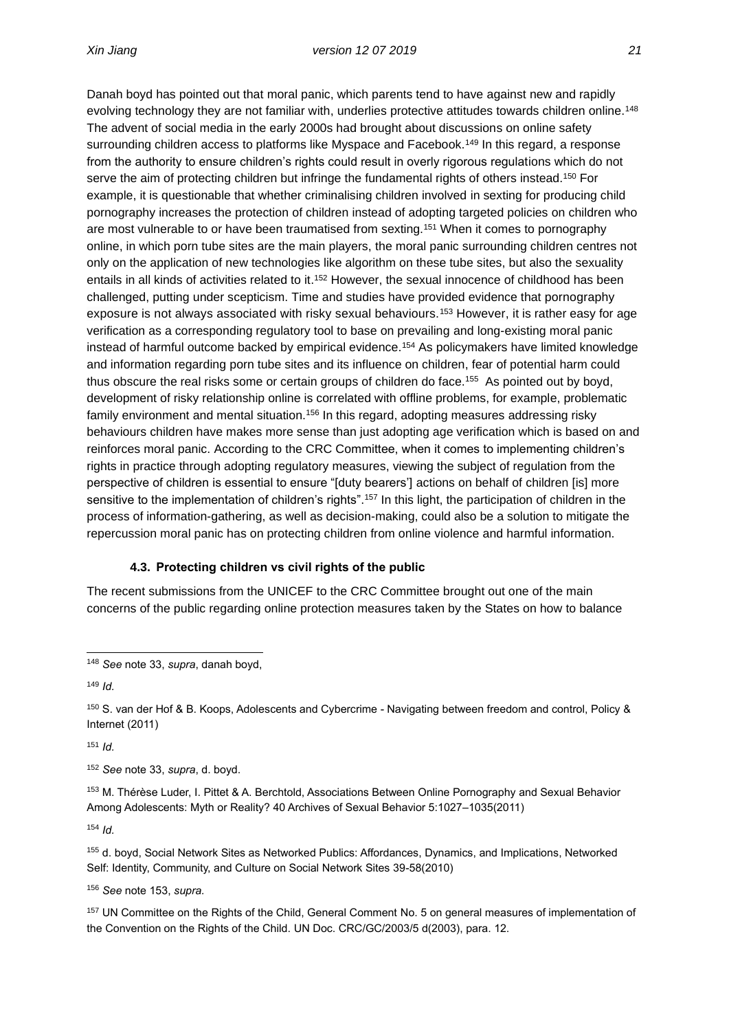Danah boyd has pointed out that moral panic, which parents tend to have against new and rapidly evolving technology they are not familiar with, underlies protective attitudes towards children online.[148] The advent of social media in the early 2000s had brought about discussions on online safety surrounding children access to platforms like Myspace and Facebook.[149] In this regard, a response from the authority to ensure children's rights could result in overly rigorous regulations which do not serve the aim of protecting children but infringe the fundamental rights of others instead.[150] For example, it is questionable that whether criminalising children involved in sexting for producing child pornography increases the protection of children instead of adopting targeted policies on children who are most vulnerable to or have been traumatised from sexting.[151] When it comes to pornography online, in which porn tube sites are the main players, the moral panic surrounding children centres not only on the application of new technologies like algorithm on these tube sites, but also the sexuality entails in all kinds of activities related to it.[152] However, the sexual innocence of childhood has been challenged, putting under scepticism. Time and studies have provided evidence that pornography exposure is not always associated with risky sexual behaviours.[153] However, it is rather easy for age verification as a corresponding regulatory tool to base on prevailing and long-existing moral panic instead of harmful outcome backed by empirical evidence.[154] As policymakers have limited knowledge and information regarding porn tube sites and its influence on children, fear of potential harm could thus obscure the real risks some or certain groups of children do face.[155] As pointed out by boyd, development of risky relationship online is correlated with offline problems, for example, problematic family environment and mental situation.[156] In this regard, adopting measures addressing risky behaviours children have makes more sense than just adopting age verification which is based on and reinforces moral panic. According to the CRC Committee, when it comes to implementing children's rights in practice through adopting regulatory measures, viewing the subject of regulation from the perspective of children is essential to ensure "[duty bearers'] actions on behalf of children [is] more sensitive to the implementation of children's rights".[157] In this light, the participation of children in the process of information-gathering, as well as decision-making, could also be a solution to mitigate the repercussion moral panic has on protecting children from online violence and harmful information.

### 4.3. Protecting children vs civil rights of the public

The recent submissions from the UNICEF to the CRC Committee brought out one of the main concerns of the public regarding online protection measures taken by the States on how to balance

---

[148] *See* note 33, *supra*, danah boyd,

[149] *Id.*

[150] S. van der Hof & B. Koops, Adolescents and Cybercrime - Navigating between freedom and control, Policy & Internet (2011)

[151] *Id.*

[152] *See* note 33, *supra*, d. boyd.

[153] M. Thérèse Luder, I. Pittet & A. Berchtold, Associations Between Online Pornography and Sexual Behavior Among Adolescents: Myth or Reality? 40 Archives of Sexual Behavior 5:1027–1035(2011)

[154] *Id.*

[155] d. boyd, Social Network Sites as Networked Publics: Affordances, Dynamics, and Implications, Networked Self: Identity, Community, and Culture on Social Network Sites 39-58(2010)

[156] *See* note 153, *supra.*

[157] UN Committee on the Rights of the Child, General Comment No. 5 on general measures of implementation of the Convention on the Rights of the Child. UN Doc. CRC/GC/2003/5 d(2003), para. 12.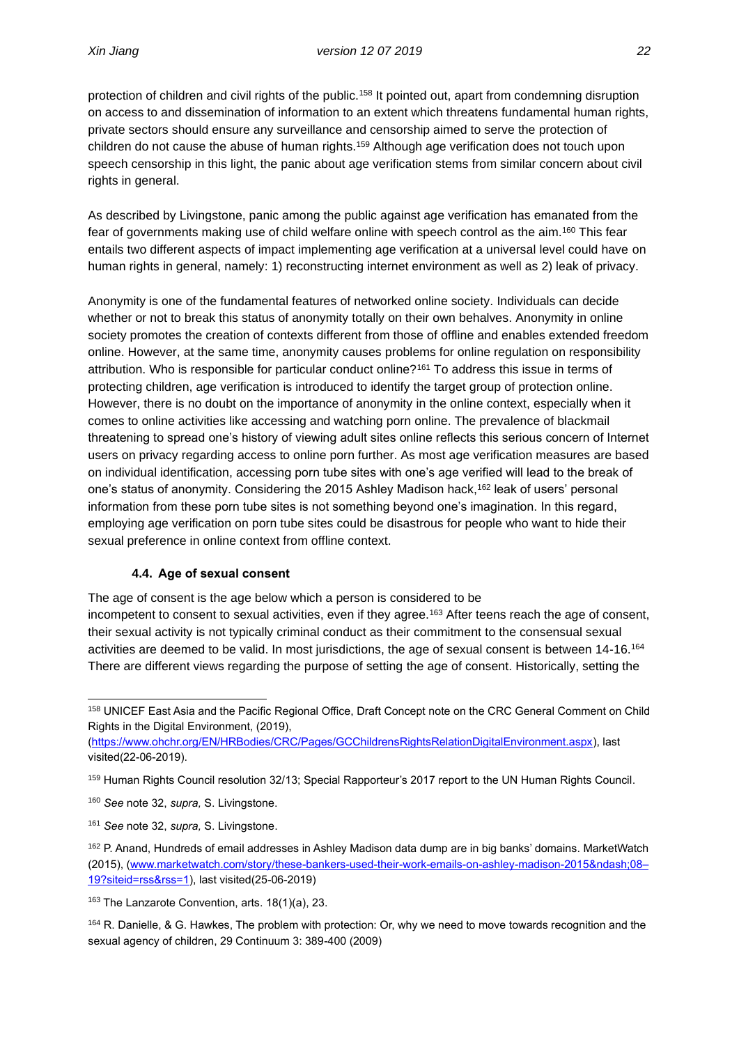protection of children and civil rights of the public.[158] It pointed out, apart from condemning disruption on access to and dissemination of information to an extent which threatens fundamental human rights, private sectors should ensure any surveillance and censorship aimed to serve the protection of children do not cause the abuse of human rights.[159] Although age verification does not touch upon speech censorship in this light, the panic about age verification stems from similar concern about civil rights in general.

As described by Livingstone, panic among the public against age verification has emanated from the fear of governments making use of child welfare online with speech control as the aim.[160] This fear entails two different aspects of impact implementing age verification at a universal level could have on human rights in general, namely: 1) reconstructing internet environment as well as 2) leak of privacy.

Anonymity is one of the fundamental features of networked online society. Individuals can decide whether or not to break this status of anonymity totally on their own behalves. Anonymity in online society promotes the creation of contexts different from those of offline and enables extended freedom online. However, at the same time, anonymity causes problems for online regulation on responsibility attribution. Who is responsible for particular conduct online?[161] To address this issue in terms of protecting children, age verification is introduced to identify the target group of protection online. However, there is no doubt on the importance of anonymity in the online context, especially when it comes to online activities like accessing and watching porn online. The prevalence of blackmail threatening to spread one's history of viewing adult sites online reflects this serious concern of Internet users on privacy regarding access to online porn further. As most age verification measures are based on individual identification, accessing porn tube sites with one's age verified will lead to the break of one's status of anonymity. Considering the 2015 Ashley Madison hack,[162] leak of users' personal information from these porn tube sites is not something beyond one's imagination. In this regard, employing age verification on porn tube sites could be disastrous for people who want to hide their sexual preference in online context from offline context.

### 4.4. Age of sexual consent

The age of consent is the age below which a person is considered to be incompetent to consent to sexual activities, even if they agree.[163] After teens reach the age of consent, their sexual activity is not typically criminal conduct as their commitment to the consensual sexual activities are deemed to be valid. In most jurisdictions, the age of sexual consent is between 14-16.[164] There are different views regarding the purpose of setting the age of consent. Historically, setting the

---

[158] UNICEF East Asia and the Pacific Regional Office, Draft Concept note on the CRC General Comment on Child Rights in the Digital Environment, (2019), (https://www.ohchr.org/EN/HRBodies/CRC/Pages/GCChildrensRightsRelationDigitalEnvironment.aspx), last visited(22-06-2019).

[159] Human Rights Council resolution 32/13; Special Rapporteur's 2017 report to the UN Human Rights Council.

[160] *See* note 32, *supra,* S. Livingstone.

[161] *See* note 32, *supra,* S. Livingstone.

[162] P. Anand, Hundreds of email addresses in Ashley Madison data dump are in big banks' domains. MarketWatch (2015), (www.marketwatch.com/story/these-bankers-used-their-work-emails-on-ashley-madison-2015&ndash;08–19?siteid=rss&rss=1), last visited(25-06-2019)

[163] The Lanzarote Convention, arts. 18(1)(a), 23.

[164] R. Danielle, & G. Hawkes, The problem with protection: Or, why we need to move towards recognition and the sexual agency of children, 29 Continuum 3: 389-400 (2009)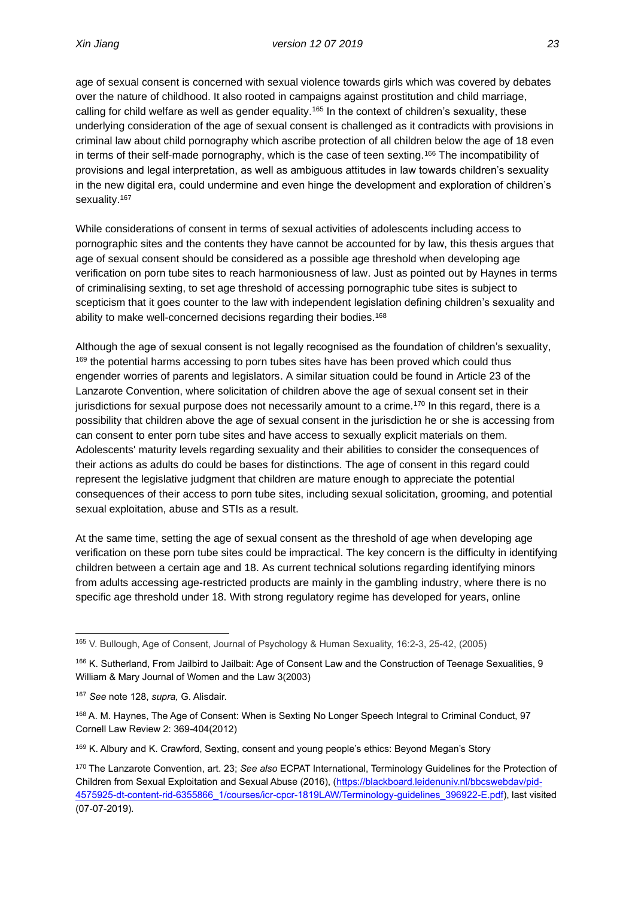age of sexual consent is concerned with sexual violence towards girls which was covered by debates over the nature of childhood. It also rooted in campaigns against prostitution and child marriage, calling for child welfare as well as gender equality.[165] In the context of children's sexuality, these underlying consideration of the age of sexual consent is challenged as it contradicts with provisions in criminal law about child pornography which ascribe protection of all children below the age of 18 even in terms of their self-made pornography, which is the case of teen sexting.[166] The incompatibility of provisions and legal interpretation, as well as ambiguous attitudes in law towards children's sexuality in the new digital era, could undermine and even hinge the development and exploration of children's sexuality.[167]

While considerations of consent in terms of sexual activities of adolescents including access to pornographic sites and the contents they have cannot be accounted for by law, this thesis argues that age of sexual consent should be considered as a possible age threshold when developing age verification on porn tube sites to reach harmoniousness of law. Just as pointed out by Haynes in terms of criminalising sexting, to set age threshold of accessing pornographic tube sites is subject to scepticism that it goes counter to the law with independent legislation defining children's sexuality and ability to make well-concerned decisions regarding their bodies.[168]

Although the age of sexual consent is not legally recognised as the foundation of children's sexuality,[169] the potential harms accessing to porn tubes sites have has been proved which could thus engender worries of parents and legislators. A similar situation could be found in Article 23 of the Lanzarote Convention, where solicitation of children above the age of sexual consent set in their jurisdictions for sexual purpose does not necessarily amount to a crime.[170] In this regard, there is a possibility that children above the age of sexual consent in the jurisdiction he or she is accessing from can consent to enter porn tube sites and have access to sexually explicit materials on them. Adolescents' maturity levels regarding sexuality and their abilities to consider the consequences of their actions as adults do could be bases for distinctions. The age of consent in this regard could represent the legislative judgment that children are mature enough to appreciate the potential consequences of their access to porn tube sites, including sexual solicitation, grooming, and potential sexual exploitation, abuse and STIs as a result.

At the same time, setting the age of sexual consent as the threshold of age when developing age verification on these porn tube sites could be impractical. The key concern is the difficulty in identifying children between a certain age and 18. As current technical solutions regarding identifying minors from adults accessing age-restricted products are mainly in the gambling industry, where there is no specific age threshold under 18. With strong regulatory regime has developed for years, online

---

[165] V. Bullough, Age of Consent, Journal of Psychology & Human Sexuality, 16:2-3, 25-42, (2005)

[166] K. Sutherland, From Jailbird to Jailbait: Age of Consent Law and the Construction of Teenage Sexualities, 9 William & Mary Journal of Women and the Law 3(2003)

[167] *See* note 128, *supra,* G. Alisdair.

[168] A. M. Haynes, The Age of Consent: When is Sexting No Longer Speech Integral to Criminal Conduct, 97 Cornell Law Review 2: 369-404(2012)

[169] K. Albury and K. Crawford, Sexting, consent and young people's ethics: Beyond Megan's Story

[170] The Lanzarote Convention, art. 23; *See also* ECPAT International, Terminology Guidelines for the Protection of Children from Sexual Exploitation and Sexual Abuse (2016), (https://blackboard.leidenuniv.nl/bbcswebdav/pid-4575925-dt-content-rid-6355866_1/courses/icr-cpcr-1819LAW/Terminology-guidelines_396922-E.pdf), last visited (07-07-2019).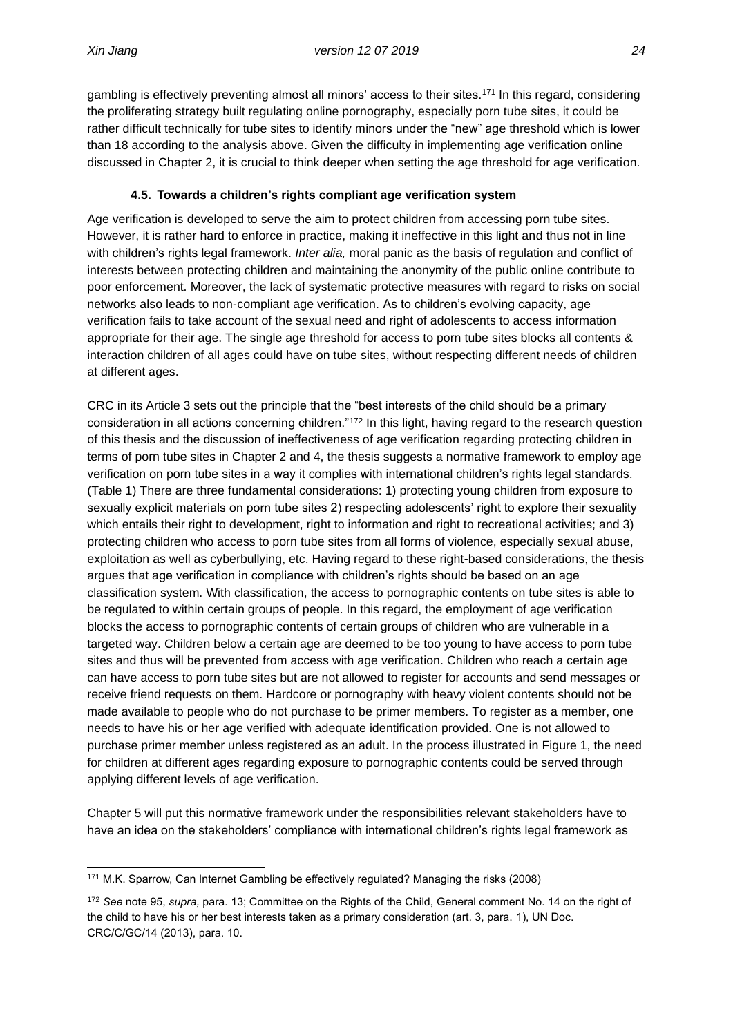gambling is effectively preventing almost all minors' access to their sites.[171] In this regard, considering the proliferating strategy built regulating online pornography, especially porn tube sites, it could be rather difficult technically for tube sites to identify minors under the "new" age threshold which is lower than 18 according to the analysis above. Given the difficulty in implementing age verification online discussed in Chapter 2, it is crucial to think deeper when setting the age threshold for age verification.

### 4.5. Towards a children's rights compliant age verification system

Age verification is developed to serve the aim to protect children from accessing porn tube sites. However, it is rather hard to enforce in practice, making it ineffective in this light and thus not in line with children's rights legal framework. *Inter alia,* moral panic as the basis of regulation and conflict of interests between protecting children and maintaining the anonymity of the public online contribute to poor enforcement. Moreover, the lack of systematic protective measures with regard to risks on social networks also leads to non-compliant age verification. As to children's evolving capacity, age verification fails to take account of the sexual need and right of adolescents to access information appropriate for their age. The single age threshold for access to porn tube sites blocks all contents & interaction children of all ages could have on tube sites, without respecting different needs of children at different ages.

CRC in its Article 3 sets out the principle that the "best interests of the child should be a primary consideration in all actions concerning children."[172] In this light, having regard to the research question of this thesis and the discussion of ineffectiveness of age verification regarding protecting children in terms of porn tube sites in Chapter 2 and 4, the thesis suggests a normative framework to employ age verification on porn tube sites in a way it complies with international children's rights legal standards. (Table 1) There are three fundamental considerations: 1) protecting young children from exposure to sexually explicit materials on porn tube sites 2) respecting adolescents' right to explore their sexuality which entails their right to development, right to information and right to recreational activities; and 3) protecting children who access to porn tube sites from all forms of violence, especially sexual abuse, exploitation as well as cyberbullying, etc. Having regard to these right-based considerations, the thesis argues that age verification in compliance with children's rights should be based on an age classification system. With classification, the access to pornographic contents on tube sites is able to be regulated to within certain groups of people. In this regard, the employment of age verification blocks the access to pornographic contents of certain groups of children who are vulnerable in a targeted way. Children below a certain age are deemed to be too young to have access to porn tube sites and thus will be prevented from access with age verification. Children who reach a certain age can have access to porn tube sites but are not allowed to register for accounts and send messages or receive friend requests on them. Hardcore or pornography with heavy violent contents should not be made available to people who do not purchase to be primer members. To register as a member, one needs to have his or her age verified with adequate identification provided. One is not allowed to purchase primer member unless registered as an adult. In the process illustrated in Figure 1, the need for children at different ages regarding exposure to pornographic contents could be served through applying different levels of age verification.

Chapter 5 will put this normative framework under the responsibilities relevant stakeholders have to have an idea on the stakeholders' compliance with international children's rights legal framework as

---

[171] M.K. Sparrow, Can Internet Gambling be effectively regulated? Managing the risks (2008)

[172] *See* note 95, *supra,* para. 13; Committee on the Rights of the Child, General comment No. 14 on the right of the child to have his or her best interests taken as a primary consideration (art. 3, para. 1), UN Doc. CRC/C/GC/14 (2013), para. 10.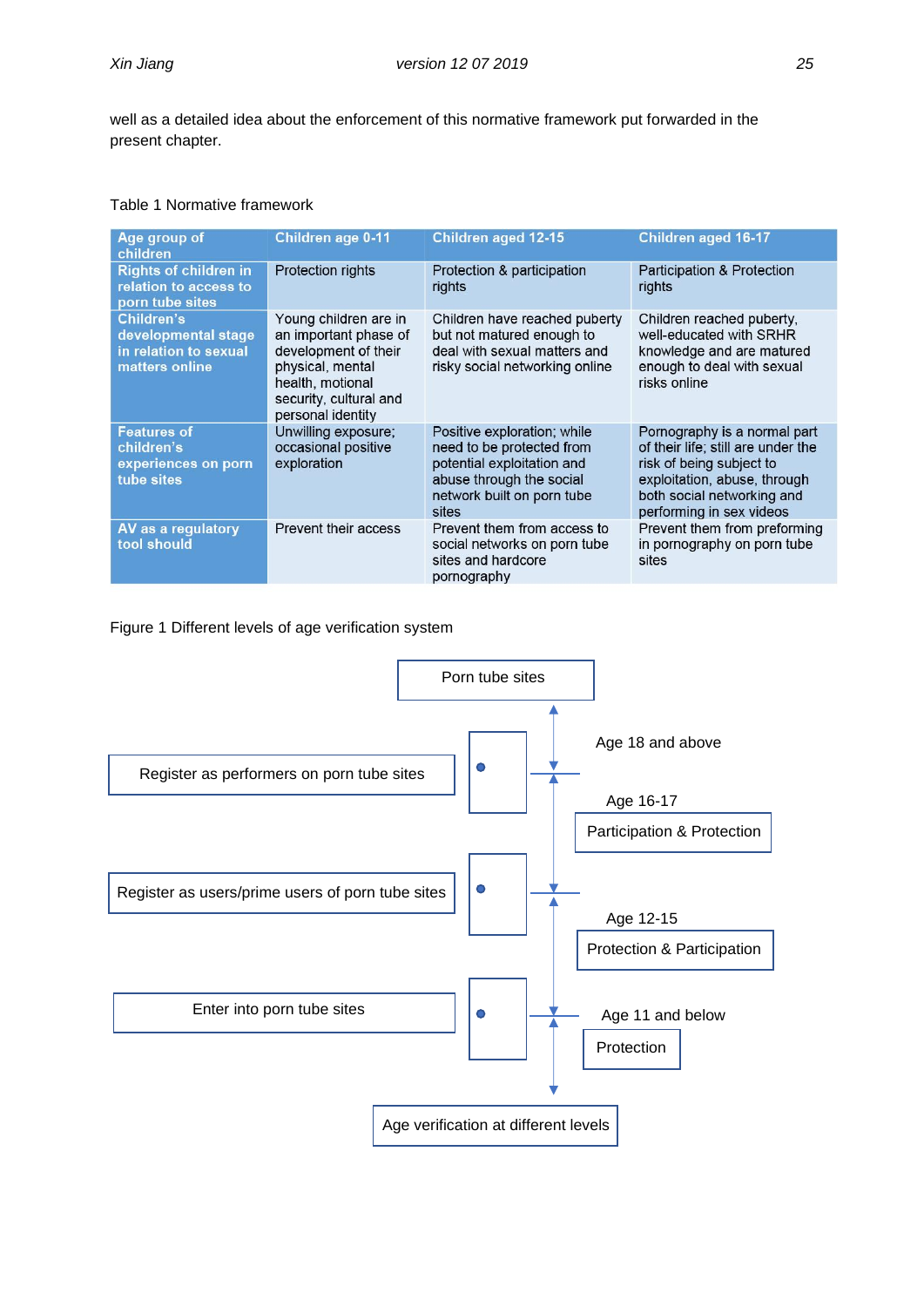well as a detailed idea about the enforcement of this normative framework put forwarded in the present chapter.

Table 1 Normative framework

| Age group of children | Children age 0-11 | Children aged 12-15 | Children aged 16-17 |
|---|---|---|---|
| Rights of children in relation to access to porn tube sites | Protection rights | Protection & participation rights | Participation & Protection rights |
| Children's developmental stage in relation to sexual matters online | Young children are in an important phase of development of their physical, mental health, motional security, cultural and personal identity | Children have reached puberty but not matured enough to deal with sexual matters and risky social networking online | Children reached puberty, well-educated with SRHR knowledge and are matured enough to deal with sexual risks online |
| Features of children's experiences on porn tube sites | Unwilling exposure; occasional positive exploration | Positive exploration; while need to be protected from potential exploitation and abuse through the social network built on porn tube sites | Pornography is a normal part of their life; still are under the risk of being subject to exploitation, abuse, through both social networking and performing in sex videos |
| AV as a regulatory tool should | Prevent their access | Prevent them from access to social networks on porn tube sites and hardcore pornography | Prevent them from preforming in pornography on porn tube sites |

Figure 1 Different levels of age verification system

Porn tube sites

Age 18 and above

Register as performers on porn tube sites

Age 16-17

Participation & Protection

Register as users/prime users of porn tube sites

Age 12-15

Protection & Participation

Enter into porn tube sites

Age 11 and below

Protection

Age verification at different levels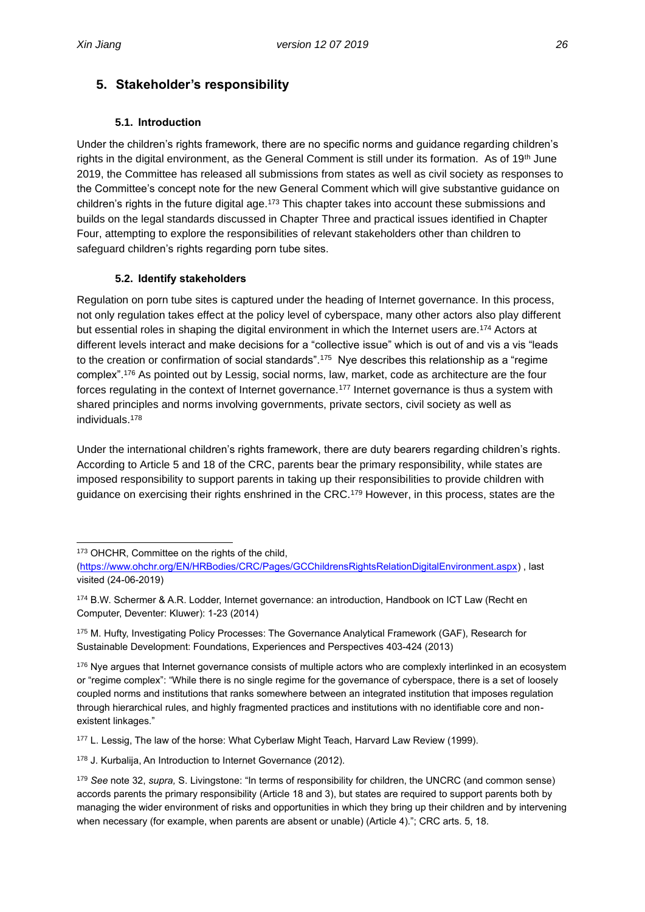## 5. Stakeholder's responsibility

### 5.1. Introduction

Under the children's rights framework, there are no specific norms and guidance regarding children's rights in the digital environment, as the General Comment is still under its formation. As of 19th June 2019, the Committee has released all submissions from states as well as civil society as responses to the Committee's concept note for the new General Comment which will give substantive guidance on children's rights in the future digital age.[173] This chapter takes into account these submissions and builds on the legal standards discussed in Chapter Three and practical issues identified in Chapter Four, attempting to explore the responsibilities of relevant stakeholders other than children to safeguard children's rights regarding porn tube sites.

### 5.2. Identify stakeholders

Regulation on porn tube sites is captured under the heading of Internet governance. In this process, not only regulation takes effect at the policy level of cyberspace, many other actors also play different but essential roles in shaping the digital environment in which the Internet users are.[174] Actors at different levels interact and make decisions for a "collective issue" which is out of and vis a vis "leads to the creation or confirmation of social standards".[175] Nye describes this relationship as a "regime complex".[176] As pointed out by Lessig, social norms, law, market, code as architecture are the four forces regulating in the context of Internet governance.[177] Internet governance is thus a system with shared principles and norms involving governments, private sectors, civil society as well as individuals.[178]

Under the international children's rights framework, there are duty bearers regarding children's rights. According to Article 5 and 18 of the CRC, parents bear the primary responsibility, while states are imposed responsibility to support parents in taking up their responsibilities to provide children with guidance on exercising their rights enshrined in the CRC.[179] However, in this process, states are the

---

[173] OHCHR, Committee on the rights of the child, (https://www.ohchr.org/EN/HRBodies/CRC/Pages/GCChildrensRightsRelationDigitalEnvironment.aspx) , last visited (24-06-2019)

[174] B.W. Schermer & A.R. Lodder, Internet governance: an introduction, Handbook on ICT Law (Recht en Computer, Deventer: Kluwer): 1-23 (2014)

[175] M. Hufty, Investigating Policy Processes: The Governance Analytical Framework (GAF), Research for Sustainable Development: Foundations, Experiences and Perspectives 403-424 (2013)

[176] Nye argues that Internet governance consists of multiple actors who are complexly interlinked in an ecosystem or "regime complex": "While there is no single regime for the governance of cyberspace, there is a set of loosely coupled norms and institutions that ranks somewhere between an integrated institution that imposes regulation through hierarchical rules, and highly fragmented practices and institutions with no identifiable core and non-existent linkages."

[177] L. Lessig, The law of the horse: What Cyberlaw Might Teach, Harvard Law Review (1999).

[178] J. Kurbalija, An Introduction to Internet Governance (2012).

[179] *See* note 32, *supra,* S. Livingstone: "In terms of responsibility for children, the UNCRC (and common sense) accords parents the primary responsibility (Article 18 and 3), but states are required to support parents both by managing the wider environment of risks and opportunities in which they bring up their children and by intervening when necessary (for example, when parents are absent or unable) (Article 4)."; CRC arts. 5, 18.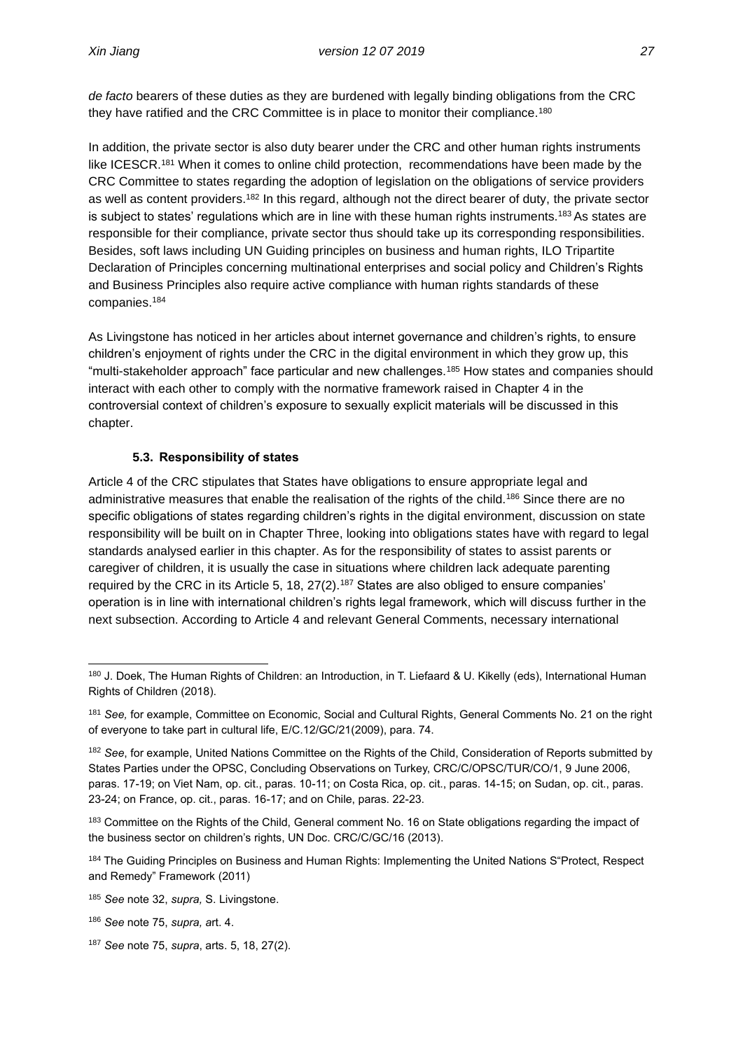*de facto* bearers of these duties as they are burdened with legally binding obligations from the CRC they have ratified and the CRC Committee is in place to monitor their compliance.[180]

In addition, the private sector is also duty bearer under the CRC and other human rights instruments like ICESCR.[181] When it comes to online child protection, recommendations have been made by the CRC Committee to states regarding the adoption of legislation on the obligations of service providers as well as content providers.[182] In this regard, although not the direct bearer of duty, the private sector is subject to states' regulations which are in line with these human rights instruments.[183] As states are responsible for their compliance, private sector thus should take up its corresponding responsibilities. Besides, soft laws including UN Guiding principles on business and human rights, ILO Tripartite Declaration of Principles concerning multinational enterprises and social policy and Children's Rights and Business Principles also require active compliance with human rights standards of these companies.[184]

As Livingstone has noticed in her articles about internet governance and children's rights, to ensure children's enjoyment of rights under the CRC in the digital environment in which they grow up, this "multi-stakeholder approach" face particular and new challenges.[185] How states and companies should interact with each other to comply with the normative framework raised in Chapter 4 in the controversial context of children's exposure to sexually explicit materials will be discussed in this chapter.

### 5.3. Responsibility of states

Article 4 of the CRC stipulates that States have obligations to ensure appropriate legal and administrative measures that enable the realisation of the rights of the child.[186] Since there are no specific obligations of states regarding children's rights in the digital environment, discussion on state responsibility will be built on in Chapter Three, looking into obligations states have with regard to legal standards analysed earlier in this chapter. As for the responsibility of states to assist parents or caregiver of children, it is usually the case in situations where children lack adequate parenting required by the CRC in its Article 5, 18, 27(2).[187] States are also obliged to ensure companies' operation is in line with international children's rights legal framework, which will discuss further in the next subsection. According to Article 4 and relevant General Comments, necessary international

---

[180] J. Doek, The Human Rights of Children: an Introduction, in T. Liefaard & U. Kikelly (eds), International Human Rights of Children (2018).

[181] *See,* for example, Committee on Economic, Social and Cultural Rights, General Comments No. 21 on the right of everyone to take part in cultural life, E/C.12/GC/21(2009), para. 74.

[182] *See*, for example, United Nations Committee on the Rights of the Child, Consideration of Reports submitted by States Parties under the OPSC, Concluding Observations on Turkey, CRC/C/OPSC/TUR/CO/1, 9 June 2006, paras. 17-19; on Viet Nam, op. cit., paras. 10-11; on Costa Rica, op. cit., paras. 14-15; on Sudan, op. cit., paras. 23-24; on France, op. cit., paras. 16-17; and on Chile, paras. 22-23.

[183] Committee on the Rights of the Child, General comment No. 16 on State obligations regarding the impact of the business sector on children's rights, UN Doc. CRC/C/GC/16 (2013).

[184] The Guiding Principles on Business and Human Rights: Implementing the United Nations S"Protect, Respect and Remedy" Framework (2011)

[185] *See* note 32, *supra,* S. Livingstone.

[186] *See* note 75, *supra, a*rt. 4.

[187] *See* note 75, *supra*, arts. 5, 18, 27(2).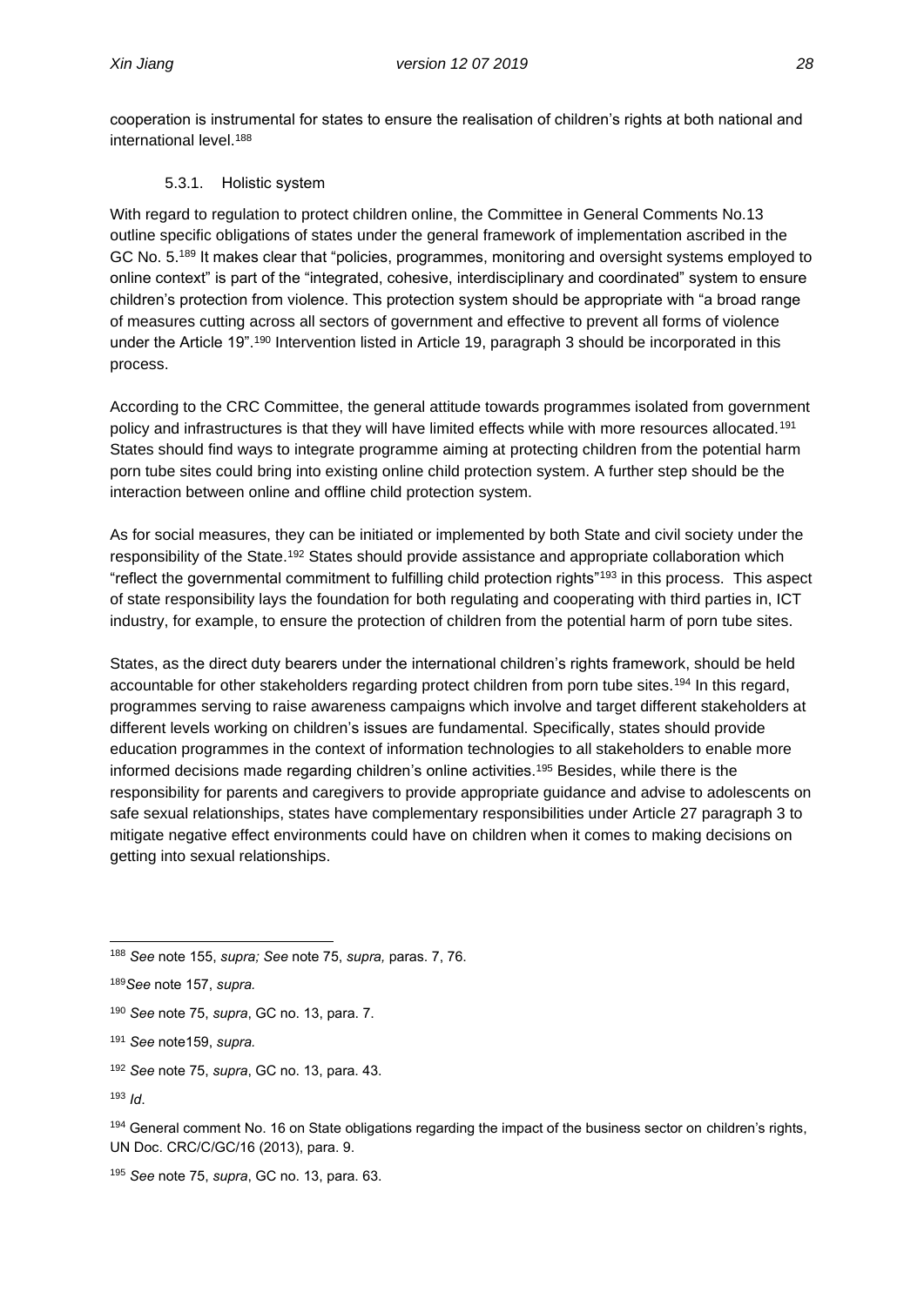cooperation is instrumental for states to ensure the realisation of children's rights at both national and international level.[188]

### 5.3.1. Holistic system

With regard to regulation to protect children online, the Committee in General Comments No.13 outline specific obligations of states under the general framework of implementation ascribed in the GC No. 5.[189] It makes clear that "policies, programmes, monitoring and oversight systems employed to online context" is part of the "integrated, cohesive, interdisciplinary and coordinated" system to ensure children's protection from violence. This protection system should be appropriate with "a broad range of measures cutting across all sectors of government and effective to prevent all forms of violence under the Article 19".[190] Intervention listed in Article 19, paragraph 3 should be incorporated in this process.

According to the CRC Committee, the general attitude towards programmes isolated from government policy and infrastructures is that they will have limited effects while with more resources allocated.[191] States should find ways to integrate programme aiming at protecting children from the potential harm porn tube sites could bring into existing online child protection system. A further step should be the interaction between online and offline child protection system.

As for social measures, they can be initiated or implemented by both State and civil society under the responsibility of the State.[192] States should provide assistance and appropriate collaboration which "reflect the governmental commitment to fulfilling child protection rights"[193] in this process. This aspect of state responsibility lays the foundation for both regulating and cooperating with third parties in, ICT industry, for example, to ensure the protection of children from the potential harm of porn tube sites.

States, as the direct duty bearers under the international children's rights framework, should be held accountable for other stakeholders regarding protect children from porn tube sites.[194] In this regard, programmes serving to raise awareness campaigns which involve and target different stakeholders at different levels working on children's issues are fundamental. Specifically, states should provide education programmes in the context of information technologies to all stakeholders to enable more informed decisions made regarding children's online activities.[195] Besides, while there is the responsibility for parents and caregivers to provide appropriate guidance and advise to adolescents on safe sexual relationships, states have complementary responsibilities under Article 27 paragraph 3 to mitigate negative effect environments could have on children when it comes to making decisions on getting into sexual relationships.

---

[188] *See* note 155, *supra; See* note 75, *supra,* paras. 7, 76.

[189] *See* note 157, *supra.*

[190] *See* note 75, *supra*, GC no. 13, para. 7.

[191] *See* note159, *supra.*

[192] *See* note 75, *supra*, GC no. 13, para. 43.

[193] *Id*.

[194] General comment No. 16 on State obligations regarding the impact of the business sector on children's rights, UN Doc. CRC/C/GC/16 (2013), para. 9.

[195] *See* note 75, *supra*, GC no. 13, para. 63.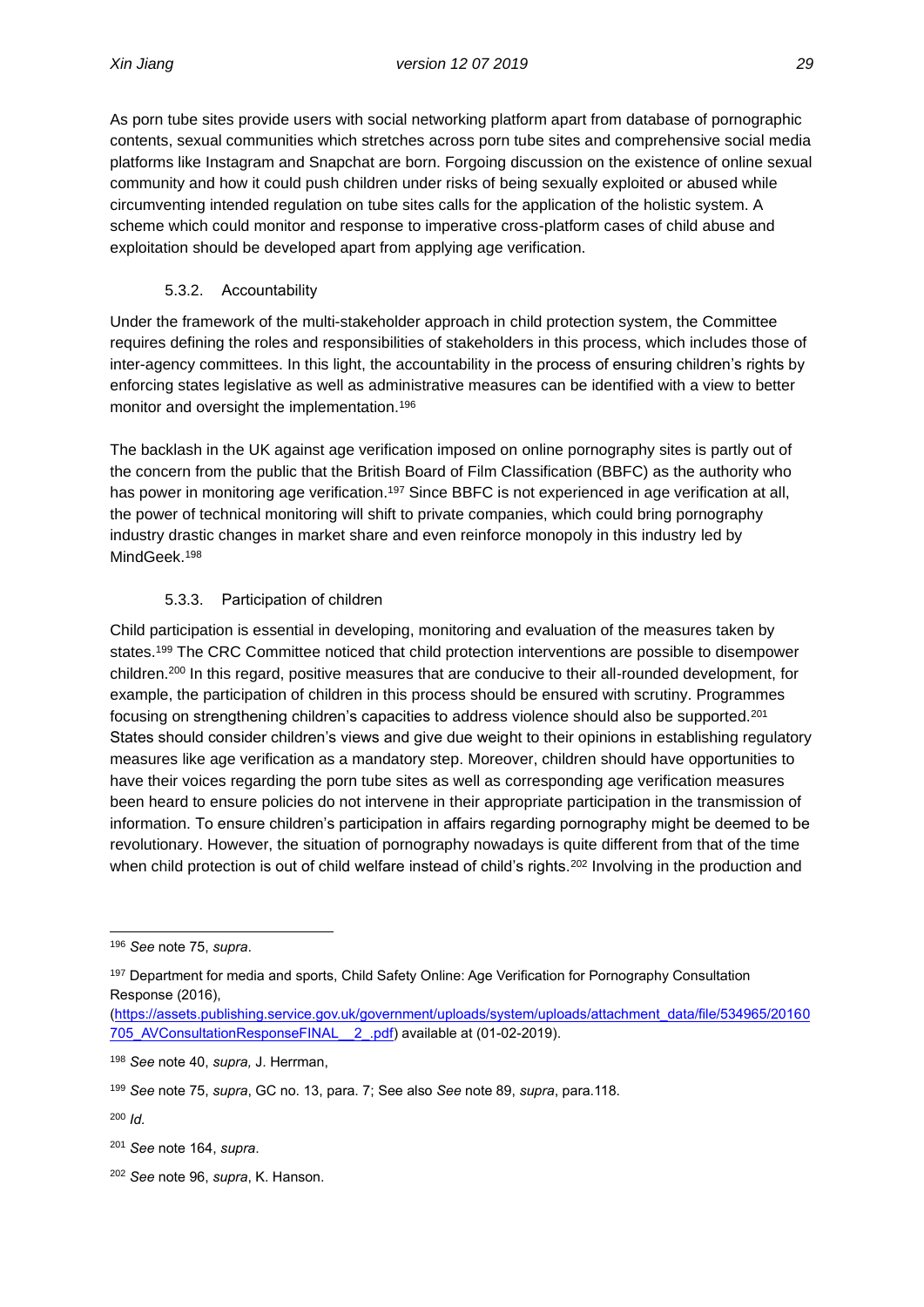As porn tube sites provide users with social networking platform apart from database of pornographic contents, sexual communities which stretches across porn tube sites and comprehensive social media platforms like Instagram and Snapchat are born. Forgoing discussion on the existence of online sexual community and how it could push children under risks of being sexually exploited or abused while circumventing intended regulation on tube sites calls for the application of the holistic system. A scheme which could monitor and response to imperative cross-platform cases of child abuse and exploitation should be developed apart from applying age verification.

#### 5.3.2. Accountability

Under the framework of the multi-stakeholder approach in child protection system, the Committee requires defining the roles and responsibilities of stakeholders in this process, which includes those of inter-agency committees. In this light, the accountability in the process of ensuring children's rights by enforcing states legislative as well as administrative measures can be identified with a view to better monitor and oversight the implementation.[196]

The backlash in the UK against age verification imposed on online pornography sites is partly out of the concern from the public that the British Board of Film Classification (BBFC) as the authority who has power in monitoring age verification.[197] Since BBFC is not experienced in age verification at all, the power of technical monitoring will shift to private companies, which could bring pornography industry drastic changes in market share and even reinforce monopoly in this industry led by MindGeek.[198]

#### 5.3.3. Participation of children

Child participation is essential in developing, monitoring and evaluation of the measures taken by states.[199] The CRC Committee noticed that child protection interventions are possible to disempower children.[200] In this regard, positive measures that are conducive to their all-rounded development, for example, the participation of children in this process should be ensured with scrutiny. Programmes focusing on strengthening children's capacities to address violence should also be supported.[201] States should consider children's views and give due weight to their opinions in establishing regulatory measures like age verification as a mandatory step. Moreover, children should have opportunities to have their voices regarding the porn tube sites as well as corresponding age verification measures been heard to ensure policies do not intervene in their appropriate participation in the transmission of information. To ensure children's participation in affairs regarding pornography might be deemed to be revolutionary. However, the situation of pornography nowadays is quite different from that of the time when child protection is out of child welfare instead of child's rights.[202] Involving in the production and

---

[196] *See* note 75, *supra*.

[197] Department for media and sports, Child Safety Online: Age Verification for Pornography Consultation Response (2016), (https://assets.publishing.service.gov.uk/government/uploads/system/uploads/attachment_data/file/534965/20160705_AVConsultationResponseFINAL__2_.pdf) available at (01-02-2019).

[198] *See* note 40, *supra,* J. Herrman,

[199] *See* note 75, *supra*, GC no. 13, para. 7; See also *See* note 89, *supra*, para.118.

[200] *Id.*

[201] *See* note 164, *supra*.

[202] *See* note 96, *supra*, K. Hanson.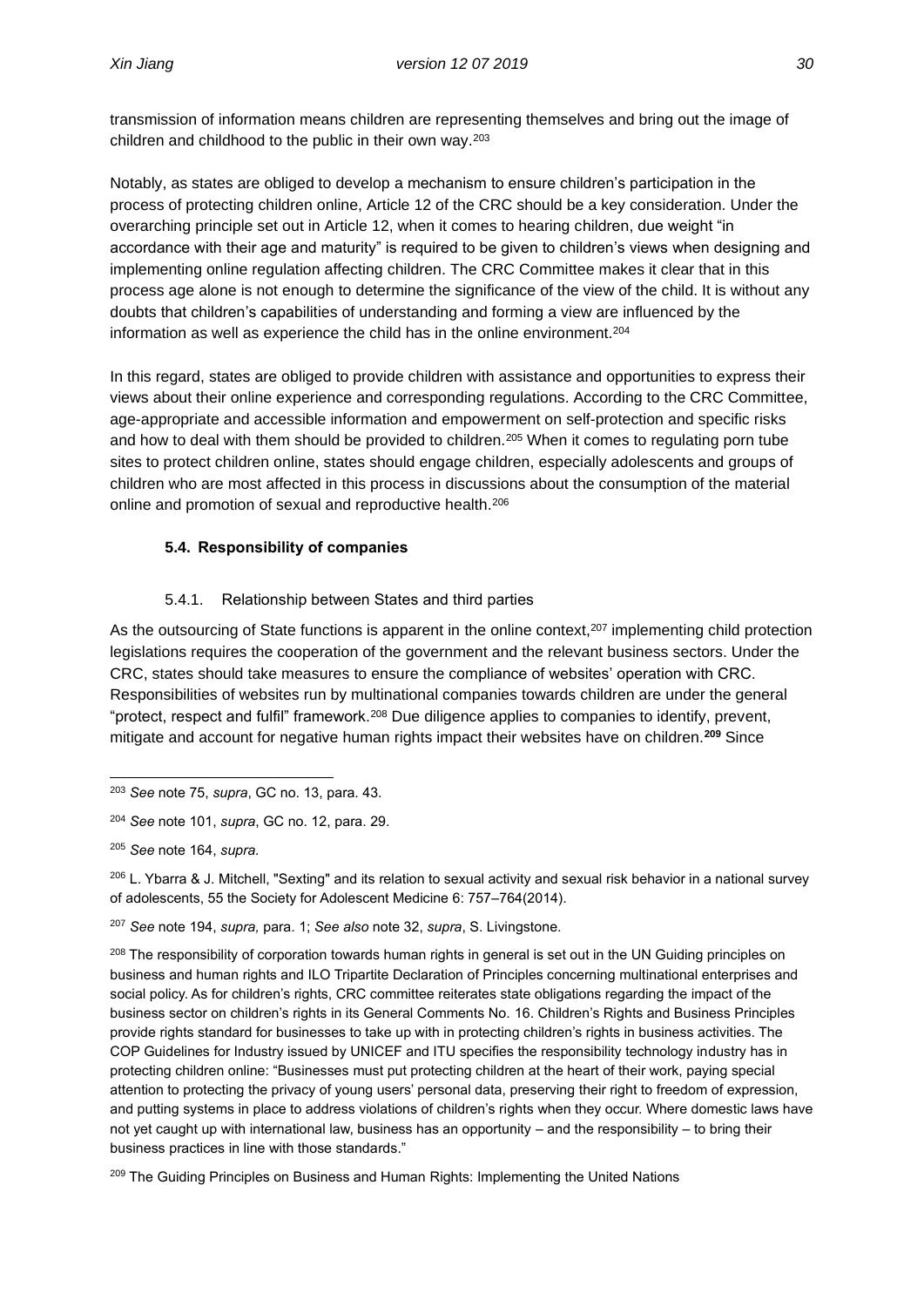transmission of information means children are representing themselves and bring out the image of children and childhood to the public in their own way.[203]

Notably, as states are obliged to develop a mechanism to ensure children's participation in the process of protecting children online, Article 12 of the CRC should be a key consideration. Under the overarching principle set out in Article 12, when it comes to hearing children, due weight "in accordance with their age and maturity" is required to be given to children's views when designing and implementing online regulation affecting children. The CRC Committee makes it clear that in this process age alone is not enough to determine the significance of the view of the child. It is without any doubts that children's capabilities of understanding and forming a view are influenced by the information as well as experience the child has in the online environment.[204]

In this regard, states are obliged to provide children with assistance and opportunities to express their views about their online experience and corresponding regulations. According to the CRC Committee, age-appropriate and accessible information and empowerment on self-protection and specific risks and how to deal with them should be provided to children.[205] When it comes to regulating porn tube sites to protect children online, states should engage children, especially adolescents and groups of children who are most affected in this process in discussions about the consumption of the material online and promotion of sexual and reproductive health.[206]

### 5.4. Responsibility of companies

#### 5.4.1. Relationship between States and third parties

As the outsourcing of State functions is apparent in the online context,[207] implementing child protection legislations requires the cooperation of the government and the relevant business sectors. Under the CRC, states should take measures to ensure the compliance of websites' operation with CRC. Responsibilities of websites run by multinational companies towards children are under the general "protect, respect and fulfil" framework.[208] Due diligence applies to companies to identify, prevent, mitigate and account for negative human rights impact their websites have on children.**[209]** Since

---

[203] *See* note 75, *supra*, GC no. 13, para. 43.

[204] *See* note 101, *supra*, GC no. 12, para. 29.

[205] *See* note 164, *supra.*

[206] L. Ybarra & J. Mitchell, "Sexting" and its relation to sexual activity and sexual risk behavior in a national survey of adolescents, 55 the Society for Adolescent Medicine 6: 757–764(2014).

[207] *See* note 194, *supra,* para. 1; *See also* note 32, *supra*, S. Livingstone.

[208] The responsibility of corporation towards human rights in general is set out in the UN Guiding principles on business and human rights and ILO Tripartite Declaration of Principles concerning multinational enterprises and social policy. As for children's rights, CRC committee reiterates state obligations regarding the impact of the business sector on children's rights in its General Comments No. 16. Children's Rights and Business Principles provide rights standard for businesses to take up with in protecting children's rights in business activities. The COP Guidelines for Industry issued by UNICEF and ITU specifies the responsibility technology industry has in protecting children online: "Businesses must put protecting children at the heart of their work, paying special attention to protecting the privacy of young users' personal data, preserving their right to freedom of expression, and putting systems in place to address violations of children's rights when they occur. Where domestic laws have not yet caught up with international law, business has an opportunity – and the responsibility – to bring their business practices in line with those standards."

[209] The Guiding Principles on Business and Human Rights: Implementing the United Nations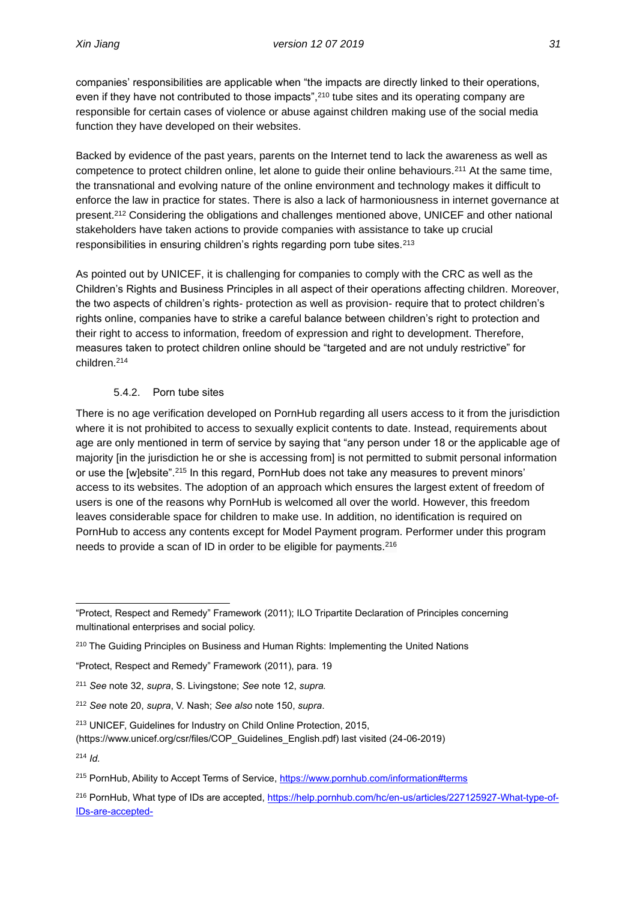companies' responsibilities are applicable when "the impacts are directly linked to their operations, even if they have not contributed to those impacts",[210] tube sites and its operating company are responsible for certain cases of violence or abuse against children making use of the social media function they have developed on their websites.

Backed by evidence of the past years, parents on the Internet tend to lack the awareness as well as competence to protect children online, let alone to guide their online behaviours.[211] At the same time, the transnational and evolving nature of the online environment and technology makes it difficult to enforce the law in practice for states. There is also a lack of harmoniousness in internet governance at present.[212] Considering the obligations and challenges mentioned above, UNICEF and other national stakeholders have taken actions to provide companies with assistance to take up crucial responsibilities in ensuring children's rights regarding porn tube sites.[213]

As pointed out by UNICEF, it is challenging for companies to comply with the CRC as well as the Children's Rights and Business Principles in all aspect of their operations affecting children. Moreover, the two aspects of children's rights- protection as well as provision- require that to protect children's rights online, companies have to strike a careful balance between children's right to protection and their right to access to information, freedom of expression and right to development. Therefore, measures taken to protect children online should be "targeted and are not unduly restrictive" for children.[214]

### 5.4.2. Porn tube sites

There is no age verification developed on PornHub regarding all users access to it from the jurisdiction where it is not prohibited to access to sexually explicit contents to date. Instead, requirements about age are only mentioned in term of service by saying that "any person under 18 or the applicable age of majority [in the jurisdiction he or she is accessing from] is not permitted to submit personal information or use the [w]ebsite".[215] In this regard, PornHub does not take any measures to prevent minors' access to its websites. The adoption of an approach which ensures the largest extent of freedom of users is one of the reasons why PornHub is welcomed all over the world. However, this freedom leaves considerable space for children to make use. In addition, no identification is required on PornHub to access any contents except for Model Payment program. Performer under this program needs to provide a scan of ID in order to be eligible for payments.[216]

---

"Protect, Respect and Remedy" Framework (2011); ILO Tripartite Declaration of Principles concerning multinational enterprises and social policy.

[210] The Guiding Principles on Business and Human Rights: Implementing the United Nations

"Protect, Respect and Remedy" Framework (2011), para. 19

[211] *See* note 32, *supra*, S. Livingstone; *See* note 12, *supra.*

[212] *See* note 20, *supra*, V. Nash; *See also* note 150, *supra*.

[213] UNICEF, Guidelines for Industry on Child Online Protection, 2015, (https://www.unicef.org/csr/files/COP_Guidelines_English.pdf) last visited (24-06-2019)

[214] *Id.*

[215] PornHub, Ability to Accept Terms of Service, https://www.pornhub.com/information#terms

[216] PornHub, What type of IDs are accepted, https://help.pornhub.com/hc/en-us/articles/227125927-What-type-of-IDs-are-accepted-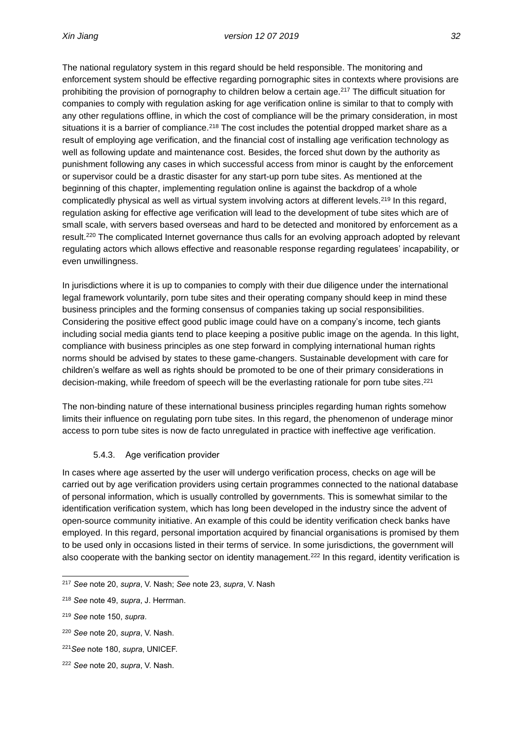The national regulatory system in this regard should be held responsible. The monitoring and enforcement system should be effective regarding pornographic sites in contexts where provisions are prohibiting the provision of pornography to children below a certain age.[217] The difficult situation for companies to comply with regulation asking for age verification online is similar to that to comply with any other regulations offline, in which the cost of compliance will be the primary consideration, in most situations it is a barrier of compliance.[218] The cost includes the potential dropped market share as a result of employing age verification, and the financial cost of installing age verification technology as well as following update and maintenance cost. Besides, the forced shut down by the authority as punishment following any cases in which successful access from minor is caught by the enforcement or supervisor could be a drastic disaster for any start-up porn tube sites. As mentioned at the beginning of this chapter, implementing regulation online is against the backdrop of a whole complicatedly physical as well as virtual system involving actors at different levels.[219] In this regard, regulation asking for effective age verification will lead to the development of tube sites which are of small scale, with servers based overseas and hard to be detected and monitored by enforcement as a result.[220] The complicated Internet governance thus calls for an evolving approach adopted by relevant regulating actors which allows effective and reasonable response regarding regulatees' incapability, or even unwillingness.

In jurisdictions where it is up to companies to comply with their due diligence under the international legal framework voluntarily, porn tube sites and their operating company should keep in mind these business principles and the forming consensus of companies taking up social responsibilities. Considering the positive effect good public image could have on a company's income, tech giants including social media giants tend to place keeping a positive public image on the agenda. In this light, compliance with business principles as one step forward in complying international human rights norms should be advised by states to these game-changers. Sustainable development with care for children's welfare as well as rights should be promoted to be one of their primary considerations in decision-making, while freedom of speech will be the everlasting rationale for porn tube sites.[221]

The non-binding nature of these international business principles regarding human rights somehow limits their influence on regulating porn tube sites. In this regard, the phenomenon of underage minor access to porn tube sites is now de facto unregulated in practice with ineffective age verification.

#### 5.4.3. Age verification provider

In cases where age asserted by the user will undergo verification process, checks on age will be carried out by age verification providers using certain programmes connected to the national database of personal information, which is usually controlled by governments. This is somewhat similar to the identification verification system, which has long been developed in the industry since the advent of open-source community initiative. An example of this could be identity verification check banks have employed. In this regard, personal importation acquired by financial organisations is promised by them to be used only in occasions listed in their terms of service. In some jurisdictions, the government will also cooperate with the banking sector on identity management.[222] In this regard, identity verification is

---

[217] *See* note 20, *supra*, V. Nash; *See* note 23, *supra*, V. Nash

[218] *See* note 49, *supra*, J. Herrman.

[219] *See* note 150, *supra*.

[220] *See* note 20, *supra*, V. Nash.

[221] *See* note 180, *supra*, UNICEF.

[222] *See* note 20, *supra*, V. Nash.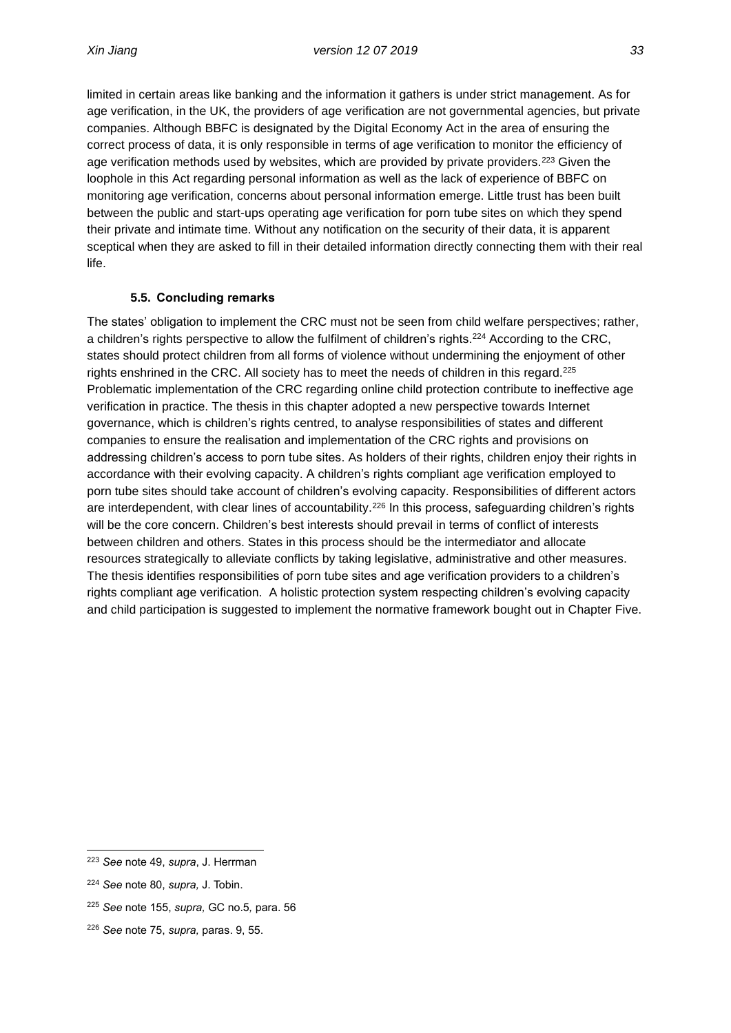limited in certain areas like banking and the information it gathers is under strict management. As for age verification, in the UK, the providers of age verification are not governmental agencies, but private companies. Although BBFC is designated by the Digital Economy Act in the area of ensuring the correct process of data, it is only responsible in terms of age verification to monitor the efficiency of age verification methods used by websites, which are provided by private providers.[223] Given the loophole in this Act regarding personal information as well as the lack of experience of BBFC on monitoring age verification, concerns about personal information emerge. Little trust has been built between the public and start-ups operating age verification for porn tube sites on which they spend their private and intimate time. Without any notification on the security of their data, it is apparent sceptical when they are asked to fill in their detailed information directly connecting them with their real life.

### 5.5. Concluding remarks

The states' obligation to implement the CRC must not be seen from child welfare perspectives; rather, a children's rights perspective to allow the fulfilment of children's rights.[224] According to the CRC, states should protect children from all forms of violence without undermining the enjoyment of other rights enshrined in the CRC. All society has to meet the needs of children in this regard.[225] Problematic implementation of the CRC regarding online child protection contribute to ineffective age verification in practice. The thesis in this chapter adopted a new perspective towards Internet governance, which is children's rights centred, to analyse responsibilities of states and different companies to ensure the realisation and implementation of the CRC rights and provisions on addressing children's access to porn tube sites. As holders of their rights, children enjoy their rights in accordance with their evolving capacity. A children's rights compliant age verification employed to porn tube sites should take account of children's evolving capacity. Responsibilities of different actors are interdependent, with clear lines of accountability.[226] In this process, safeguarding children's rights will be the core concern. Children's best interests should prevail in terms of conflict of interests between children and others. States in this process should be the intermediator and allocate resources strategically to alleviate conflicts by taking legislative, administrative and other measures. The thesis identifies responsibilities of porn tube sites and age verification providers to a children's rights compliant age verification. A holistic protection system respecting children's evolving capacity and child participation is suggested to implement the normative framework bought out in Chapter Five.

---

[223] *See* note 49, *supra*, J. Herrman

[224] *See* note 80, *supra,* J. Tobin.

[225] *See* note 155, *supra,* GC no.5*,* para. 56

[226] *See* note 75, *supra,* paras. 9, 55.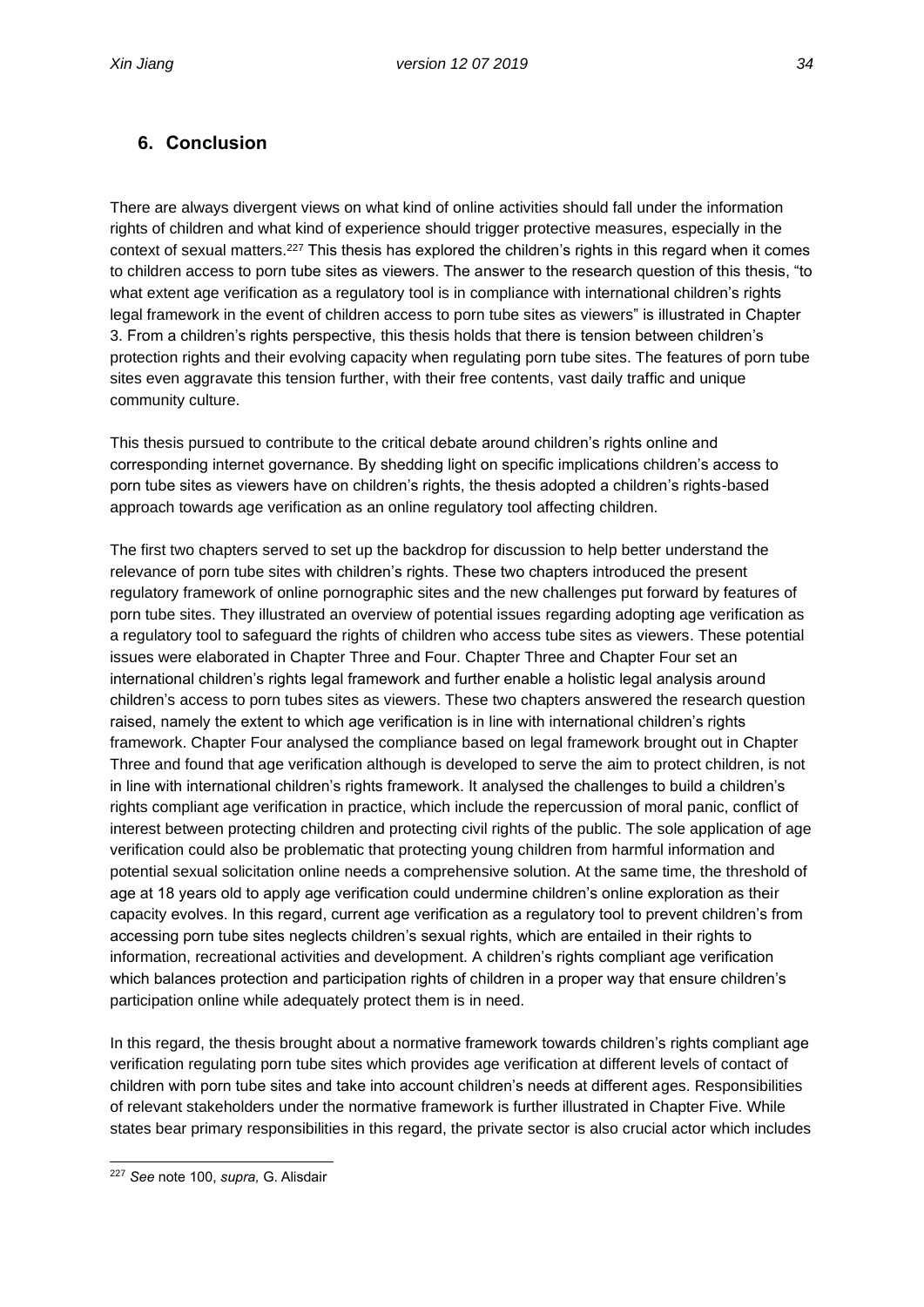## 6. Conclusion

There are always divergent views on what kind of online activities should fall under the information rights of children and what kind of experience should trigger protective measures, especially in the context of sexual matters.[227] This thesis has explored the children's rights in this regard when it comes to children access to porn tube sites as viewers. The answer to the research question of this thesis, "to what extent age verification as a regulatory tool is in compliance with international children's rights legal framework in the event of children access to porn tube sites as viewers" is illustrated in Chapter 3. From a children's rights perspective, this thesis holds that there is tension between children's protection rights and their evolving capacity when regulating porn tube sites. The features of porn tube sites even aggravate this tension further, with their free contents, vast daily traffic and unique community culture.

This thesis pursued to contribute to the critical debate around children's rights online and corresponding internet governance. By shedding light on specific implications children's access to porn tube sites as viewers have on children's rights, the thesis adopted a children's rights-based approach towards age verification as an online regulatory tool affecting children.

The first two chapters served to set up the backdrop for discussion to help better understand the relevance of porn tube sites with children's rights. These two chapters introduced the present regulatory framework of online pornographic sites and the new challenges put forward by features of porn tube sites. They illustrated an overview of potential issues regarding adopting age verification as a regulatory tool to safeguard the rights of children who access tube sites as viewers. These potential issues were elaborated in Chapter Three and Four. Chapter Three and Chapter Four set an international children's rights legal framework and further enable a holistic legal analysis around children's access to porn tubes sites as viewers. These two chapters answered the research question raised, namely the extent to which age verification is in line with international children's rights framework. Chapter Four analysed the compliance based on legal framework brought out in Chapter Three and found that age verification although is developed to serve the aim to protect children, is not in line with international children's rights framework. It analysed the challenges to build a children's rights compliant age verification in practice, which include the repercussion of moral panic, conflict of interest between protecting children and protecting civil rights of the public. The sole application of age verification could also be problematic that protecting young children from harmful information and potential sexual solicitation online needs a comprehensive solution. At the same time, the threshold of age at 18 years old to apply age verification could undermine children's online exploration as their capacity evolves. In this regard, current age verification as a regulatory tool to prevent children's from accessing porn tube sites neglects children's sexual rights, which are entailed in their rights to information, recreational activities and development. A children's rights compliant age verification which balances protection and participation rights of children in a proper way that ensure children's participation online while adequately protect them is in need.

In this regard, the thesis brought about a normative framework towards children's rights compliant age verification regulating porn tube sites which provides age verification at different levels of contact of children with porn tube sites and take into account children's needs at different ages. Responsibilities of relevant stakeholders under the normative framework is further illustrated in Chapter Five. While states bear primary responsibilities in this regard, the private sector is also crucial actor which includes

---

[227] *See* note 100, *supra,* G. Alisdair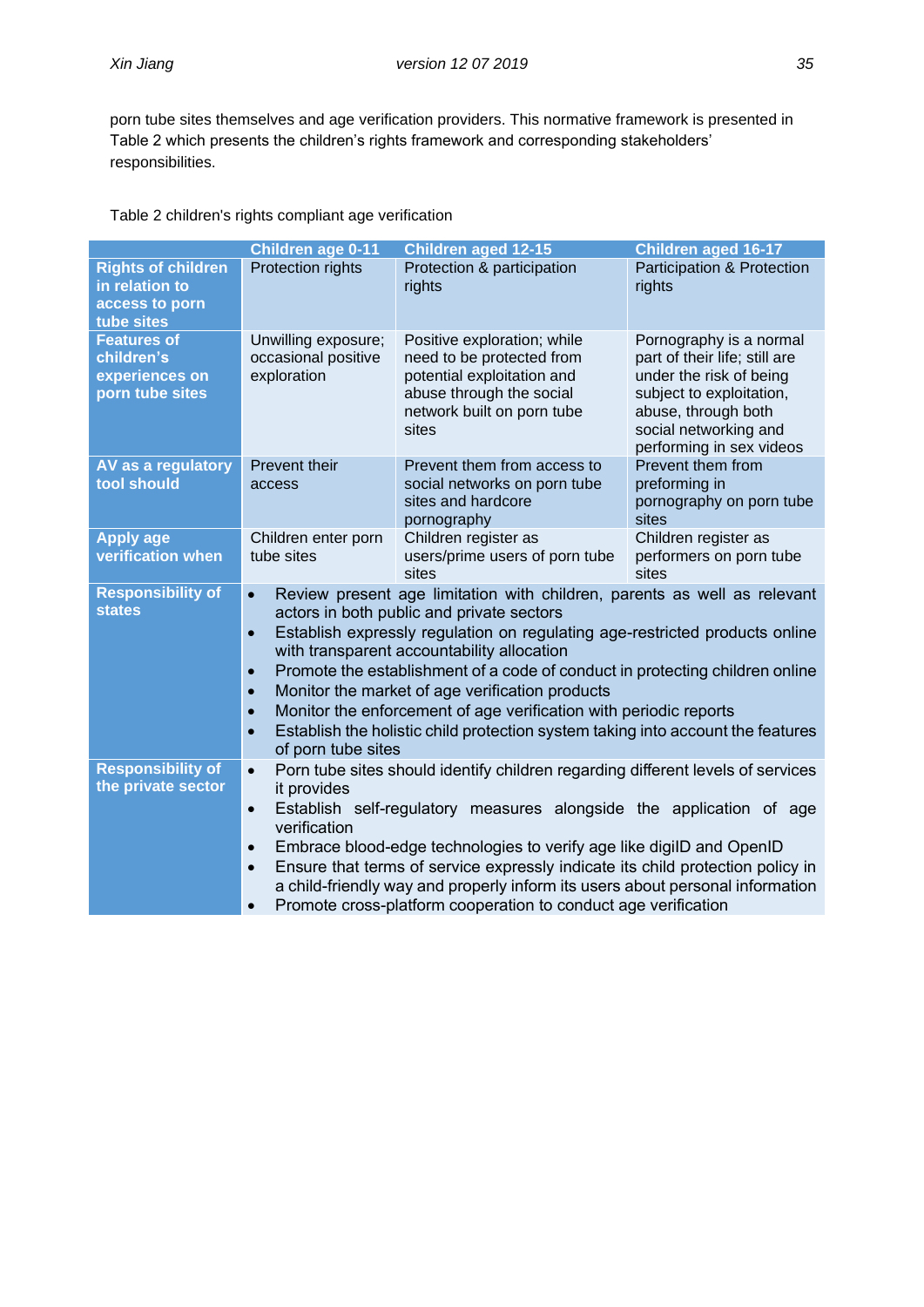porn tube sites themselves and age verification providers. This normative framework is presented in Table 2 which presents the children's rights framework and corresponding stakeholders' responsibilities.

Table 2 children's rights compliant age verification

| | Children age 0-11 | Children aged 12-15 | Children aged 16-17 |
|---|---|---|---|
| **Rights of children in relation to access to porn tube sites** | Protection rights | Protection & participation rights | Participation & Protection rights |
| **Features of children's experiences on porn tube sites** | Unwilling exposure; occasional positive exploration | Positive exploration; while need to be protected from potential exploitation and abuse through the social network built on porn tube sites | Pornography is a normal part of their life; still are under the risk of being subject to exploitation, abuse, through both social networking and performing in sex videos |
| **AV as a regulatory tool should** | Prevent their access | Prevent them from access to social networks on porn tube sites and hardcore pornography | Prevent them from preforming in pornography on porn tube sites |
| **Apply age verification when** | Children enter porn tube sites | Children register as users/prime users of porn tube sites | Children register as performers on porn tube sites |
| **Responsibility of states** | • Review present age limitation with children, parents as well as relevant actors in both public and private sectors<br>• Establish expressly regulation on regulating age-restricted products online with transparent accountability allocation<br>• Promote the establishment of a code of conduct in protecting children online<br>• Monitor the market of age verification products<br>• Monitor the enforcement of age verification with periodic reports<br>• Establish the holistic child protection system taking into account the features of porn tube sites | | |
| **Responsibility of the private sector** | • Porn tube sites should identify children regarding different levels of services it provides<br>• Establish self-regulatory measures alongside the application of age verification<br>• Embrace blood-edge technologies to verify age like digiID and OpenID<br>• Ensure that terms of service expressly indicate its child protection policy in a child-friendly way and properly inform its users about personal information<br>• Promote cross-platform cooperation to conduct age verification | | |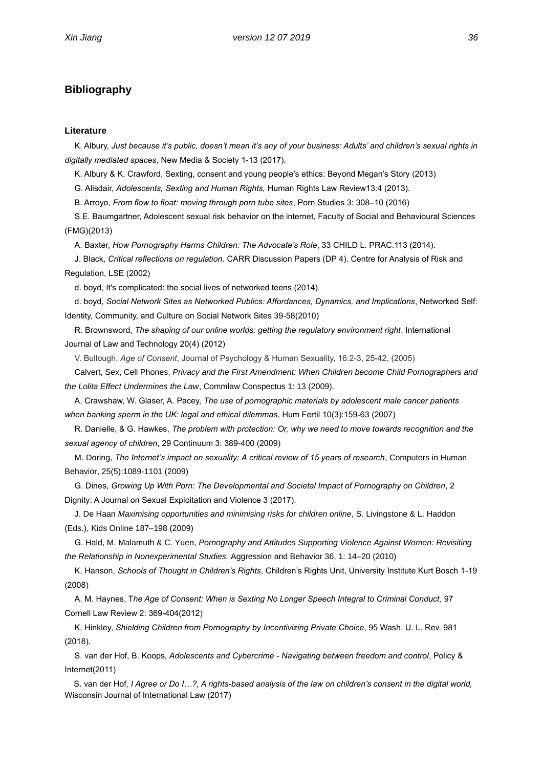## Bibliography

### Literature

K. Albury, *Just because it's public, doesn't mean it's any of your business: Adults' and children's sexual rights in digitally mediated spaces*, New Media & Society 1-13 (2017).

K. Albury & K. Crawford, Sexting, consent and young people's ethics: Beyond Megan's Story (2013)

G. Alisdair, *Adolescents, Sexting and Human Rights,* Human Rights Law Review13:4 (2013).

B. Arroyo, *From flow to float: moving through porn tube sites*, Porn Studies 3: 308–10 (2016)

S.E. Baumgartner, Adolescent sexual risk behavior on the internet, Faculty of Social and Behavioural Sciences (FMG)(2013)

A. Baxter, *How Pornography Harms Children: The Advocate's Role*, 33 CHILD L. PRAC.113 (2014).

J. Black, *Critical reflections on regulation.* CARR Discussion Papers (DP 4). Centre for Analysis of Risk and Regulation, LSE (2002)

d. boyd, It's complicated: the social lives of networked teens (2014).

d. boyd, *Social Network Sites as Networked Publics: Affordances, Dynamics, and Implications*, Networked Self: Identity, Community, and Culture on Social Network Sites 39-58(2010)

R. Brownsword, *The shaping of our online worlds: getting the regulatory environment right*. International Journal of Law and Technology 20(4) (2012)

V. Bullough, *Age of Consent*, Journal of Psychology & Human Sexuality, 16:2-3, 25-42, (2005)

Calvert, Sex, Cell Phones, *Privacy and the First Amendment: When Children become Child Pornographers and the Lolita Effect Undermines the Law*, Commlaw Conspectus 1: 13 (2009).

A. Crawshaw, W. Glaser, A. Pacey, *The use of pornographic materials by adolescent male cancer patients when banking sperm in the UK: legal and ethical dilemmas*, Hum Fertil 10(3):159-63 (2007)

R. Danielle, & G. Hawkes, *The problem with protection: Or, why we need to move towards recognition and the sexual agency of children*, 29 Continuum 3: 389-400 (2009)

M. Doring, *The Internet's impact on sexuality: A critical review of 15 years of research*, Computers in Human Behavior, 25(5):1089-1101 (2009)

G. Dines, *Growing Up With Porn: The Developmental and Societal Impact of Pornography on Children*, 2 Dignity: A Journal on Sexual Exploitation and Violence 3 (2017).

J. De Haan *Maximising opportunities and minimising risks for children online*, S. Livingstone & L. Haddon (Eds.), Kids Online 187–198 (2009)

G. Hald, M. Malamuth & C. Yuen, *Pornography and Attitudes Supporting Violence Against Women: Revisiting the Relationship in Nonexperimental Studies.* Aggression and Behavior 36, 1: 14–20 (2010)

K. Hanson, *Schools of Thought in Children's Rights*, Children's Rights Unit, University Institute Kurt Bosch 1-19 (2008)

A. M. Haynes, T*he Age of Consent: When is Sexting No Longer Speech Integral to Criminal Conduct*, 97 Cornell Law Review 2: 369-404(2012)

K. Hinkley, *Shielding Children from Pornography by Incentivizing Private Choice*, 95 Wash. U. L. Rev. 981 (2018).

S. van der Hof, B. Koops*, Adolescents and Cybercrime - Navigating between freedom and control*, Policy & Internet(2011)

S. van der Hof*, I Agree or Do I…?, A rights-based analysis of the law on children's consent in the digital world,* Wisconsin Journal of International Law (2017)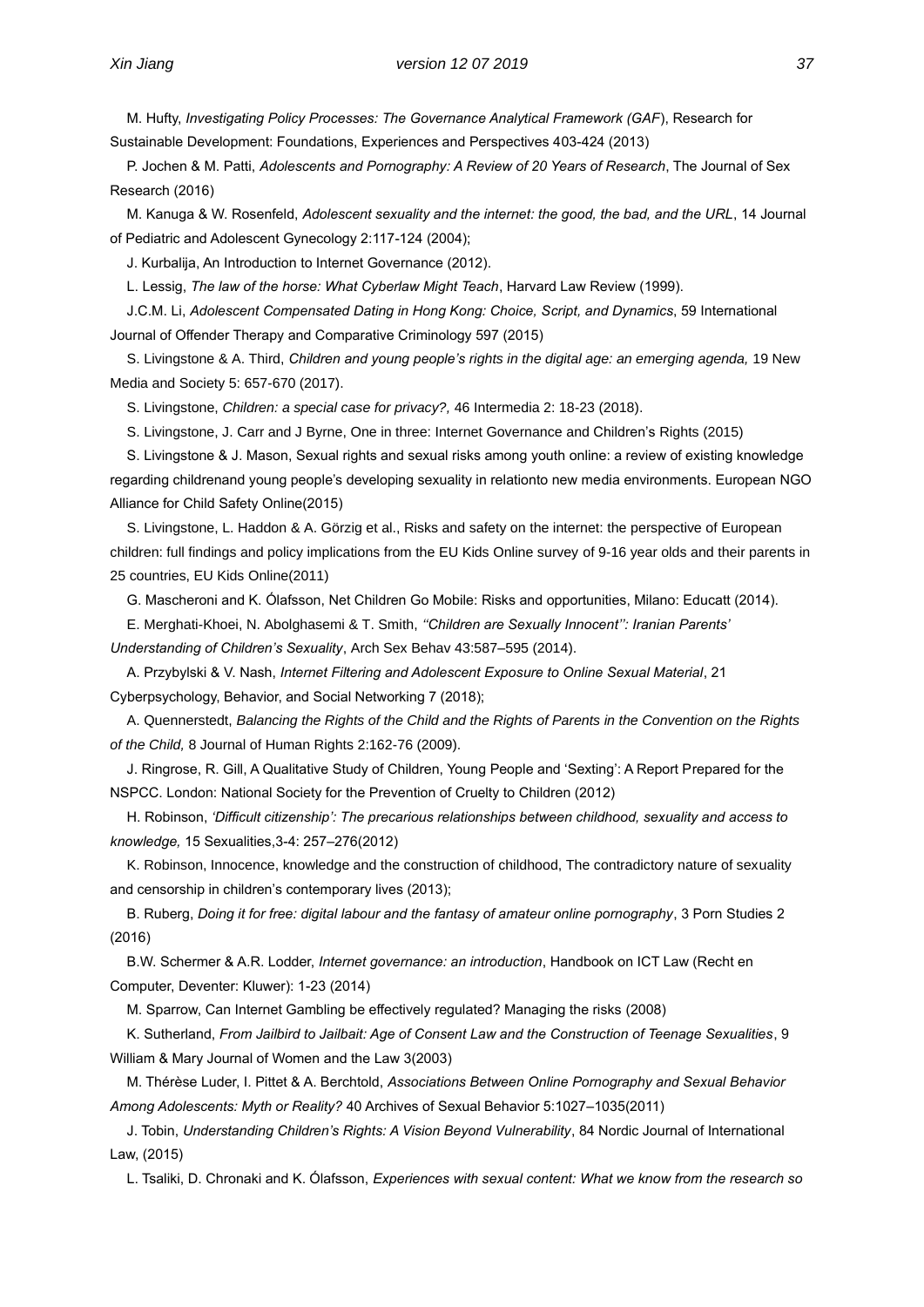M. Hufty, *Investigating Policy Processes: The Governance Analytical Framework (GAF*), Research for Sustainable Development: Foundations, Experiences and Perspectives 403-424 (2013)

P. Jochen & M. Patti, *Adolescents and Pornography: A Review of 20 Years of Research*, The Journal of Sex Research (2016)

M. Kanuga & W. Rosenfeld, *Adolescent sexuality and the internet: the good, the bad, and the URL*, 14 Journal of Pediatric and Adolescent Gynecology 2:117-124 (2004);

J. Kurbalija, An Introduction to Internet Governance (2012).

L. Lessig, *The law of the horse: What Cyberlaw Might Teach*, Harvard Law Review (1999).

J.C.M. Li, *Adolescent Compensated Dating in Hong Kong: Choice, Script, and Dynamics*, 59 International Journal of Offender Therapy and Comparative Criminology 597 (2015)

S. Livingstone & A. Third, *Children and young people's rights in the digital age: an emerging agenda,* 19 New Media and Society 5: 657-670 (2017).

S. Livingstone, *Children: a special case for privacy?,* 46 Intermedia 2: 18-23 (2018).

S. Livingstone, J. Carr and J Byrne, One in three: Internet Governance and Children's Rights (2015)

S. Livingstone & J. Mason, Sexual rights and sexual risks among youth online: a review of existing knowledge regarding childrenand young people's developing sexuality in relationto new media environments. European NGO Alliance for Child Safety Online(2015)

S. Livingstone, L. Haddon & A. Görzig et al., Risks and safety on the internet: the perspective of European children: full findings and policy implications from the EU Kids Online survey of 9-16 year olds and their parents in 25 countries, EU Kids Online(2011)

G. Mascheroni and K. Ólafsson, Net Children Go Mobile: Risks and opportunities, Milano: Educatt (2014).

E. Merghati-Khoei, N. Abolghasemi & T. Smith, *''Children are Sexually Innocent'': Iranian Parents' Understanding of Children's Sexuality*, Arch Sex Behav 43:587–595 (2014).

A. Przybylski & V. Nash, *Internet Filtering and Adolescent Exposure to Online Sexual Material*, 21 Cyberpsychology, Behavior, and Social Networking 7 (2018);

A. Quennerstedt, *Balancing the Rights of the Child and the Rights of Parents in the Convention on the Rights of the Child,* 8 Journal of Human Rights 2:162-76 (2009).

J. Ringrose, R. Gill, A Qualitative Study of Children, Young People and 'Sexting': A Report Prepared for the NSPCC. London: National Society for the Prevention of Cruelty to Children (2012)

H. Robinson, *'Difficult citizenship': The precarious relationships between childhood, sexuality and access to knowledge,* 15 Sexualities,3-4: 257–276(2012)

K. Robinson, Innocence, knowledge and the construction of childhood, The contradictory nature of sexuality and censorship in children's contemporary lives (2013);

B. Ruberg, *Doing it for free: digital labour and the fantasy of amateur online pornography*, 3 Porn Studies 2 (2016)

B.W. Schermer & A.R. Lodder, *Internet governance: an introduction*, Handbook on ICT Law (Recht en Computer, Deventer: Kluwer): 1-23 (2014)

M. Sparrow, Can Internet Gambling be effectively regulated? Managing the risks (2008)

K. Sutherland, *From Jailbird to Jailbait: Age of Consent Law and the Construction of Teenage Sexualities*, 9 William & Mary Journal of Women and the Law 3(2003)

M. Thérèse Luder, I. Pittet & A. Berchtold, *Associations Between Online Pornography and Sexual Behavior Among Adolescents: Myth or Reality?* 40 Archives of Sexual Behavior 5:1027–1035(2011)

J. Tobin, *Understanding Children's Rights: A Vision Beyond Vulnerability*, 84 Nordic Journal of International Law, (2015)

L. Tsaliki, D. Chronaki and K. Ólafsson, *Experiences with sexual content: What we know from the research so*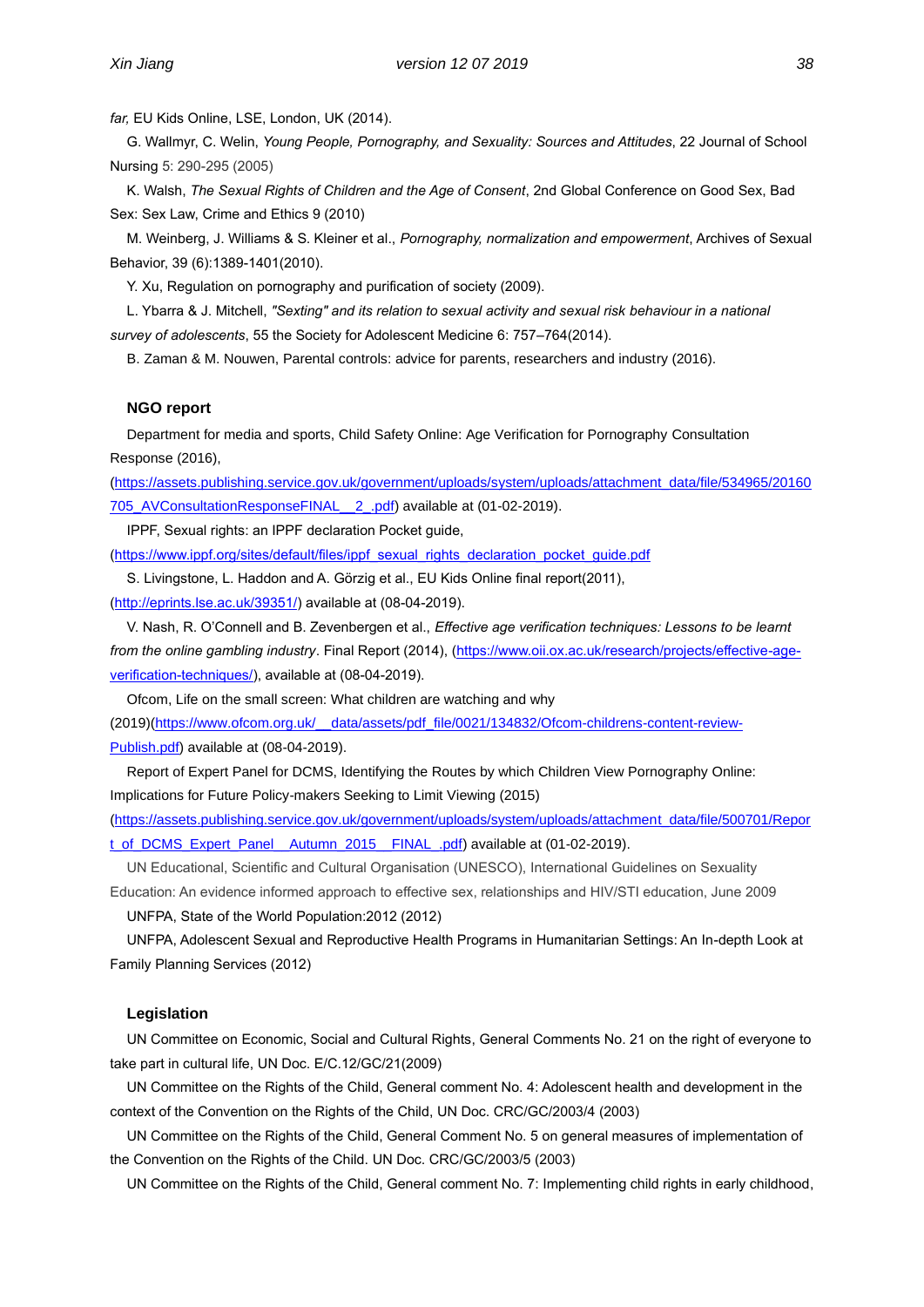*far,* EU Kids Online, LSE, London, UK (2014).

G. Wallmyr, C. Welin, *Young People, Pornography, and Sexuality: Sources and Attitudes*, 22 Journal of School Nursing 5: 290-295 (2005)

K. Walsh, *The Sexual Rights of Children and the Age of Consent*, 2nd Global Conference on Good Sex, Bad Sex: Sex Law, Crime and Ethics 9 (2010)

M. Weinberg, J. Williams & S. Kleiner et al., *Pornography, normalization and empowerment*, Archives of Sexual Behavior, 39 (6):1389-1401(2010).

Y. Xu, Regulation on pornography and purification of society (2009).

L. Ybarra & J. Mitchell, *"Sexting" and its relation to sexual activity and sexual risk behaviour in a national survey of adolescents*, 55 the Society for Adolescent Medicine 6: 757–764(2014).

B. Zaman & M. Nouwen, Parental controls: advice for parents, researchers and industry (2016).

### NGO report

Department for media and sports, Child Safety Online: Age Verification for Pornography Consultation Response (2016), (https://assets.publishing.service.gov.uk/government/uploads/system/uploads/attachment_data/file/534965/20160705_AVConsultationResponseFINAL__2_.pdf) available at (01-02-2019).

IPPF, Sexual rights: an IPPF declaration Pocket guide, (https://www.ippf.org/sites/default/files/ippf_sexual_rights_declaration_pocket_guide.pdf

S. Livingstone, L. Haddon and A. Görzig et al., EU Kids Online final report(2011), (http://eprints.lse.ac.uk/39351/) available at (08-04-2019).

V. Nash, R. O'Connell and B. Zevenbergen et al., *Effective age verification techniques: Lessons to be learnt from the online gambling industry*. Final Report (2014), (https://www.oii.ox.ac.uk/research/projects/effective-age-verification-techniques/), available at (08-04-2019).

Ofcom, Life on the small screen: What children are watching and why (2019)(https://www.ofcom.org.uk/__data/assets/pdf_file/0021/134832/Ofcom-childrens-content-review-Publish.pdf) available at (08-04-2019).

Report of Expert Panel for DCMS, Identifying the Routes by which Children View Pornography Online: Implications for Future Policy-makers Seeking to Limit Viewing (2015) (https://assets.publishing.service.gov.uk/government/uploads/system/uploads/attachment_data/file/500701/Report_of_DCMS_Expert_Panel__Autumn_2015__FINAL_.pdf) available at (01-02-2019).

UN Educational, Scientific and Cultural Organisation (UNESCO), International Guidelines on Sexuality Education: An evidence informed approach to effective sex, relationships and HIV/STI education, June 2009

UNFPA, State of the World Population:2012 (2012)

UNFPA, Adolescent Sexual and Reproductive Health Programs in Humanitarian Settings: An In-depth Look at Family Planning Services (2012)

### Legislation

UN Committee on Economic, Social and Cultural Rights, General Comments No. 21 on the right of everyone to take part in cultural life, UN Doc. E/C.12/GC/21(2009)

UN Committee on the Rights of the Child, General comment No. 4: Adolescent health and development in the context of the Convention on the Rights of the Child, UN Doc. CRC/GC/2003/4 (2003)

UN Committee on the Rights of the Child, General Comment No. 5 on general measures of implementation of the Convention on the Rights of the Child. UN Doc. CRC/GC/2003/5 (2003)

UN Committee on the Rights of the Child, General comment No. 7: Implementing child rights in early childhood,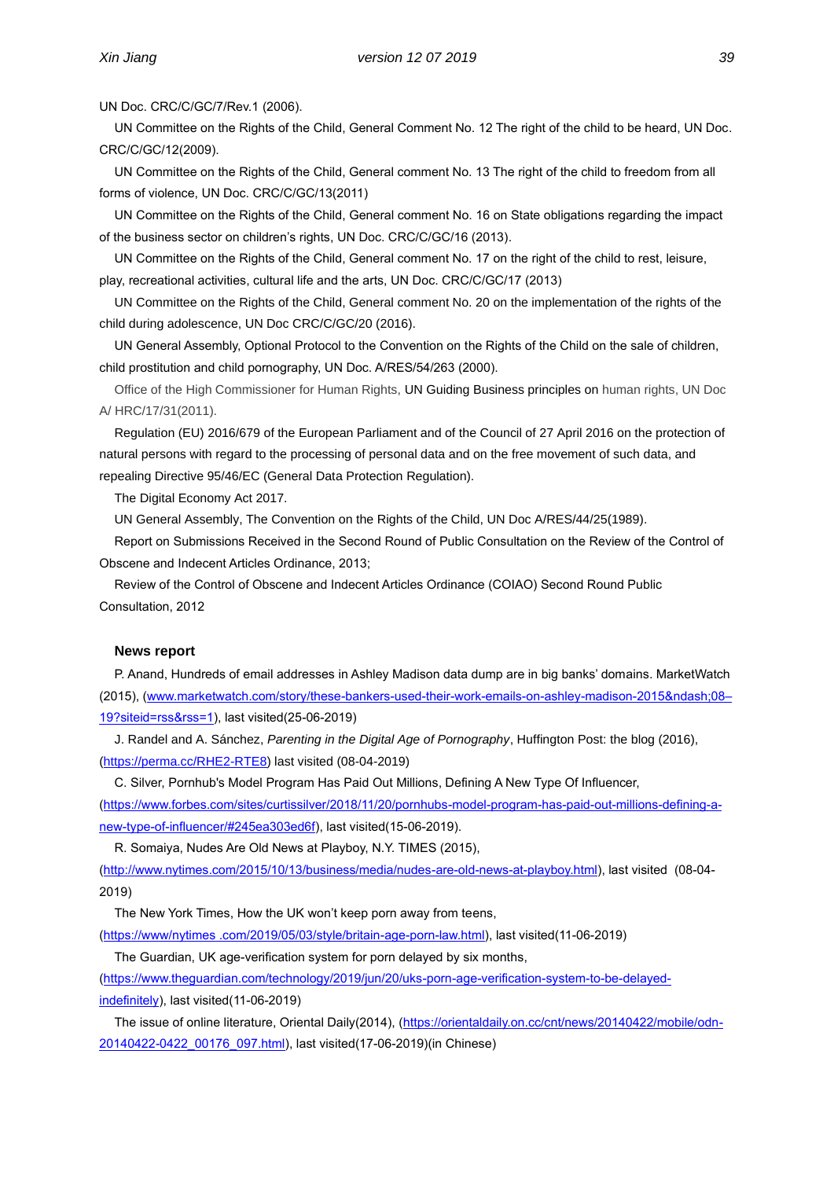UN Doc. CRC/C/GC/7/Rev.1 (2006).

UN Committee on the Rights of the Child, General Comment No. 12 The right of the child to be heard, UN Doc. CRC/C/GC/12(2009).

UN Committee on the Rights of the Child, General comment No. 13 The right of the child to freedom from all forms of violence, UN Doc. CRC/C/GC/13(2011)

UN Committee on the Rights of the Child, General comment No. 16 on State obligations regarding the impact of the business sector on children's rights, UN Doc. CRC/C/GC/16 (2013).

UN Committee on the Rights of the Child, General comment No. 17 on the right of the child to rest, leisure, play, recreational activities, cultural life and the arts, UN Doc. CRC/C/GC/17 (2013)

UN Committee on the Rights of the Child, General comment No. 20 on the implementation of the rights of the child during adolescence, UN Doc CRC/C/GC/20 (2016).

UN General Assembly, Optional Protocol to the Convention on the Rights of the Child on the sale of children, child prostitution and child pornography, UN Doc. A/RES/54/263 (2000).

Office of the High Commissioner for Human Rights, UN Guiding Business principles on human rights, UN Doc A/ HRC/17/31(2011).

Regulation (EU) 2016/679 of the European Parliament and of the Council of 27 April 2016 on the protection of natural persons with regard to the processing of personal data and on the free movement of such data, and repealing Directive 95/46/EC (General Data Protection Regulation).

The Digital Economy Act 2017.

UN General Assembly, The Convention on the Rights of the Child, UN Doc A/RES/44/25(1989).

Report on Submissions Received in the Second Round of Public Consultation on the Review of the Control of Obscene and Indecent Articles Ordinance, 2013;

Review of the Control of Obscene and Indecent Articles Ordinance (COIAO) Second Round Public Consultation, 2012

**News report**

P. Anand, Hundreds of email addresses in Ashley Madison data dump are in big banks' domains. MarketWatch (2015), (www.marketwatch.com/story/these-bankers-used-their-work-emails-on-ashley-madison-2015&ndash;08–19?siteid=rss&rss=1), last visited(25-06-2019)

J. Randel and A. Sánchez, *Parenting in the Digital Age of Pornography*, Huffington Post: the blog (2016), (https://perma.cc/RHE2-RTE8) last visited (08-04-2019)

C. Silver, Pornhub's Model Program Has Paid Out Millions, Defining A New Type Of Influencer, (https://www.forbes.com/sites/curtissilver/2018/11/20/pornhubs-model-program-has-paid-out-millions-defining-a-new-type-of-influencer/#245ea303ed6f), last visited(15-06-2019).

R. Somaiya, Nudes Are Old News at Playboy, N.Y. TIMES (2015), (http://www.nytimes.com/2015/10/13/business/media/nudes-are-old-news-at-playboy.html), last visited (08-04-2019)

The New York Times, How the UK won't keep porn away from teens, (https://www/nytimes .com/2019/05/03/style/britain-age-porn-law.html), last visited(11-06-2019)

The Guardian, UK age-verification system for porn delayed by six months, (https://www.theguardian.com/technology/2019/jun/20/uks-porn-age-verification-system-to-be-delayed-indefinitely), last visited(11-06-2019)

The issue of online literature, Oriental Daily(2014), (https://orientaldaily.on.cc/cnt/news/20140422/mobile/odn-20140422-0422_00176_097.html), last visited(17-06-2019)(in Chinese)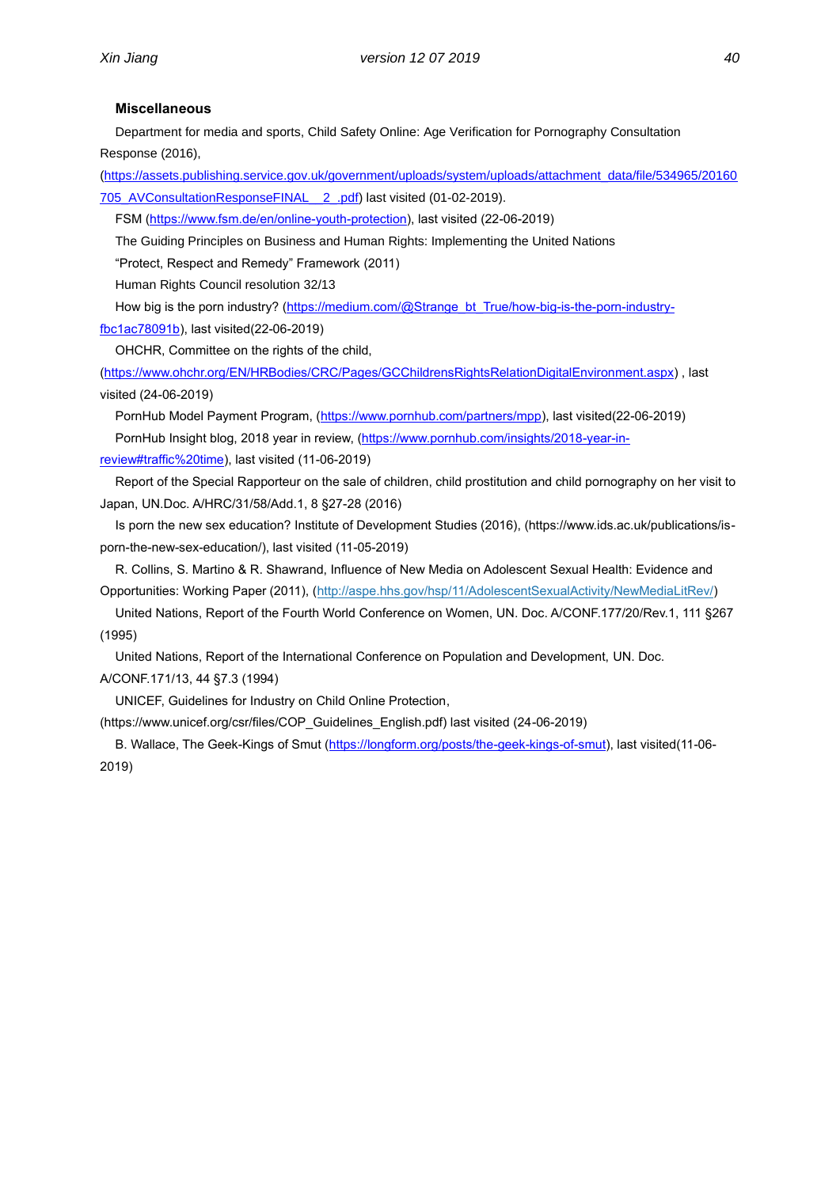### Miscellaneous

Department for media and sports, Child Safety Online: Age Verification for Pornography Consultation Response (2016), (https://assets.publishing.service.gov.uk/government/uploads/system/uploads/attachment_data/file/534965/20160705_AVConsultationResponseFINAL__2_.pdf) last visited (01-02-2019).

FSM (https://www.fsm.de/en/online-youth-protection), last visited (22-06-2019)

The Guiding Principles on Business and Human Rights: Implementing the United Nations "Protect, Respect and Remedy" Framework (2011)

Human Rights Council resolution 32/13

How big is the porn industry? (https://medium.com/@Strange_bt_True/how-big-is-the-porn-industry-fbc1ac78091b), last visited(22-06-2019)

OHCHR, Committee on the rights of the child, (https://www.ohchr.org/EN/HRBodies/CRC/Pages/GCChildrensRightsRelationDigitalEnvironment.aspx) , last visited (24-06-2019)

PornHub Model Payment Program, (https://www.pornhub.com/partners/mpp), last visited(22-06-2019)

PornHub Insight blog, 2018 year in review, (https://www.pornhub.com/insights/2018-year-in-review#traffic%20time), last visited (11-06-2019)

Report of the Special Rapporteur on the sale of children, child prostitution and child pornography on her visit to Japan, UN.Doc. A/HRC/31/58/Add.1, 8 §27-28 (2016)

Is porn the new sex education? Institute of Development Studies (2016), (https://www.ids.ac.uk/publications/is-porn-the-new-sex-education/), last visited (11-05-2019)

R. Collins, S. Martino & R. Shawrand, Influence of New Media on Adolescent Sexual Health: Evidence and Opportunities: Working Paper (2011), (http://aspe.hhs.gov/hsp/11/AdolescentSexualActivity/NewMediaLitRev/)

United Nations, Report of the Fourth World Conference on Women, UN. Doc. A/CONF.177/20/Rev.1, 111 §267 (1995)

United Nations, Report of the International Conference on Population and Development, UN. Doc. A/CONF.171/13, 44 §7.3 (1994)

UNICEF, Guidelines for Industry on Child Online Protection, (https://www.unicef.org/csr/files/COP_Guidelines_English.pdf) last visited (24-06-2019)

B. Wallace, The Geek-Kings of Smut (https://longform.org/posts/the-geek-kings-of-smut), last visited(11-06-2019)